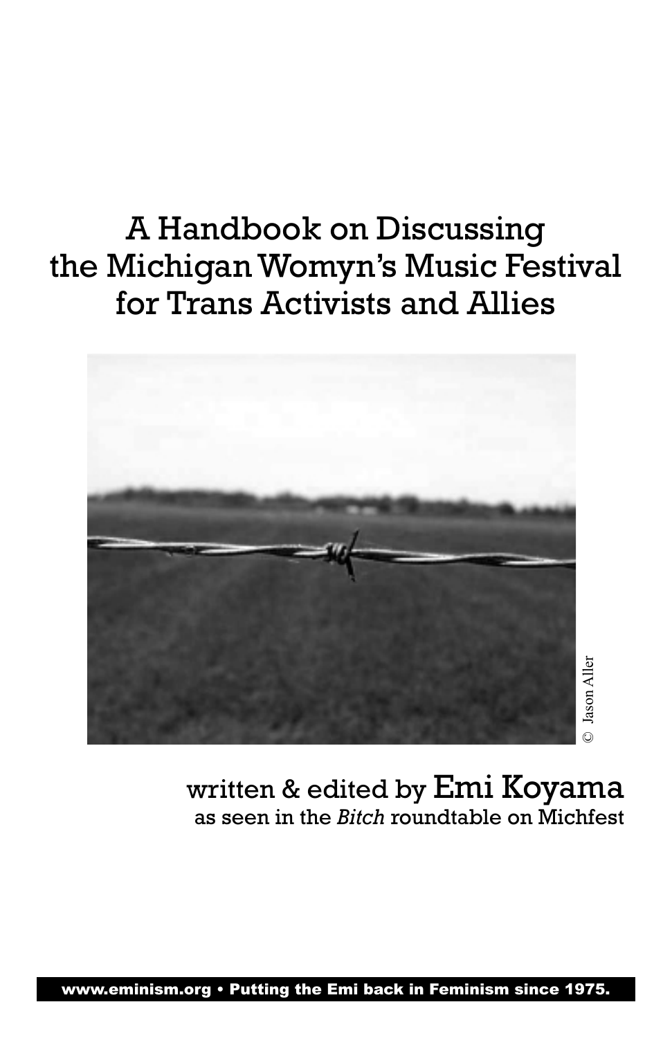# A Handbook on Discussing the Michigan Womyn's Music Festival for Trans Activists and Allies

© Jason Aller

written & edited by Emi Koyama
as seen in the *Bitch* roundtable on Michfest

**www.eminism.org • Putting the Emi back in Feminism since 1975.**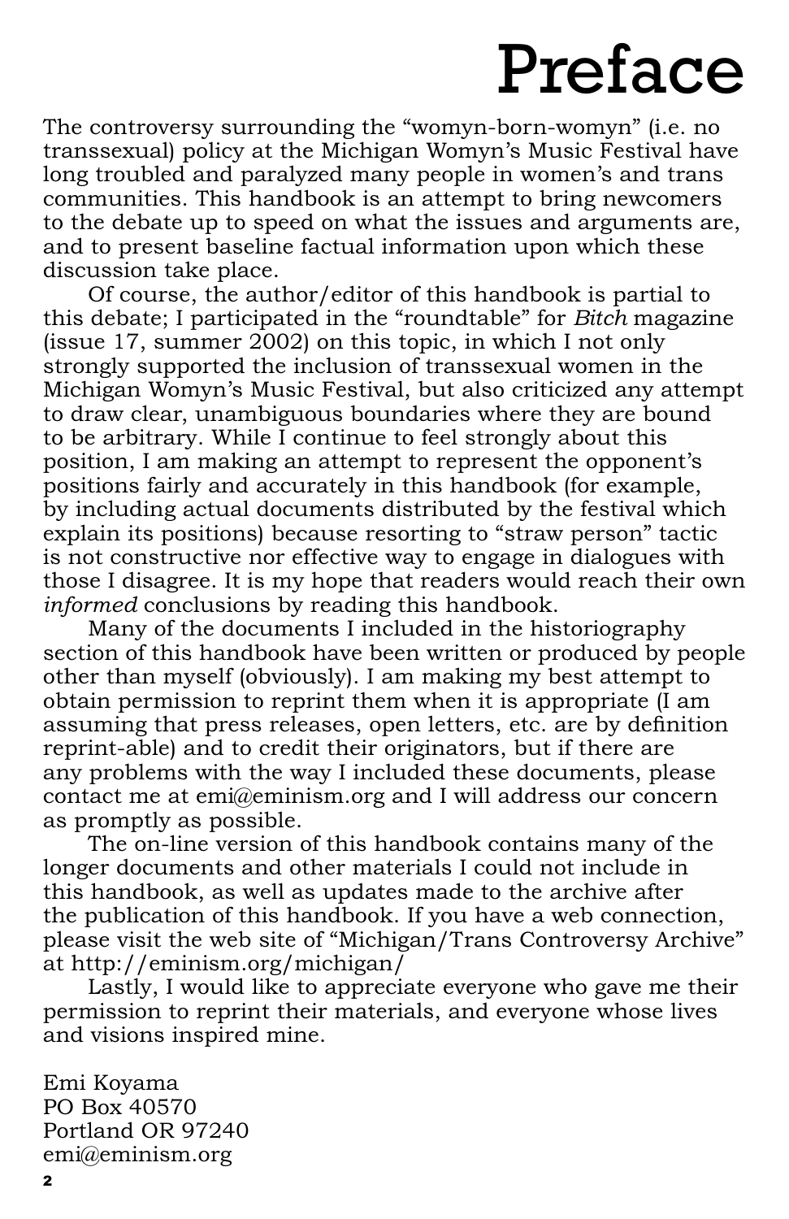# Preface

The controversy surrounding the "womyn-born-womyn" (i.e. no transsexual) policy at the Michigan Womyn's Music Festival have long troubled and paralyzed many people in women's and trans communities. This handbook is an attempt to bring newcomers to the debate up to speed on what the issues and arguments are, and to present baseline factual information upon which these discussion take place.

Of course, the author/editor of this handbook is partial to this debate; I participated in the "roundtable" for *Bitch* magazine (issue 17, summer 2002) on this topic, in which I not only strongly supported the inclusion of transsexual women in the Michigan Womyn's Music Festival, but also criticized any attempt to draw clear, unambiguous boundaries where they are bound to be arbitrary. While I continue to feel strongly about this position, I am making an attempt to represent the opponent's positions fairly and accurately in this handbook (for example, by including actual documents distributed by the festival which explain its positions) because resorting to "straw person" tactic is not constructive nor effective way to engage in dialogues with those I disagree. It is my hope that readers would reach their own *informed* conclusions by reading this handbook.

Many of the documents I included in the historiography section of this handbook have been written or produced by people other than myself (obviously). I am making my best attempt to obtain permission to reprint them when it is appropriate (I am assuming that press releases, open letters, etc. are by definition reprint-able) and to credit their originators, but if there are any problems with the way I included these documents, please contact me at emi@eminism.org and I will address our concern as promptly as possible.

The on-line version of this handbook contains many of the longer documents and other materials I could not include in this handbook, as well as updates made to the archive after the publication of this handbook. If you have a web connection, please visit the web site of "Michigan/Trans Controversy Archive" at http://eminism.org/michigan/

Lastly, I would like to appreciate everyone who gave me their permission to reprint their materials, and everyone whose lives and visions inspired mine.

Emi Koyama
PO Box 40570
Portland OR 97240
emi@eminism.org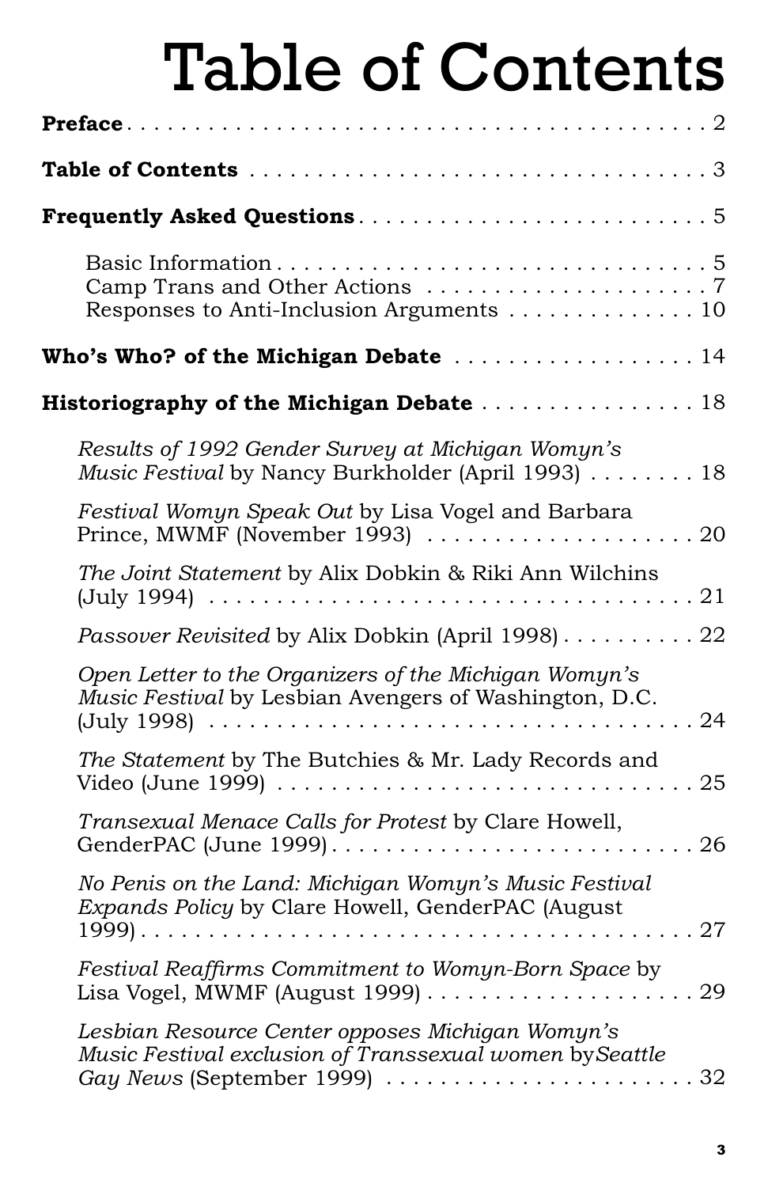# Table of Contents

**Preface** . . . . . . . . . . . . . . . . . . . . . . . . . . . . . . . . . . . . . . . . . . . . 2

**Table of Contents** . . . . . . . . . . . . . . . . . . . . . . . . . . . . . . . . . . . 3

**Frequently Asked Questions** . . . . . . . . . . . . . . . . . . . . . . . . . . . 5

- Basic Information . . . . . . . . . . . . . . . . . . . . . . . . . . . . . . . . . 5
- Camp Trans and Other Actions . . . . . . . . . . . . . . . . . . . . . . 7
- Responses to Anti-Inclusion Arguments . . . . . . . . . . . . . . 10

**Who's Who? of the Michigan Debate** . . . . . . . . . . . . . . . . . . 14

**Historiography of the Michigan Debate** . . . . . . . . . . . . . . . . 18

- *Results of 1992 Gender Survey at Michigan Womyn's Music Festival* by Nancy Burkholder (April 1993) . . . . . . . . 18
- *Festival Womyn Speak Out* by Lisa Vogel and Barbara Prince, MWMF (November 1993) . . . . . . . . . . . . . . . . . . . . 20
- *The Joint Statement* by Alix Dobkin & Riki Ann Wilchins (July 1994) . . . . . . . . . . . . . . . . . . . . . . . . . . . . . . . . . . . . . . . 21
- *Passover Revisited* by Alix Dobkin (April 1998) . . . . . . . . . . 22
- *Open Letter to the Organizers of the Michigan Womyn's Music Festival* by Lesbian Avengers of Washington, D.C. (July 1998) . . . . . . . . . . . . . . . . . . . . . . . . . . . . . . . . . . . . . . . 24
- *The Statement* by The Butchies & Mr. Lady Records and Video (June 1999) . . . . . . . . . . . . . . . . . . . . . . . . . . . . . . . 25
- *Transexual Menace Calls for Protest* by Clare Howell, GenderPAC (June 1999) . . . . . . . . . . . . . . . . . . . . . . . . . . . 26
- *No Penis on the Land: Michigan Womyn's Music Festival Expands Policy* by Clare Howell, GenderPAC (August 1999) . . . . . . . . . . . . . . . . . . . . . . . . . . . . . . . . . . . . . . . . . . 27
- *Festival Reaffirms Commitment to Womyn-Born Space* by Lisa Vogel, MWMF (August 1999) . . . . . . . . . . . . . . . . . . . . 29
- *Lesbian Resource Center opposes Michigan Womyn's Music Festival exclusion of Transsexual women* by *Seattle Gay News* (September 1999) . . . . . . . . . . . . . . . . . . . . . . 32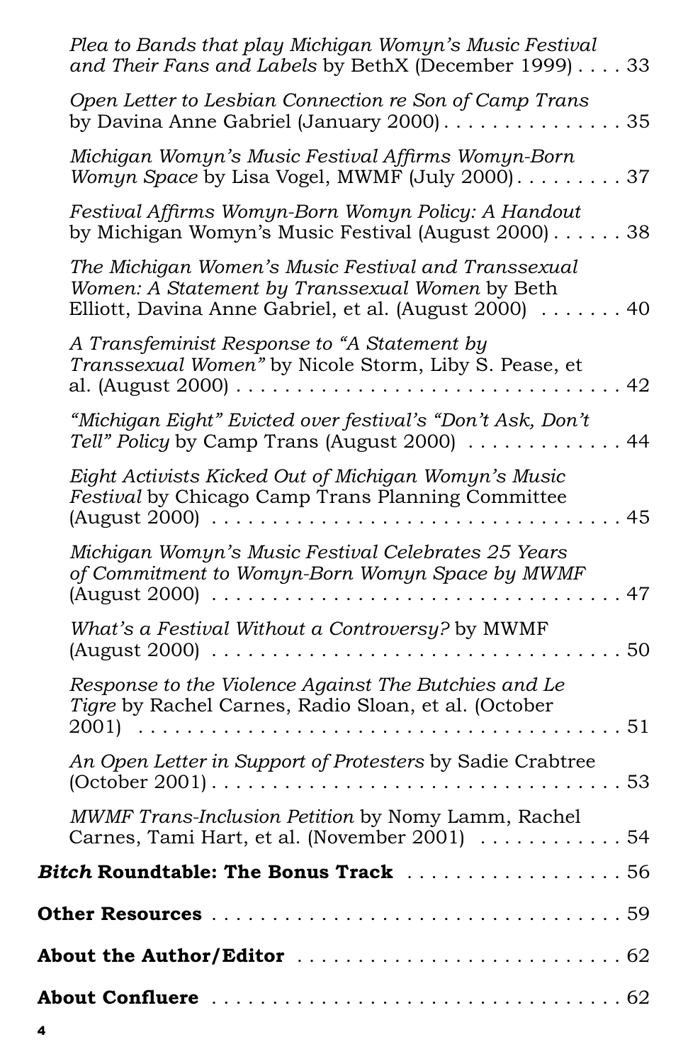*Plea to Bands that play Michigan Womyn's Music Festival and Their Fans and Labels* by BethX (December 1999) . . . . 33

*Open Letter to Lesbian Connection re Son of Camp Trans* by Davina Anne Gabriel (January 2000) . . . . . . . . . . . . . . . 35

*Michigan Womyn's Music Festival Affirms Womyn-Born Womyn Space* by Lisa Vogel, MWMF (July 2000) . . . . . . . . . 37

*Festival Affirms Womyn-Born Womyn Policy: A Handout* by Michigan Womyn's Music Festival (August 2000) . . . . . . 38

*The Michigan Women's Music Festival and Transsexual Women: A Statement by Transsexual Women* by Beth Elliott, Davina Anne Gabriel, et al. (August 2000) . . . . . . . 40

*A Transfeminist Response to "A Statement by Transsexual Women"* by Nicole Storm, Liby S. Pease, et al. (August 2000) . . . . . . . . . . . . . . . . . . . . . . . . . . . . . . . 42

*"Michigan Eight" Evicted over festival's "Don't Ask, Don't Tell" Policy* by Camp Trans (August 2000) . . . . . . . . . . . . . 44

*Eight Activists Kicked Out of Michigan Womyn's Music Festival* by Chicago Camp Trans Planning Committee (August 2000) . . . . . . . . . . . . . . . . . . . . . . . . . . . . . . . . . 45

*Michigan Womyn's Music Festival Celebrates 25 Years of Commitment to Womyn-Born Womyn Space by MWMF* (August 2000) . . . . . . . . . . . . . . . . . . . . . . . . . . . . . . . . . 47

*What's a Festival Without a Controversy?* by MWMF (August 2000) . . . . . . . . . . . . . . . . . . . . . . . . . . . . . . . . . 50

*Response to the Violence Against The Butchies and Le Tigre* by Rachel Carnes, Radio Sloan, et al. (October 2001) . . . . . . . . . . . . . . . . . . . . . . . . . . . . . . . . . . . . . . 51

*An Open Letter in Support of Protesters* by Sadie Crabtree (October 2001) . . . . . . . . . . . . . . . . . . . . . . . . . . . . . . . . . 53

*MWMF Trans-Inclusion Petition* by Nomy Lamm, Rachel Carnes, Tami Hart, et al. (November 2001) . . . . . . . . . . . . 54

***Bitch* Roundtable: The Bonus Track** . . . . . . . . . . . . . . . . . 56

**Other Resources** . . . . . . . . . . . . . . . . . . . . . . . . . . . . . . . . . . 59

**About the Author/Editor** . . . . . . . . . . . . . . . . . . . . . . . . . . 62

**About Confluere** . . . . . . . . . . . . . . . . . . . . . . . . . . . . . . . . . . 62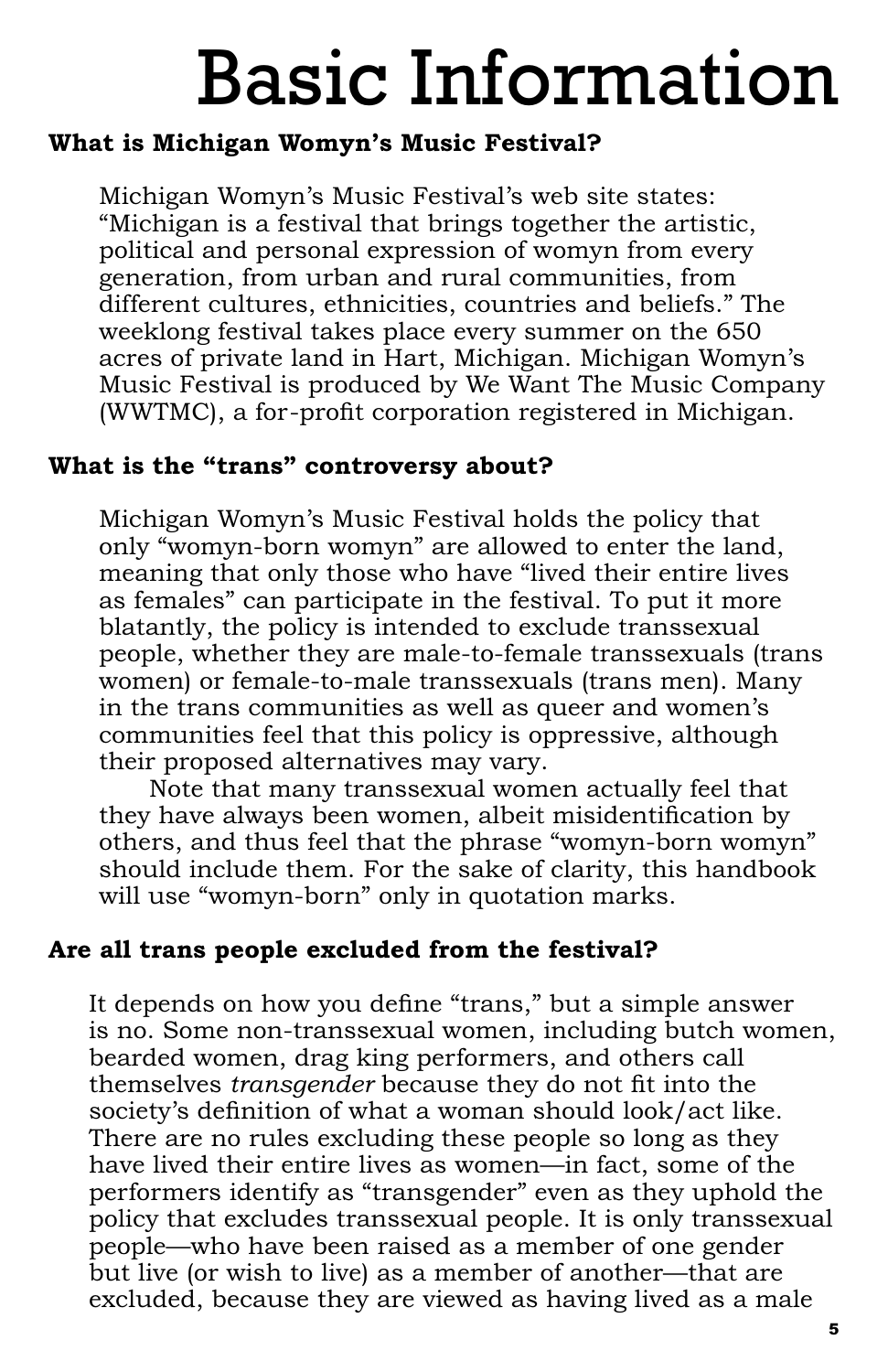# Basic Information

### What is Michigan Womyn's Music Festival?

Michigan Womyn's Music Festival's web site states: "Michigan is a festival that brings together the artistic, political and personal expression of womyn from every generation, from urban and rural communities, from different cultures, ethnicities, countries and beliefs." The weeklong festival takes place every summer on the 650 acres of private land in Hart, Michigan. Michigan Womyn's Music Festival is produced by We Want The Music Company (WWTMC), a for-profit corporation registered in Michigan.

### What is the "trans" controversy about?

Michigan Womyn's Music Festival holds the policy that only "womyn-born womyn" are allowed to enter the land, meaning that only those who have "lived their entire lives as females" can participate in the festival. To put it more blatantly, the policy is intended to exclude transsexual people, whether they are male-to-female transsexuals (trans women) or female-to-male transsexuals (trans men). Many in the trans communities as well as queer and women's communities feel that this policy is oppressive, although their proposed alternatives may vary.

Note that many transsexual women actually feel that they have always been women, albeit misidentification by others, and thus feel that the phrase "womyn-born womyn" should include them. For the sake of clarity, this handbook will use "womyn-born" only in quotation marks.

### Are all trans people excluded from the festival?

It depends on how you define "trans," but a simple answer is no. Some non-transsexual women, including butch women, bearded women, drag king performers, and others call themselves *transgender* because they do not fit into the society's definition of what a woman should look/act like. There are no rules excluding these people so long as they have lived their entire lives as women—in fact, some of the performers identify as "transgender" even as they uphold the policy that excludes transsexual people. It is only transsexual people—who have been raised as a member of one gender but live (or wish to live) as a member of another—that are excluded, because they are viewed as having lived as a male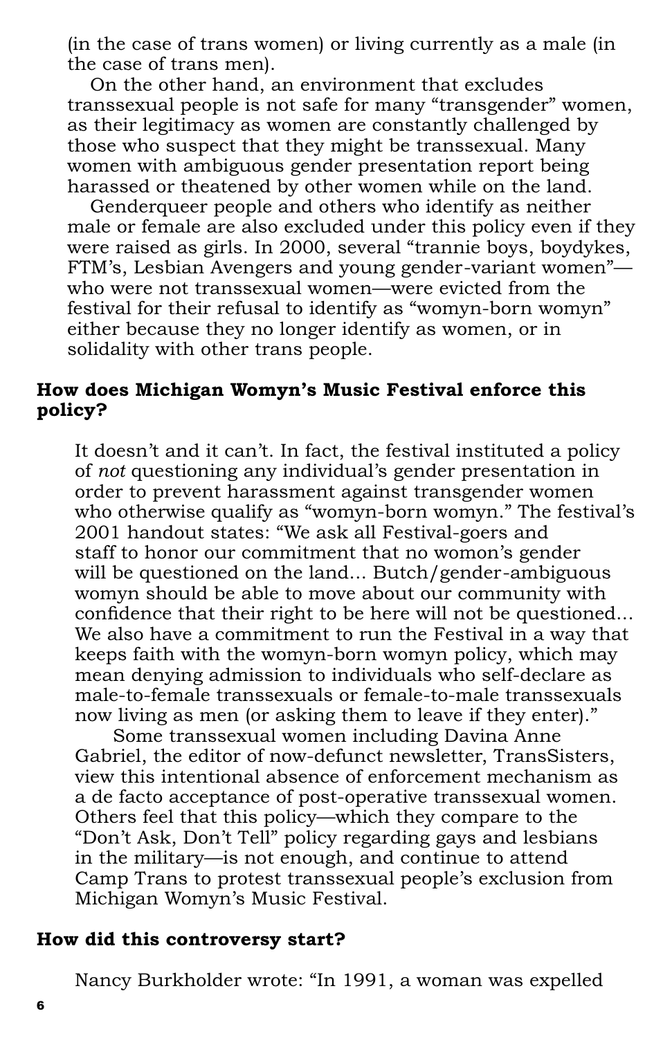(in the case of trans women) or living currently as a male (in the case of trans men).

On the other hand, an environment that excludes transsexual people is not safe for many "transgender" women, as their legitimacy as women are constantly challenged by those who suspect that they might be transsexual. Many women with ambiguous gender presentation report being harassed or theatened by other women while on the land.

Genderqueer people and others who identify as neither male or female are also excluded under this policy even if they were raised as girls. In 2000, several "trannie boys, boydykes, FTM's, Lesbian Avengers and young gender-variant women"—who were not transsexual women—were evicted from the festival for their refusal to identify as "womyn-born womyn" either because they no longer identify as women, or in solidality with other trans people.

### How does Michigan Womyn's Music Festival enforce this policy?

It doesn't and it can't. In fact, the festival instituted a policy of *not* questioning any individual's gender presentation in order to prevent harassment against transgender women who otherwise qualify as "womyn-born womyn." The festival's 2001 handout states: "We ask all Festival-goers and staff to honor our commitment that no womon's gender will be questioned on the land... Butch/gender-ambiguous womyn should be able to move about our community with confidence that their right to be here will not be questioned... We also have a commitment to run the Festival in a way that keeps faith with the womyn-born womyn policy, which may mean denying admission to individuals who self-declare as male-to-female transsexuals or female-to-male transsexuals now living as men (or asking them to leave if they enter)."

Some transsexual women including Davina Anne Gabriel, the editor of now-defunct newsletter, TransSisters, view this intentional absence of enforcement mechanism as a de facto acceptance of post-operative transsexual women. Others feel that this policy—which they compare to the "Don't Ask, Don't Tell" policy regarding gays and lesbians in the military—is not enough, and continue to attend Camp Trans to protest transsexual people's exclusion from Michigan Womyn's Music Festival.

### How did this controversy start?

Nancy Burkholder wrote: "In 1991, a woman was expelled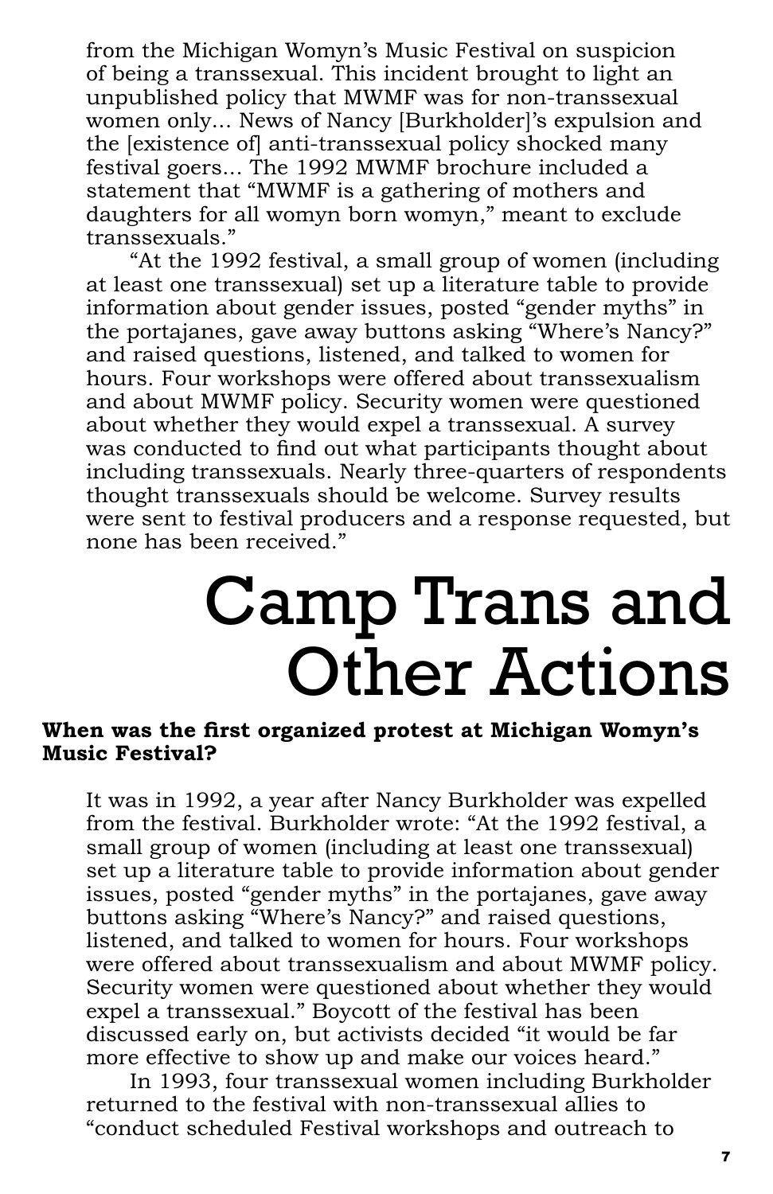from the Michigan Womyn's Music Festival on suspicion of being a transsexual. This incident brought to light an unpublished policy that MWMF was for non-transsexual women only... News of Nancy [Burkholder]'s expulsion and the [existence of] anti-transsexual policy shocked many festival goers... The 1992 MWMF brochure included a statement that "MWMF is a gathering of mothers and daughters for all womyn born womyn," meant to exclude transsexuals."

"At the 1992 festival, a small group of women (including at least one transsexual) set up a literature table to provide information about gender issues, posted "gender myths" in the portajanes, gave away buttons asking "Where's Nancy?" and raised questions, listened, and talked to women for hours. Four workshops were offered about transsexualism and about MWMF policy. Security women were questioned about whether they would expel a transsexual. A survey was conducted to find out what participants thought about including transsexuals. Nearly three-quarters of respondents thought transsexuals should be welcome. Survey results were sent to festival producers and a response requested, but none has been received."

# Camp Trans and Other Actions

**When was the first organized protest at Michigan Womyn's Music Festival?**

It was in 1992, a year after Nancy Burkholder was expelled from the festival. Burkholder wrote: "At the 1992 festival, a small group of women (including at least one transsexual) set up a literature table to provide information about gender issues, posted "gender myths" in the portajanes, gave away buttons asking "Where's Nancy?" and raised questions, listened, and talked to women for hours. Four workshops were offered about transsexualism and about MWMF policy. Security women were questioned about whether they would expel a transsexual." Boycott of the festival has been discussed early on, but activists decided "it would be far more effective to show up and make our voices heard."

In 1993, four transsexual women including Burkholder returned to the festival with non-transsexual allies to "conduct scheduled Festival workshops and outreach to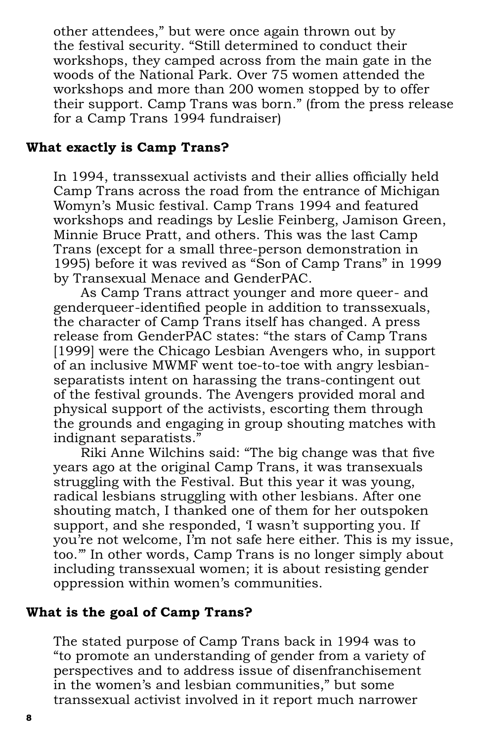other attendees," but were once again thrown out by the festival security. "Still determined to conduct their workshops, they camped across from the main gate in the woods of the National Park. Over 75 women attended the workshops and more than 200 women stopped by to offer their support. Camp Trans was born." (from the press release for a Camp Trans 1994 fundraiser)

**What exactly is Camp Trans?**

In 1994, transsexual activists and their allies officially held Camp Trans across the road from the entrance of Michigan Womyn's Music festival. Camp Trans 1994 and featured workshops and readings by Leslie Feinberg, Jamison Green, Minnie Bruce Pratt, and others. This was the last Camp Trans (except for a small three-person demonstration in 1995) before it was revived as "Son of Camp Trans" in 1999 by Transexual Menace and GenderPAC.

As Camp Trans attract younger and more queer- and genderqueer-identified people in addition to transsexuals, the character of Camp Trans itself has changed. A press release from GenderPAC states: "the stars of Camp Trans [1999] were the Chicago Lesbian Avengers who, in support of an inclusive MWMF went toe-to-toe with angry lesbian-separatists intent on harassing the trans-contingent out of the festival grounds. The Avengers provided moral and physical support of the activists, escorting them through the grounds and engaging in group shouting matches with indignant separatists."

Riki Anne Wilchins said: "The big change was that five years ago at the original Camp Trans, it was transexuals struggling with the Festival. But this year it was young, radical lesbians struggling with other lesbians. After one shouting match, I thanked one of them for her outspoken support, and she responded, 'I wasn't supporting you. If you're not welcome, I'm not safe here either. This is my issue, too.'" In other words, Camp Trans is no longer simply about including transsexual women; it is about resisting gender oppression within women's communities.

**What is the goal of Camp Trans?**

The stated purpose of Camp Trans back in 1994 was to "to promote an understanding of gender from a variety of perspectives and to address issue of disenfranchisement in the women's and lesbian communities," but some transsexual activist involved in it report much narrower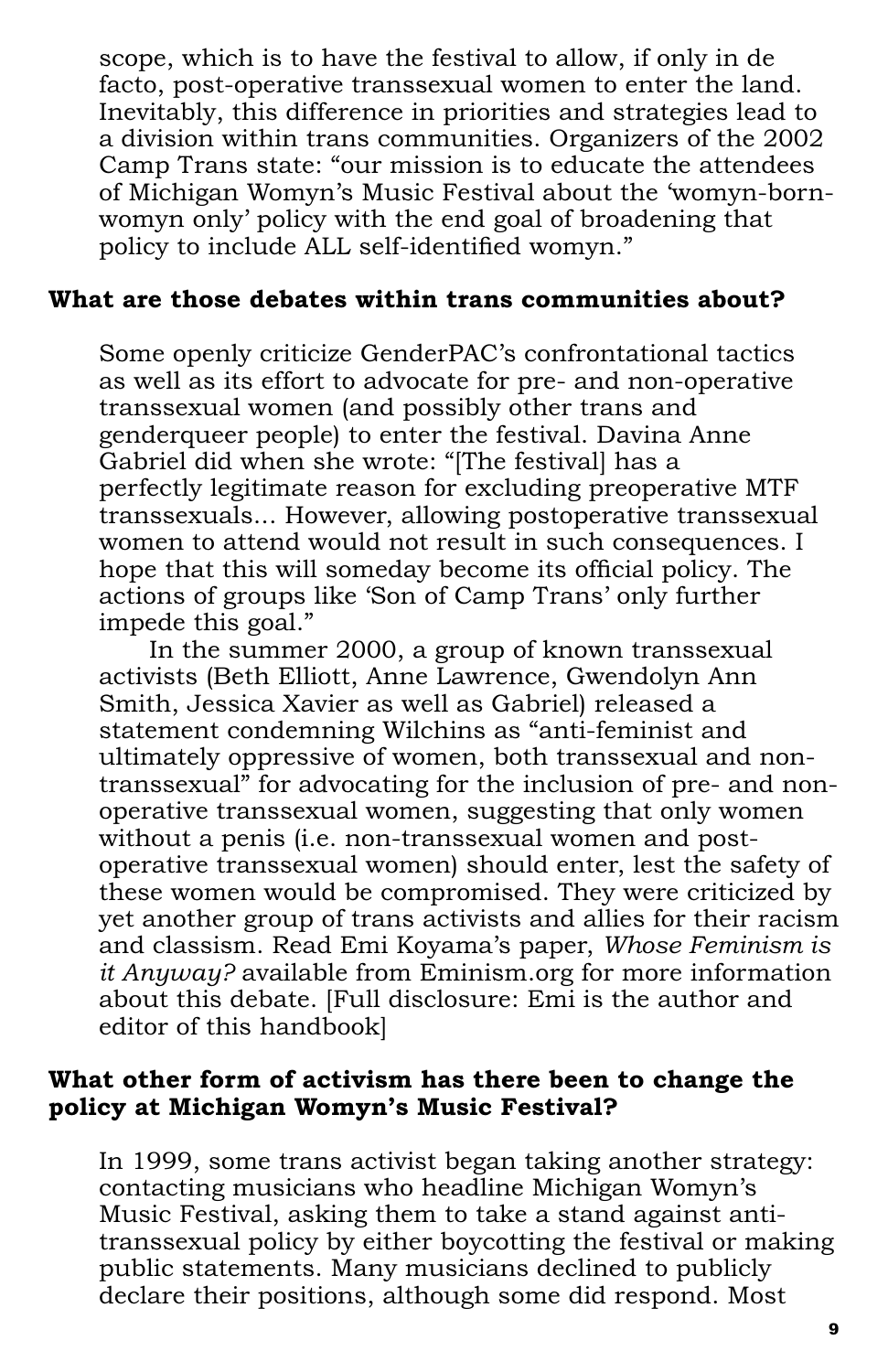scope, which is to have the festival to allow, if only in de facto, post-operative transsexual women to enter the land. Inevitably, this difference in priorities and strategies lead to a division within trans communities. Organizers of the 2002 Camp Trans state: "our mission is to educate the attendees of Michigan Womyn's Music Festival about the 'womyn-born-womyn only' policy with the end goal of broadening that policy to include ALL self-identified womyn."

**What are those debates within trans communities about?**

Some openly criticize GenderPAC's confrontational tactics as well as its effort to advocate for pre- and non-operative transsexual women (and possibly other trans and genderqueer people) to enter the festival. Davina Anne Gabriel did when she wrote: "[The festival] has a perfectly legitimate reason for excluding preoperative MTF transsexuals... However, allowing postoperative transsexual women to attend would not result in such consequences. I hope that this will someday become its official policy. The actions of groups like 'Son of Camp Trans' only further impede this goal."

In the summer 2000, a group of known transsexual activists (Beth Elliott, Anne Lawrence, Gwendolyn Ann Smith, Jessica Xavier as well as Gabriel) released a statement condemning Wilchins as "anti-feminist and ultimately oppressive of women, both transsexual and non-transsexual" for advocating for the inclusion of pre- and non-operative transsexual women, suggesting that only women without a penis (i.e. non-transsexual women and post-operative transsexual women) should enter, lest the safety of these women would be compromised. They were criticized by yet another group of trans activists and allies for their racism and classism. Read Emi Koyama's paper, *Whose Feminism is it Anyway?* available from Eminism.org for more information about this debate. [Full disclosure: Emi is the author and editor of this handbook]

**What other form of activism has there been to change the policy at Michigan Womyn's Music Festival?**

In 1999, some trans activist began taking another strategy: contacting musicians who headline Michigan Womyn's Music Festival, asking them to take a stand against anti-transsexual policy by either boycotting the festival or making public statements. Many musicians declined to publicly declare their positions, although some did respond. Most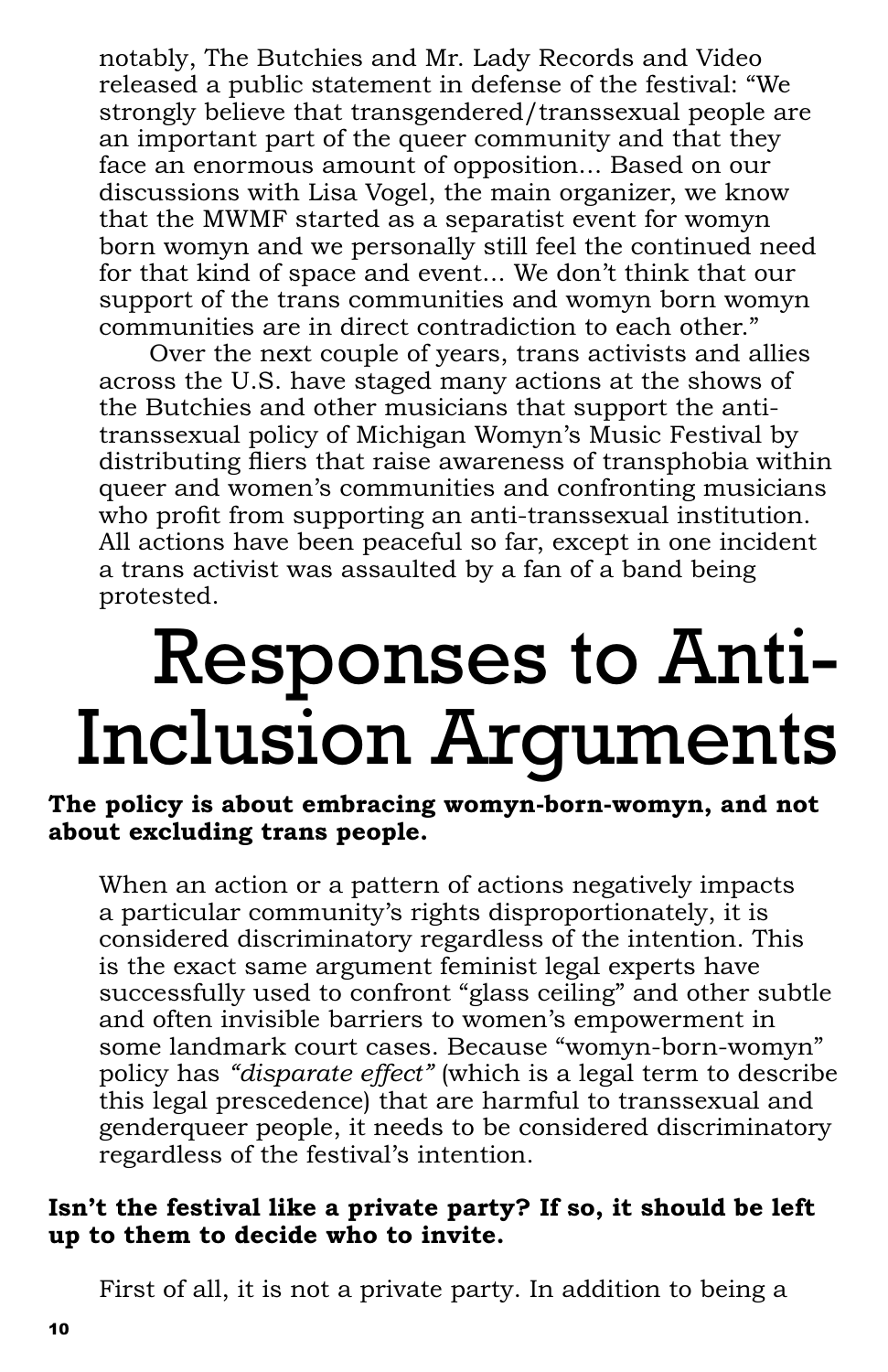notably, The Butchies and Mr. Lady Records and Video released a public statement in defense of the festival: "We strongly believe that transgendered/transsexual people are an important part of the queer community and that they face an enormous amount of opposition... Based on our discussions with Lisa Vogel, the main organizer, we know that the MWMF started as a separatist event for womyn born womyn and we personally still feel the continued need for that kind of space and event... We don't think that our support of the trans communities and womyn born womyn communities are in direct contradiction to each other."

Over the next couple of years, trans activists and allies across the U.S. have staged many actions at the shows of the Butchies and other musicians that support the anti-transsexual policy of Michigan Womyn's Music Festival by distributing fliers that raise awareness of transphobia within queer and women's communities and confronting musicians who profit from supporting an anti-transsexual institution. All actions have been peaceful so far, except in one incident a trans activist was assaulted by a fan of a band being protested.

# Responses to Anti-Inclusion Arguments

**The policy is about embracing womyn-born-womyn, and not about excluding trans people.**

When an action or a pattern of actions negatively impacts a particular community's rights disproportionately, it is considered discriminatory regardless of the intention. This is the exact same argument feminist legal experts have successfully used to confront "glass ceiling" and other subtle and often invisible barriers to women's empowerment in some landmark court cases. Because "womyn-born-womyn" policy has *"disparate effect"* (which is a legal term to describe this legal prescedence) that are harmful to transsexual and genderqueer people, it needs to be considered discriminatory regardless of the festival's intention.

**Isn't the festival like a private party? If so, it should be left up to them to decide who to invite.**

First of all, it is not a private party. In addition to being a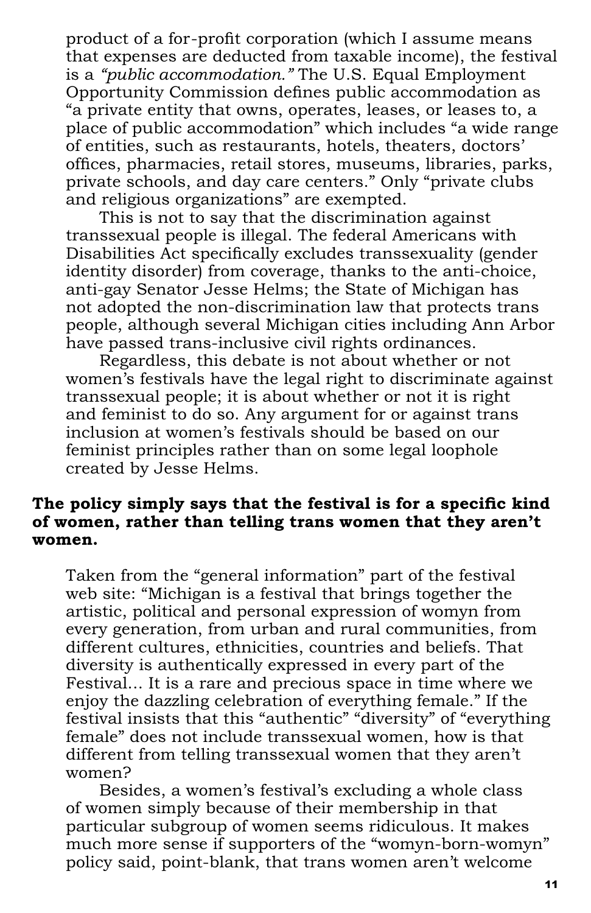product of a for-profit corporation (which I assume means that expenses are deducted from taxable income), the festival is a *"public accommodation."* The U.S. Equal Employment Opportunity Commission defines public accommodation as "a private entity that owns, operates, leases, or leases to, a place of public accommodation" which includes "a wide range of entities, such as restaurants, hotels, theaters, doctors' offices, pharmacies, retail stores, museums, libraries, parks, private schools, and day care centers." Only "private clubs and religious organizations" are exempted.

This is not to say that the discrimination against transsexual people is illegal. The federal Americans with Disabilities Act specifically excludes transsexuality (gender identity disorder) from coverage, thanks to the anti-choice, anti-gay Senator Jesse Helms; the State of Michigan has not adopted the non-discrimination law that protects trans people, although several Michigan cities including Ann Arbor have passed trans-inclusive civil rights ordinances.

Regardless, this debate is not about whether or not women's festivals have the legal right to discriminate against transsexual people; it is about whether or not it is right and feminist to do so. Any argument for or against trans inclusion at women's festivals should be based on our feminist principles rather than on some legal loophole created by Jesse Helms.

**The policy simply says that the festival is for a specific kind of women, rather than telling trans women that they aren't women.**

Taken from the "general information" part of the festival web site: "Michigan is a festival that brings together the artistic, political and personal expression of womyn from every generation, from urban and rural communities, from different cultures, ethnicities, countries and beliefs. That diversity is authentically expressed in every part of the Festival... It is a rare and precious space in time where we enjoy the dazzling celebration of everything female." If the festival insists that this "authentic" "diversity" of "everything female" does not include transsexual women, how is that different from telling transsexual women that they aren't women?

Besides, a women's festival's excluding a whole class of women simply because of their membership in that particular subgroup of women seems ridiculous. It makes much more sense if supporters of the "womyn-born-womyn" policy said, point-blank, that trans women aren't welcome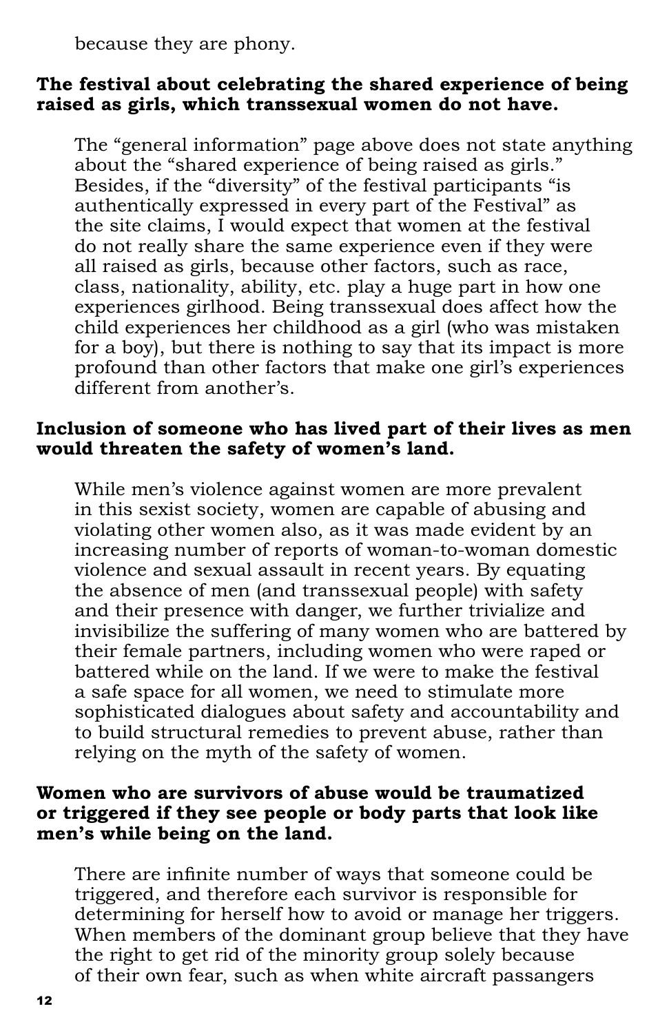because they are phony.

**The festival about celebrating the shared experience of being raised as girls, which transsexual women do not have.**

The "general information" page above does not state anything about the "shared experience of being raised as girls." Besides, if the "diversity" of the festival participants "is authentically expressed in every part of the Festival" as the site claims, I would expect that women at the festival do not really share the same experience even if they were all raised as girls, because other factors, such as race, class, nationality, ability, etc. play a huge part in how one experiences girlhood. Being transsexual does affect how the child experiences her childhood as a girl (who was mistaken for a boy), but there is nothing to say that its impact is more profound than other factors that make one girl's experiences different from another's.

**Inclusion of someone who has lived part of their lives as men would threaten the safety of women's land.**

While men's violence against women are more prevalent in this sexist society, women are capable of abusing and violating other women also, as it was made evident by an increasing number of reports of woman-to-woman domestic violence and sexual assault in recent years. By equating the absence of men (and transsexual people) with safety and their presence with danger, we further trivialize and invisibilize the suffering of many women who are battered by their female partners, including women who were raped or battered while on the land. If we were to make the festival a safe space for all women, we need to stimulate more sophisticated dialogues about safety and accountability and to build structural remedies to prevent abuse, rather than relying on the myth of the safety of women.

**Women who are survivors of abuse would be traumatized or triggered if they see people or body parts that look like men's while being on the land.**

There are infinite number of ways that someone could be triggered, and therefore each survivor is responsible for determining for herself how to avoid or manage her triggers. When members of the dominant group believe that they have the right to get rid of the minority group solely because of their own fear, such as when white aircraft passangers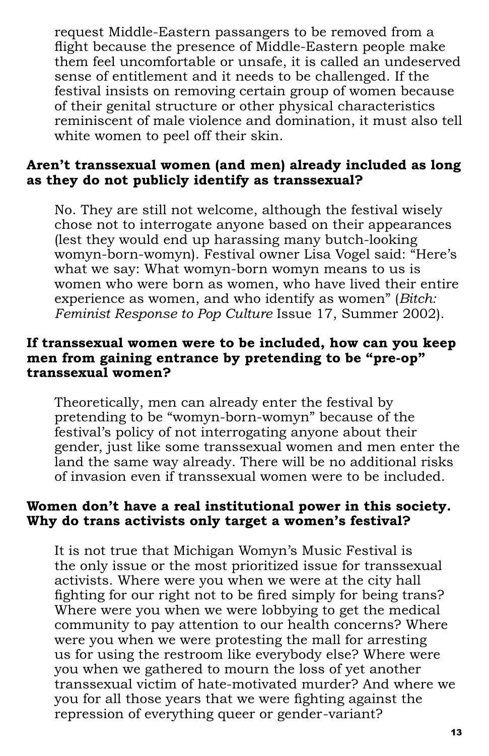request Middle-Eastern passangers to be removed from a flight because the presence of Middle-Eastern people make them feel uncomfortable or unsafe, it is called an undeserved sense of entitlement and it needs to be challenged. If the festival insists on removing certain group of women because of their genital structure or other physical characteristics reminiscent of male violence and domination, it must also tell white women to peel off their skin.

**Aren't transsexual women (and men) already included as long as they do not publicly identify as transsexual?**

No. They are still not welcome, although the festival wisely chose not to interrogate anyone based on their appearances (lest they would end up harassing many butch-looking womyn-born-womyn). Festival owner Lisa Vogel said: "Here's what we say: What womyn-born womyn means to us is women who were born as women, who have lived their entire experience as women, and who identify as women" (*Bitch: Feminist Response to Pop Culture* Issue 17, Summer 2002).

**If transsexual women were to be included, how can you keep men from gaining entrance by pretending to be "pre-op" transsexual women?**

Theoretically, men can already enter the festival by pretending to be "womyn-born-womyn" because of the festival's policy of not interrogating anyone about their gender, just like some transsexual women and men enter the land the same way already. There will be no additional risks of invasion even if transsexual women were to be included.

**Women don't have a real institutional power in this society. Why do trans activists only target a women's festival?**

It is not true that Michigan Womyn's Music Festival is the only issue or the most prioritized issue for transsexual activists. Where were you when we were at the city hall fighting for our right not to be fired simply for being trans? Where were you when we were lobbying to get the medical community to pay attention to our health concerns? Where were you when we were protesting the mall for arresting us for using the restroom like everybody else? Where were you when we gathered to mourn the loss of yet another transsexual victim of hate-motivated murder? And where we you for all those years that we were fighting against the repression of everything queer or gender-variant?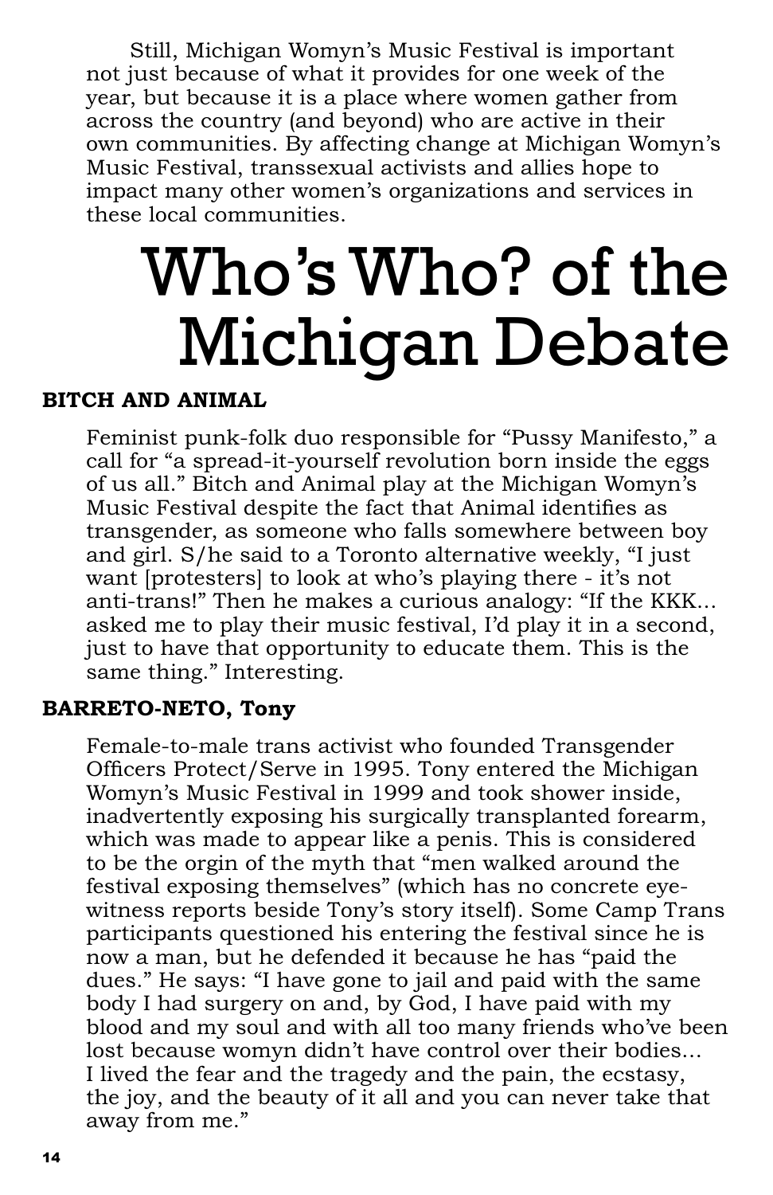Still, Michigan Womyn's Music Festival is important not just because of what it provides for one week of the year, but because it is a place where women gather from across the country (and beyond) who are active in their own communities. By affecting change at Michigan Womyn's Music Festival, transsexual activists and allies hope to impact many other women's organizations and services in these local communities.

# Who's Who? of the Michigan Debate

**BITCH AND ANIMAL**

Feminist punk-folk duo responsible for "Pussy Manifesto," a call for "a spread-it-yourself revolution born inside the eggs of us all." Bitch and Animal play at the Michigan Womyn's Music Festival despite the fact that Animal identifies as transgender, as someone who falls somewhere between boy and girl. S/he said to a Toronto alternative weekly, "I just want [protesters] to look at who's playing there - it's not anti-trans!" Then he makes a curious analogy: "If the KKK... asked me to play their music festival, I'd play it in a second, just to have that opportunity to educate them. This is the same thing." Interesting.

**BARRETO-NETO, Tony**

Female-to-male trans activist who founded Transgender Officers Protect/Serve in 1995. Tony entered the Michigan Womyn's Music Festival in 1999 and took shower inside, inadvertently exposing his surgically transplanted forearm, which was made to appear like a penis. This is considered to be the orgin of the myth that "men walked around the festival exposing themselves" (which has no concrete eye-witness reports beside Tony's story itself). Some Camp Trans participants questioned his entering the festival since he is now a man, but he defended it because he has "paid the dues." He says: "I have gone to jail and paid with the same body I had surgery on and, by God, I have paid with my blood and my soul and with all too many friends who've been lost because womyn didn't have control over their bodies... I lived the fear and the tragedy and the pain, the ecstasy, the joy, and the beauty of it all and you can never take that away from me."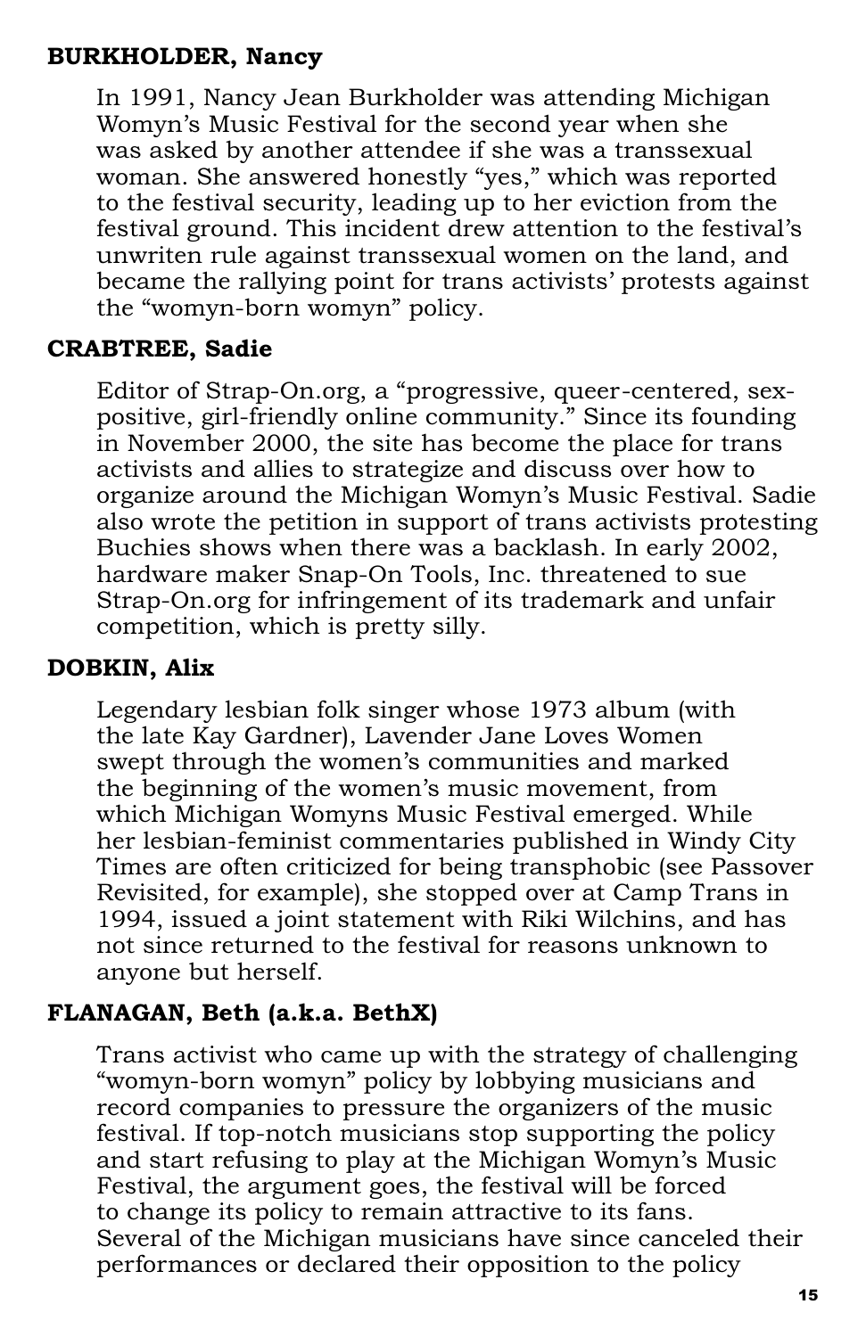**BURKHOLDER, Nancy**

In 1991, Nancy Jean Burkholder was attending Michigan Womyn's Music Festival for the second year when she was asked by another attendee if she was a transsexual woman. She answered honestly "yes," which was reported to the festival security, leading up to her eviction from the festival ground. This incident drew attention to the festival's unwriten rule against transsexual women on the land, and became the rallying point for trans activists' protests against the "womyn-born womyn" policy.

**CRABTREE, Sadie**

Editor of Strap-On.org, a "progressive, queer-centered, sex-positive, girl-friendly online community." Since its founding in November 2000, the site has become the place for trans activists and allies to strategize and discuss over how to organize around the Michigan Womyn's Music Festival. Sadie also wrote the petition in support of trans activists protesting Buchies shows when there was a backlash. In early 2002, hardware maker Snap-On Tools, Inc. threatened to sue Strap-On.org for infringement of its trademark and unfair competition, which is pretty silly.

**DOBKIN, Alix**

Legendary lesbian folk singer whose 1973 album (with the late Kay Gardner), Lavender Jane Loves Women swept through the women's communities and marked the beginning of the women's music movement, from which Michigan Womyns Music Festival emerged. While her lesbian-feminist commentaries published in Windy City Times are often criticized for being transphobic (see Passover Revisited, for example), she stopped over at Camp Trans in 1994, issued a joint statement with Riki Wilchins, and has not since returned to the festival for reasons unknown to anyone but herself.

**FLANAGAN, Beth (a.k.a. BethX)**

Trans activist who came up with the strategy of challenging "womyn-born womyn" policy by lobbying musicians and record companies to pressure the organizers of the music festival. If top-notch musicians stop supporting the policy and start refusing to play at the Michigan Womyn's Music Festival, the argument goes, the festival will be forced to change its policy to remain attractive to its fans. Several of the Michigan musicians have since canceled their performances or declared their opposition to the policy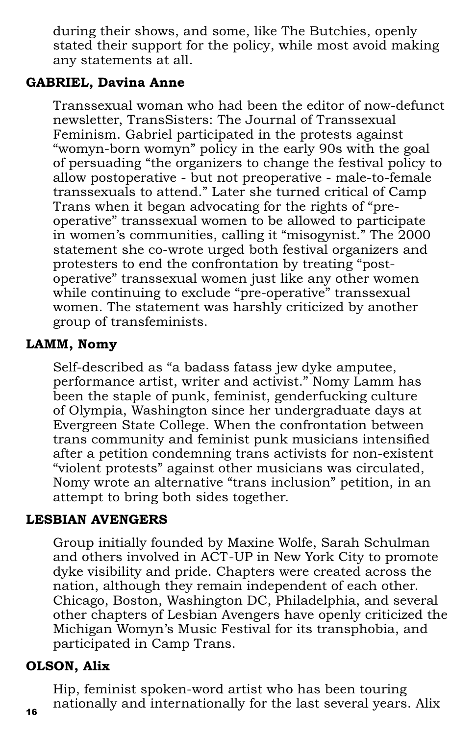during their shows, and some, like The Butchies, openly stated their support for the policy, while most avoid making any statements at all.

**GABRIEL, Davina Anne**

Transsexual woman who had been the editor of now-defunct newsletter, TransSisters: The Journal of Transsexual Feminism. Gabriel participated in the protests against "womyn-born womyn" policy in the early 90s with the goal of persuading "the organizers to change the festival policy to allow postoperative - but not preoperative - male-to-female transsexuals to attend." Later she turned critical of Camp Trans when it began advocating for the rights of "pre-operative" transsexual women to be allowed to participate in women's communities, calling it "misogynist." The 2000 statement she co-wrote urged both festival organizers and protesters to end the confrontation by treating "post-operative" transsexual women just like any other women while continuing to exclude "pre-operative" transsexual women. The statement was harshly criticized by another group of transfeminists.

**LAMM, Nomy**

Self-described as "a badass fatass jew dyke amputee, performance artist, writer and activist." Nomy Lamm has been the staple of punk, feminist, genderfucking culture of Olympia, Washington since her undergraduate days at Evergreen State College. When the confrontation between trans community and feminist punk musicians intensified after a petition condemning trans activists for non-existent "violent protests" against other musicians was circulated, Nomy wrote an alternative "trans inclusion" petition, in an attempt to bring both sides together.

**LESBIAN AVENGERS**

Group initially founded by Maxine Wolfe, Sarah Schulman and others involved in ACT-UP in New York City to promote dyke visibility and pride. Chapters were created across the nation, although they remain independent of each other. Chicago, Boston, Washington DC, Philadelphia, and several other chapters of Lesbian Avengers have openly criticized the Michigan Womyn's Music Festival for its transphobia, and participated in Camp Trans.

**OLSON, Alix**

Hip, feminist spoken-word artist who has been touring nationally and internationally for the last several years. Alix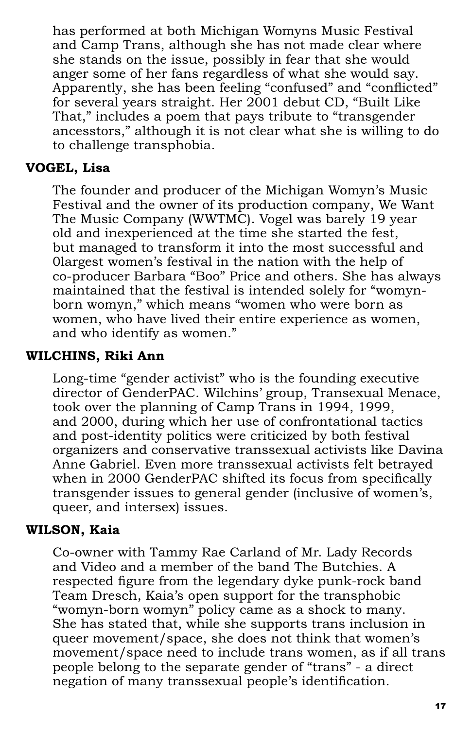has performed at both Michigan Womyns Music Festival and Camp Trans, although she has not made clear where she stands on the issue, possibly in fear that she would anger some of her fans regardless of what she would say. Apparently, she has been feeling "confused" and "conflicted" for several years straight. Her 2001 debut CD, "Built Like That," includes a poem that pays tribute to "transgender ancesstors," although it is not clear what she is willing to do to challenge transphobia.

**VOGEL, Lisa**

The founder and producer of the Michigan Womyn's Music Festival and the owner of its production company, We Want The Music Company (WWTMC). Vogel was barely 19 year old and inexperienced at the time she started the fest, but managed to transform it into the most successful and 0largest women's festival in the nation with the help of co-producer Barbara "Boo" Price and others. She has always maintained that the festival is intended solely for "womyn-born womyn," which means "women who were born as women, who have lived their entire experience as women, and who identify as women."

**WILCHINS, Riki Ann**

Long-time "gender activist" who is the founding executive director of GenderPAC. Wilchins' group, Transexual Menace, took over the planning of Camp Trans in 1994, 1999, and 2000, during which her use of confrontational tactics and post-identity politics were criticized by both festival organizers and conservative transsexual activists like Davina Anne Gabriel. Even more transsexual activists felt betrayed when in 2000 GenderPAC shifted its focus from specifically transgender issues to general gender (inclusive of women's, queer, and intersex) issues.

**WILSON, Kaia**

Co-owner with Tammy Rae Carland of Mr. Lady Records and Video and a member of the band The Butchies. A respected figure from the legendary dyke punk-rock band Team Dresch, Kaia's open support for the transphobic "womyn-born womyn" policy came as a shock to many. She has stated that, while she supports trans inclusion in queer movement/space, she does not think that women's movement/space need to include trans women, as if all trans people belong to the separate gender of "trans" - a direct negation of many transsexual people's identification.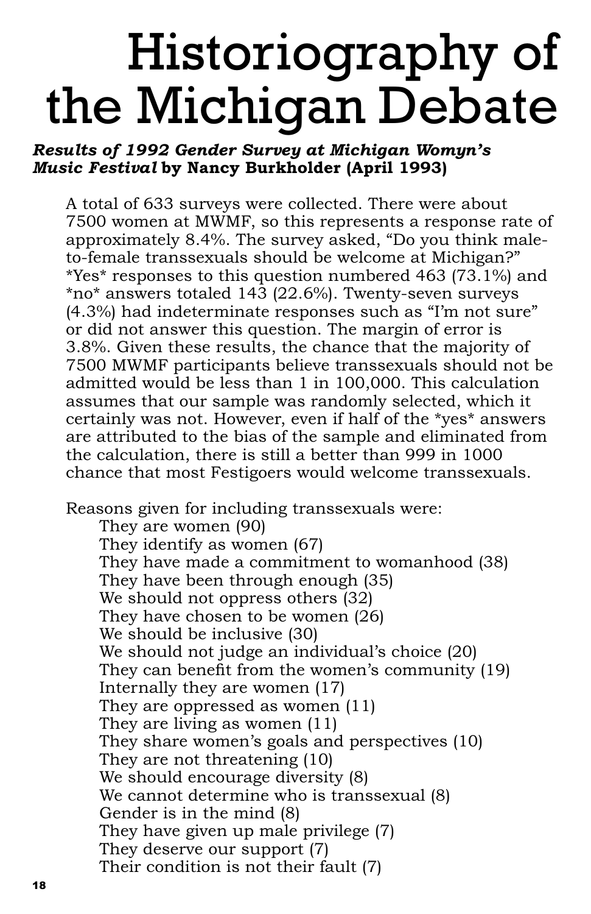# Historiography of the Michigan Debate

***Results of 1992 Gender Survey at Michigan Womyn's Music Festival* by Nancy Burkholder (April 1993)**

A total of 633 surveys were collected. There were about 7500 women at MWMF, so this represents a response rate of approximately 8.4%. The survey asked, "Do you think male-to-female transsexuals should be welcome at Michigan?" *Yes* responses to this question numbered 463 (73.1%) and *no* answers totaled 143 (22.6%). Twenty-seven surveys (4.3%) had indeterminate responses such as "I'm not sure" or did not answer this question. The margin of error is 3.8%. Given these results, the chance that the majority of 7500 MWMF participants believe transsexuals should not be admitted would be less than 1 in 100,000. This calculation assumes that our sample was randomly selected, which it certainly was not. However, even if half of the *yes* answers are attributed to the bias of the sample and eliminated from the calculation, there is still a better than 999 in 1000 chance that most Festigoers would welcome transsexuals.

Reasons given for including transsexuals were:

- They are women (90)
- They identify as women (67)
- They have made a commitment to womanhood (38)
- They have been through enough (35)
- We should not oppress others (32)
- They have chosen to be women (26)
- We should be inclusive (30)
- We should not judge an individual's choice (20)
- They can benefit from the women's community (19)
- Internally they are women (17)
- They are oppressed as women (11)
- They are living as women (11)
- They share women's goals and perspectives (10)
- They are not threatening (10)
- We should encourage diversity (8)
- We cannot determine who is transsexual (8)
- Gender is in the mind (8)
- They have given up male privilege (7)
- They deserve our support (7)
- Their condition is not their fault (7)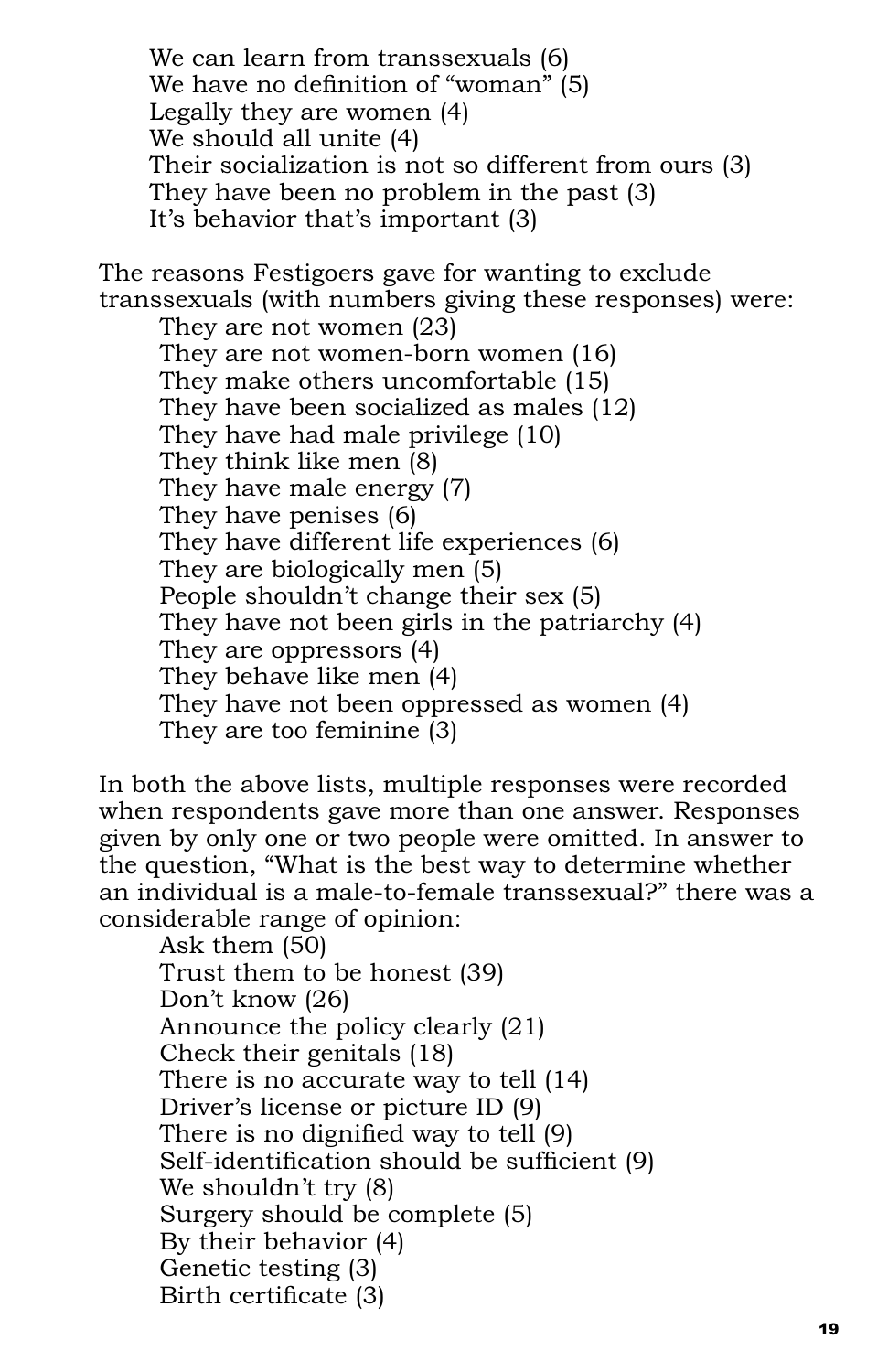- We can learn from transsexuals (6)
- We have no definition of "woman" (5)
- Legally they are women (4)
- We should all unite (4)
- Their socialization is not so different from ours (3)
- They have been no problem in the past (3)
- It's behavior that's important (3)

The reasons Festigoers gave for wanting to exclude transsexuals (with numbers giving these responses) were:

- They are not women (23)
- They are not women-born women (16)
- They make others uncomfortable (15)
- They have been socialized as males (12)
- They have had male privilege (10)
- They think like men (8)
- They have male energy (7)
- They have penises (6)
- They have different life experiences (6)
- They are biologically men (5)
- People shouldn't change their sex (5)
- They have not been girls in the patriarchy (4)
- They are oppressors (4)
- They behave like men (4)
- They have not been oppressed as women (4)
- They are too feminine (3)

In both the above lists, multiple responses were recorded when respondents gave more than one answer. Responses given by only one or two people were omitted. In answer to the question, "What is the best way to determine whether an individual is a male-to-female transsexual?" there was a considerable range of opinion:

- Ask them (50)
- Trust them to be honest (39)
- Don't know (26)
- Announce the policy clearly (21)
- Check their genitals (18)
- There is no accurate way to tell (14)
- Driver's license or picture ID (9)
- There is no dignified way to tell (9)
- Self-identification should be sufficient (9)
- We shouldn't try (8)
- Surgery should be complete (5)
- By their behavior (4)
- Genetic testing (3)
- Birth certificate (3)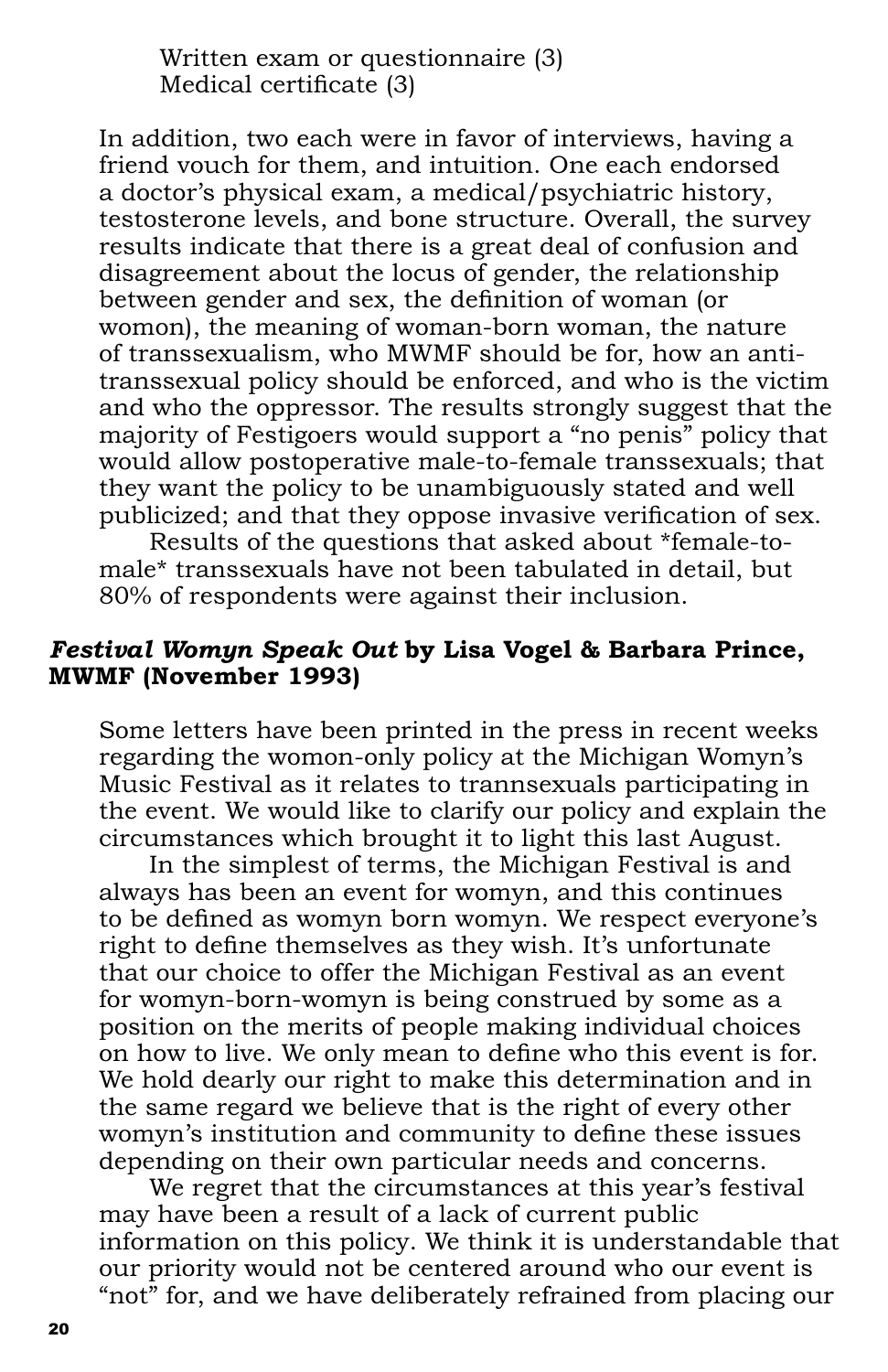Written exam or questionnaire (3)
Medical certificate (3)

In addition, two each were in favor of interviews, having a friend vouch for them, and intuition. One each endorsed a doctor's physical exam, a medical/psychiatric history, testosterone levels, and bone structure. Overall, the survey results indicate that there is a great deal of confusion and disagreement about the locus of gender, the relationship between gender and sex, the definition of woman (or womon), the meaning of woman-born woman, the nature of transsexualism, who MWMF should be for, how an anti-transsexual policy should be enforced, and who is the victim and who the oppressor. The results strongly suggest that the majority of Festigoers would support a "no penis" policy that would allow postoperative male-to-female transsexuals; that they want the policy to be unambiguously stated and well publicized; and that they oppose invasive verification of sex.

Results of the questions that asked about *female-to-male* transsexuals have not been tabulated in detail, but 80% of respondents were against their inclusion.

### *Festival Womyn Speak Out* by Lisa Vogel & Barbara Prince, MWMF (November 1993)

Some letters have been printed in the press in recent weeks regarding the womon-only policy at the Michigan Womyn's Music Festival as it relates to trannsexuals participating in the event. We would like to clarify our policy and explain the circumstances which brought it to light this last August.

In the simplest of terms, the Michigan Festival is and always has been an event for womyn, and this continues to be defined as womyn born womyn. We respect everyone's right to define themselves as they wish. It's unfortunate that our choice to offer the Michigan Festival as an event for womyn-born-womyn is being construed by some as a position on the merits of people making individual choices on how to live. We only mean to define who this event is for. We hold dearly our right to make this determination and in the same regard we believe that is the right of every other womyn's institution and community to define these issues depending on their own particular needs and concerns.

We regret that the circumstances at this year's festival may have been a result of a lack of current public information on this policy. We think it is understandable that our priority would not be centered around who our event is "not" for, and we have deliberately refrained from placing our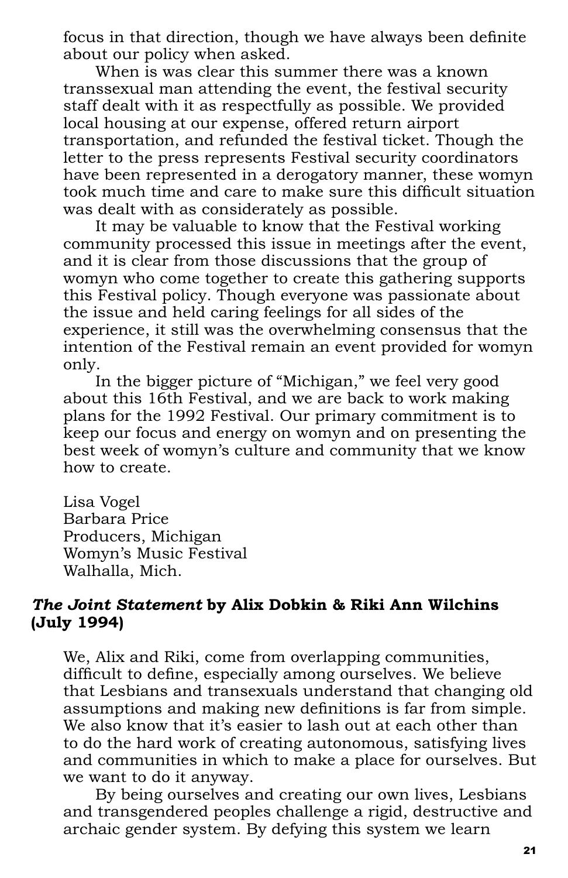focus in that direction, though we have always been definite about our policy when asked.

When is was clear this summer there was a known transsexual man attending the event, the festival security staff dealt with it as respectfully as possible. We provided local housing at our expense, offered return airport transportation, and refunded the festival ticket. Though the letter to the press represents Festival security coordinators have been represented in a derogatory manner, these womyn took much time and care to make sure this difficult situation was dealt with as considerately as possible.

It may be valuable to know that the Festival working community processed this issue in meetings after the event, and it is clear from those discussions that the group of womyn who come together to create this gathering supports this Festival policy. Though everyone was passionate about the issue and held caring feelings for all sides of the experience, it still was the overwhelming consensus that the intention of the Festival remain an event provided for womyn only.

In the bigger picture of "Michigan," we feel very good about this 16th Festival, and we are back to work making plans for the 1992 Festival. Our primary commitment is to keep our focus and energy on womyn and on presenting the best week of womyn's culture and community that we know how to create.

Lisa Vogel
Barbara Price
Producers, Michigan
Womyn's Music Festival
Walhalla, Mich.

### *The Joint Statement* by Alix Dobkin & Riki Ann Wilchins (July 1994)

We, Alix and Riki, come from overlapping communities, difficult to define, especially among ourselves. We believe that Lesbians and transexuals understand that changing old assumptions and making new definitions is far from simple. We also know that it's easier to lash out at each other than to do the hard work of creating autonomous, satisfying lives and communities in which to make a place for ourselves. But we want to do it anyway.

By being ourselves and creating our own lives, Lesbians and transgendered peoples challenge a rigid, destructive and archaic gender system. By defying this system we learn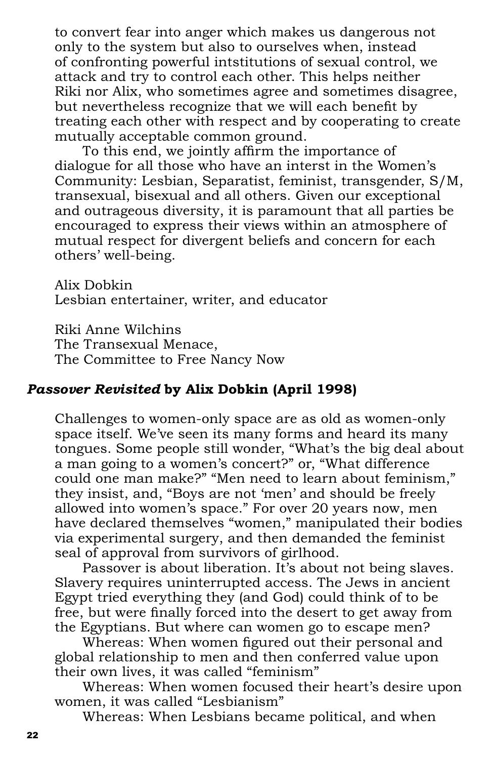to convert fear into anger which makes us dangerous not only to the system but also to ourselves when, instead of confronting powerful intstitutions of sexual control, we attack and try to control each other. This helps neither Riki nor Alix, who sometimes agree and sometimes disagree, but nevertheless recognize that we will each benefit by treating each other with respect and by cooperating to create mutually acceptable common ground.

To this end, we jointly affirm the importance of dialogue for all those who have an interst in the Women's Community: Lesbian, Separatist, feminist, transgender, S/M, transexual, bisexual and all others. Given our exceptional and outrageous diversity, it is paramount that all parties be encouraged to express their views within an atmosphere of mutual respect for divergent beliefs and concern for each others' well-being.

Alix Dobkin
Lesbian entertainer, writer, and educator

Riki Anne Wilchins
The Transexual Menace,
The Committee to Free Nancy Now

### ***Passover Revisited* by Alix Dobkin (April 1998)**

Challenges to women-only space are as old as women-only space itself. We've seen its many forms and heard its many tongues. Some people still wonder, "What's the big deal about a man going to a women's concert?" or, "What difference could one man make?" "Men need to learn about feminism," they insist, and, "Boys are not 'men' and should be freely allowed into women's space." For over 20 years now, men have declared themselves "women," manipulated their bodies via experimental surgery, and then demanded the feminist seal of approval from survivors of girlhood.

Passover is about liberation. It's about not being slaves. Slavery requires uninterrupted access. The Jews in ancient Egypt tried everything they (and God) could think of to be free, but were finally forced into the desert to get away from the Egyptians. But where can women go to escape men?

Whereas: When women figured out their personal and global relationship to men and then conferred value upon their own lives, it was called "feminism"

Whereas: When women focused their heart's desire upon women, it was called "Lesbianism"

Whereas: When Lesbians became political, and when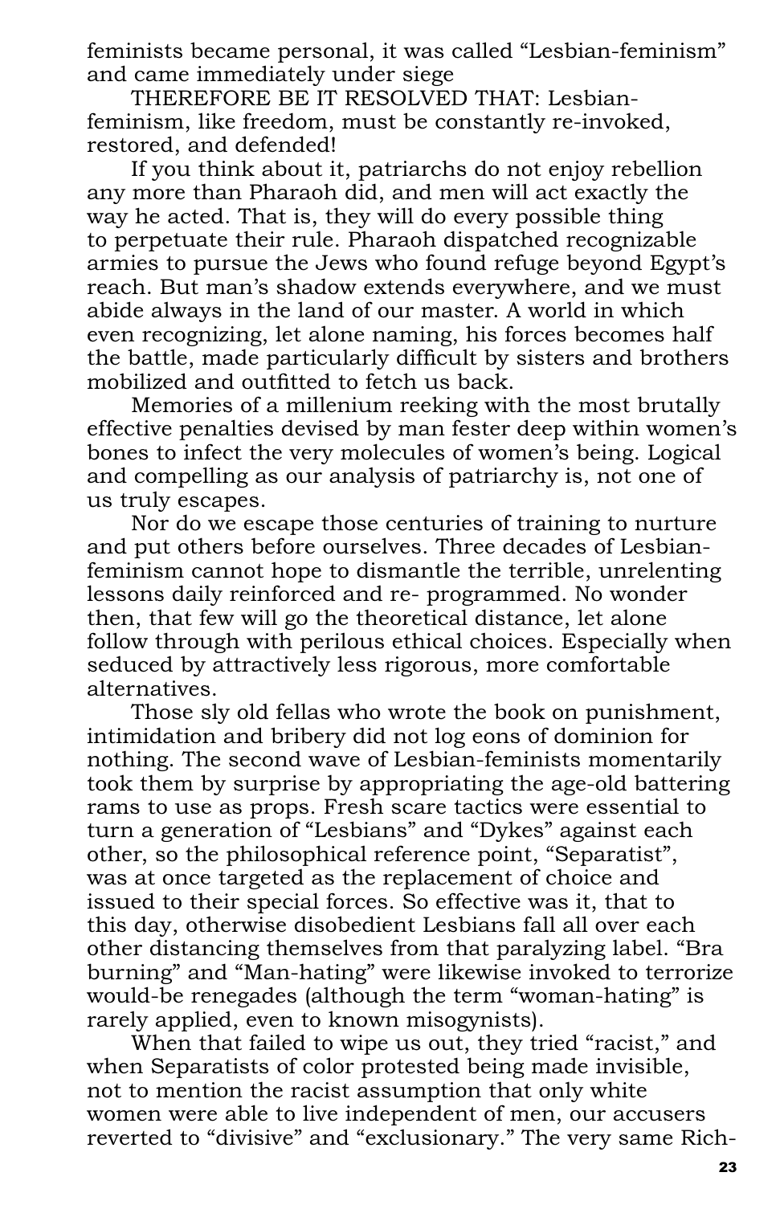feminists became personal, it was called “Lesbian-feminism” and came immediately under siege

THEREFORE BE IT RESOLVED THAT: Lesbian-feminism, like freedom, must be constantly re-invoked, restored, and defended!

If you think about it, patriarchs do not enjoy rebellion any more than Pharaoh did, and men will act exactly the way he acted. That is, they will do every possible thing to perpetuate their rule. Pharaoh dispatched recognizable armies to pursue the Jews who found refuge beyond Egypt’s reach. But man’s shadow extends everywhere, and we must abide always in the land of our master. A world in which even recognizing, let alone naming, his forces becomes half the battle, made particularly difficult by sisters and brothers mobilized and outfitted to fetch us back.

Memories of a millenium reeking with the most brutally effective penalties devised by man fester deep within women’s bones to infect the very molecules of women’s being. Logical and compelling as our analysis of patriarchy is, not one of us truly escapes.

Nor do we escape those centuries of training to nurture and put others before ourselves. Three decades of Lesbian-feminism cannot hope to dismantle the terrible, unrelenting lessons daily reinforced and re- programmed. No wonder then, that few will go the theoretical distance, let alone follow through with perilous ethical choices. Especially when seduced by attractively less rigorous, more comfortable alternatives.

Those sly old fellas who wrote the book on punishment, intimidation and bribery did not log eons of dominion for nothing. The second wave of Lesbian-feminists momentarily took them by surprise by appropriating the age-old battering rams to use as props. Fresh scare tactics were essential to turn a generation of “Lesbians” and “Dykes” against each other, so the philosophical reference point, “Separatist”, was at once targeted as the replacement of choice and issued to their special forces. So effective was it, that to this day, otherwise disobedient Lesbians fall all over each other distancing themselves from that paralyzing label. “Bra burning” and “Man-hating” were likewise invoked to terrorize would-be renegades (although the term “woman-hating” is rarely applied, even to known misogynists).

When that failed to wipe us out, they tried “racist,” and when Separatists of color protested being made invisible, not to mention the racist assumption that only white women were able to live independent of men, our accusers reverted to “divisive” and “exclusionary.” The very same Rich-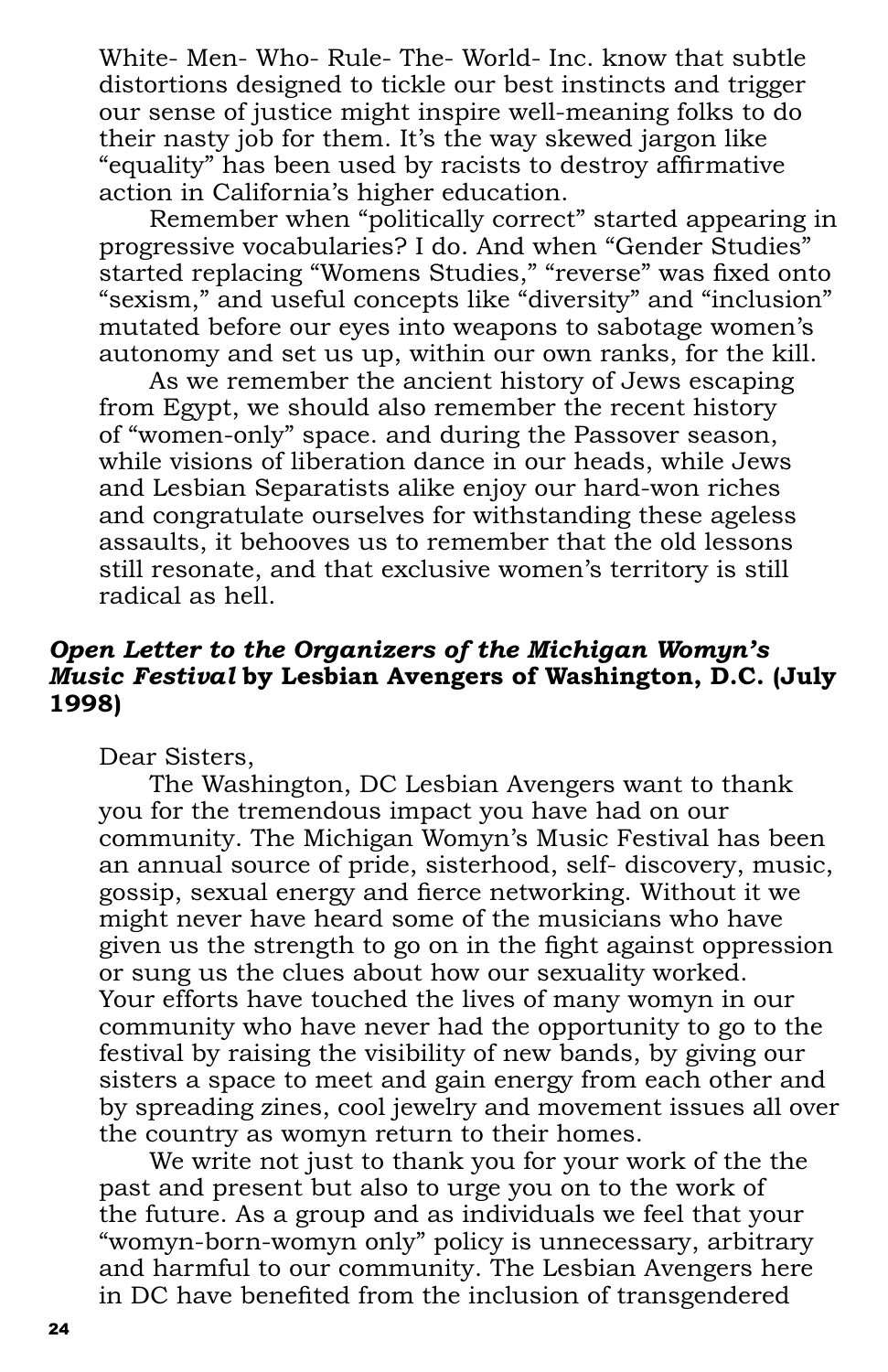White- Men- Who- Rule- The- World- Inc. know that subtle distortions designed to tickle our best instincts and trigger our sense of justice might inspire well-meaning folks to do their nasty job for them. It's the way skewed jargon like "equality" has been used by racists to destroy affirmative action in California's higher education.

Remember when "politically correct" started appearing in progressive vocabularies? I do. And when "Gender Studies" started replacing "Womens Studies," "reverse" was fixed onto "sexism," and useful concepts like "diversity" and "inclusion" mutated before our eyes into weapons to sabotage women's autonomy and set us up, within our own ranks, for the kill.

As we remember the ancient history of Jews escaping from Egypt, we should also remember the recent history of "women-only" space. and during the Passover season, while visions of liberation dance in our heads, while Jews and Lesbian Separatists alike enjoy our hard-won riches and congratulate ourselves for withstanding these ageless assaults, it behooves us to remember that the old lessons still resonate, and that exclusive women's territory is still radical as hell.

### ***Open Letter to the Organizers of the Michigan Womyn's Music Festival* by Lesbian Avengers of Washington, D.C. (July 1998)**

Dear Sisters,

The Washington, DC Lesbian Avengers want to thank you for the tremendous impact you have had on our community. The Michigan Womyn's Music Festival has been an annual source of pride, sisterhood, self- discovery, music, gossip, sexual energy and fierce networking. Without it we might never have heard some of the musicians who have given us the strength to go on in the fight against oppression or sung us the clues about how our sexuality worked. Your efforts have touched the lives of many womyn in our community who have never had the opportunity to go to the festival by raising the visibility of new bands, by giving our sisters a space to meet and gain energy from each other and by spreading zines, cool jewelry and movement issues all over the country as womyn return to their homes.

We write not just to thank you for your work of the the past and present but also to urge you on to the work of the future. As a group and as individuals we feel that your "womyn-born-womyn only" policy is unnecessary, arbitrary and harmful to our community. The Lesbian Avengers here in DC have benefited from the inclusion of transgendered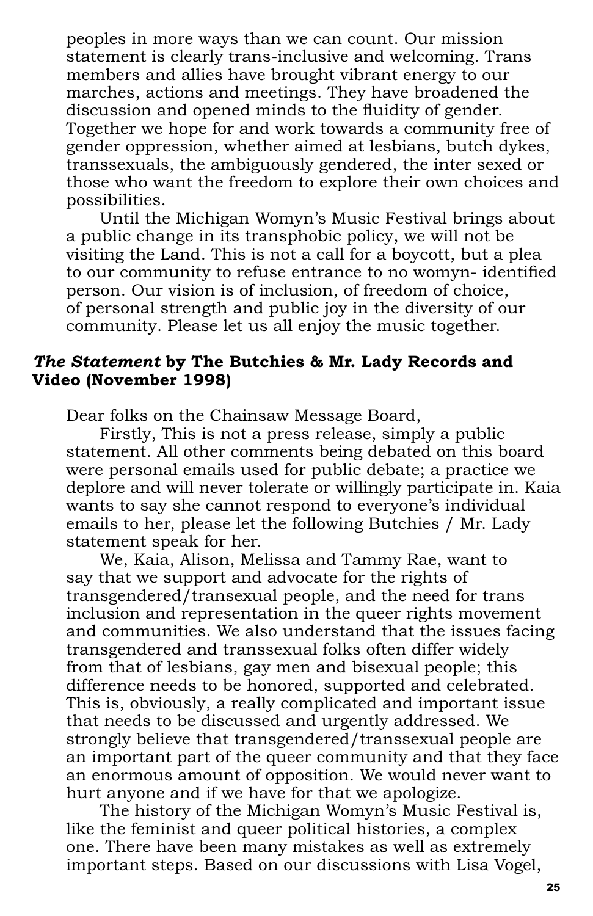peoples in more ways than we can count. Our mission statement is clearly trans-inclusive and welcoming. Trans members and allies have brought vibrant energy to our marches, actions and meetings. They have broadened the discussion and opened minds to the fluidity of gender. Together we hope for and work towards a community free of gender oppression, whether aimed at lesbians, butch dykes, transsexuals, the ambiguously gendered, the inter sexed or those who want the freedom to explore their own choices and possibilities.

Until the Michigan Womyn's Music Festival brings about a public change in its transphobic policy, we will not be visiting the Land. This is not a call for a boycott, but a plea to our community to refuse entrance to no womyn- identified person. Our vision is of inclusion, of freedom of choice, of personal strength and public joy in the diversity of our community. Please let us all enjoy the music together.

### *The Statement* by The Butchies & Mr. Lady Records and Video (November 1998)

Dear folks on the Chainsaw Message Board,

Firstly, This is not a press release, simply a public statement. All other comments being debated on this board were personal emails used for public debate; a practice we deplore and will never tolerate or willingly participate in. Kaia wants to say she cannot respond to everyone's individual emails to her, please let the following Butchies / Mr. Lady statement speak for her.

We, Kaia, Alison, Melissa and Tammy Rae, want to say that we support and advocate for the rights of transgendered/transexual people, and the need for trans inclusion and representation in the queer rights movement and communities. We also understand that the issues facing transgendered and transsexual folks often differ widely from that of lesbians, gay men and bisexual people; this difference needs to be honored, supported and celebrated. This is, obviously, a really complicated and important issue that needs to be discussed and urgently addressed. We strongly believe that transgendered/transsexual people are an important part of the queer community and that they face an enormous amount of opposition. We would never want to hurt anyone and if we have for that we apologize.

The history of the Michigan Womyn's Music Festival is, like the feminist and queer political histories, a complex one. There have been many mistakes as well as extremely important steps. Based on our discussions with Lisa Vogel,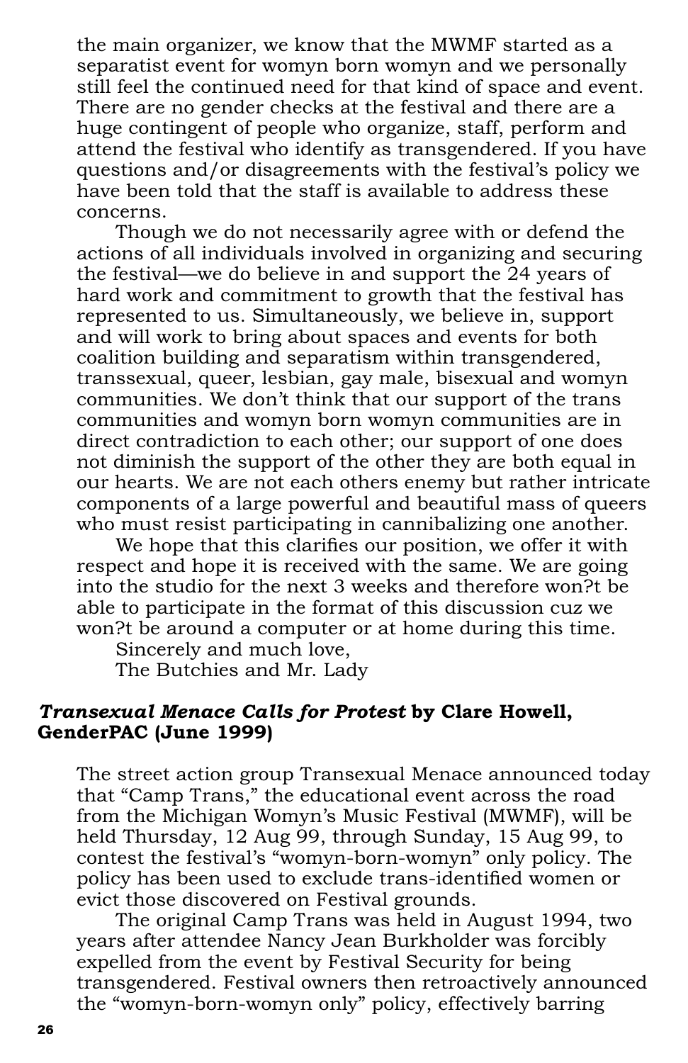the main organizer, we know that the MWMF started as a separatist event for womyn born womyn and we personally still feel the continued need for that kind of space and event. There are no gender checks at the festival and there are a huge contingent of people who organize, staff, perform and attend the festival who identify as transgendered. If you have questions and/or disagreements with the festival's policy we have been told that the staff is available to address these concerns.

Though we do not necessarily agree with or defend the actions of all individuals involved in organizing and securing the festival—we do believe in and support the 24 years of hard work and commitment to growth that the festival has represented to us. Simultaneously, we believe in, support and will work to bring about spaces and events for both coalition building and separatism within transgendered, transsexual, queer, lesbian, gay male, bisexual and womyn communities. We don't think that our support of the trans communities and womyn born womyn communities are in direct contradiction to each other; our support of one does not diminish the support of the other they are both equal in our hearts. We are not each others enemy but rather intricate components of a large powerful and beautiful mass of queers who must resist participating in cannibalizing one another.

We hope that this clarifies our position, we offer it with respect and hope it is received with the same. We are going into the studio for the next 3 weeks and therefore won?t be able to participate in the format of this discussion cuz we won?t be around a computer or at home during this time.

Sincerely and much love,

The Butchies and Mr. Lady

### *Transexual Menace Calls for Protest* by Clare Howell, GenderPAC (June 1999)

The street action group Transexual Menace announced today that "Camp Trans," the educational event across the road from the Michigan Womyn's Music Festival (MWMF), will be held Thursday, 12 Aug 99, through Sunday, 15 Aug 99, to contest the festival's "womyn-born-womyn" only policy. The policy has been used to exclude trans-identified women or evict those discovered on Festival grounds.

The original Camp Trans was held in August 1994, two years after attendee Nancy Jean Burkholder was forcibly expelled from the event by Festival Security for being transgendered. Festival owners then retroactively announced the "womyn-born-womyn only" policy, effectively barring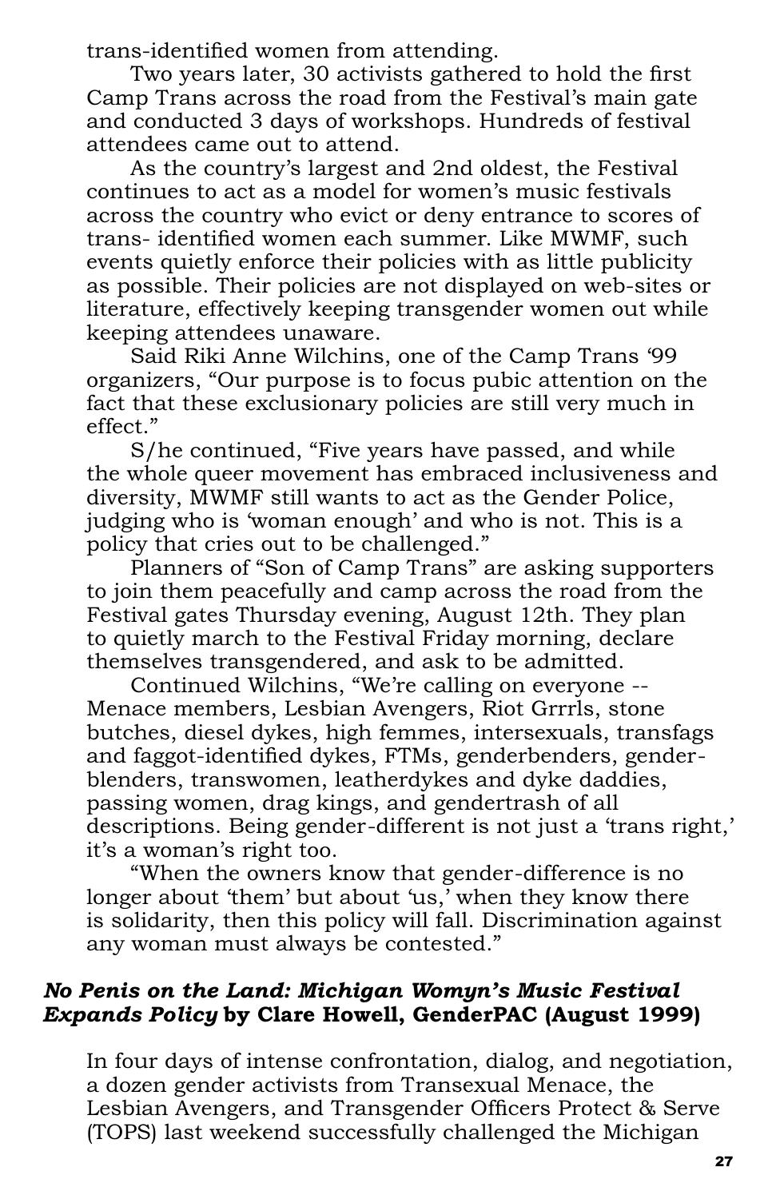trans-identified women from attending.

Two years later, 30 activists gathered to hold the first Camp Trans across the road from the Festival's main gate and conducted 3 days of workshops. Hundreds of festival attendees came out to attend.

As the country's largest and 2nd oldest, the Festival continues to act as a model for women's music festivals across the country who evict or deny entrance to scores of trans- identified women each summer. Like MWMF, such events quietly enforce their policies with as little publicity as possible. Their policies are not displayed on web-sites or literature, effectively keeping transgender women out while keeping attendees unaware.

Said Riki Anne Wilchins, one of the Camp Trans '99 organizers, "Our purpose is to focus pubic attention on the fact that these exclusionary policies are still very much in effect."

S/he continued, "Five years have passed, and while the whole queer movement has embraced inclusiveness and diversity, MWMF still wants to act as the Gender Police, judging who is 'woman enough' and who is not. This is a policy that cries out to be challenged."

Planners of "Son of Camp Trans" are asking supporters to join them peacefully and camp across the road from the Festival gates Thursday evening, August 12th. They plan to quietly march to the Festival Friday morning, declare themselves transgendered, and ask to be admitted.

Continued Wilchins, "We're calling on everyone -- Menace members, Lesbian Avengers, Riot Grrrls, stone butches, diesel dykes, high femmes, intersexuals, transfags and faggot-identified dykes, FTMs, genderbenders, gender-blenders, transwomen, leatherdykes and dyke daddies, passing women, drag kings, and gendertrash of all descriptions. Being gender-different is not just a 'trans right,' it's a woman's right too.

"When the owners know that gender-difference is no longer about 'them' but about 'us,' when they know there is solidarity, then this policy will fall. Discrimination against any woman must always be contested."

### *No Penis on the Land: Michigan Womyn's Music Festival Expands Policy* by Clare Howell, GenderPAC (August 1999)

In four days of intense confrontation, dialog, and negotiation, a dozen gender activists from Transexual Menace, the Lesbian Avengers, and Transgender Officers Protect & Serve (TOPS) last weekend successfully challenged the Michigan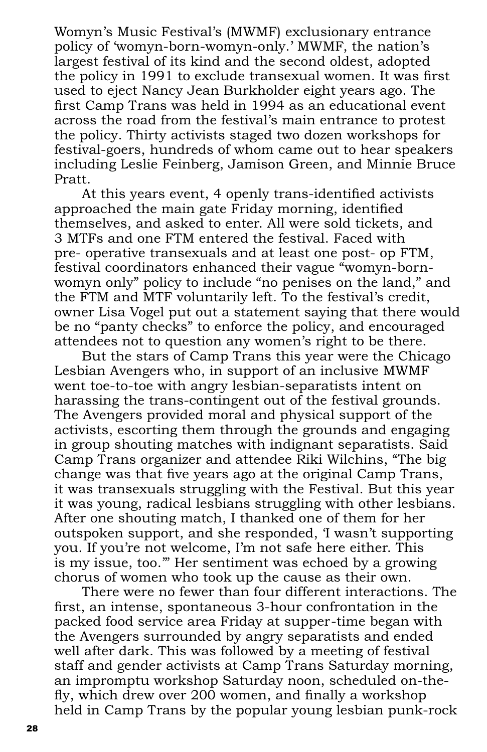Womyn's Music Festival's (MWMF) exclusionary entrance policy of 'womyn-born-womyn-only.' MWMF, the nation's largest festival of its kind and the second oldest, adopted the policy in 1991 to exclude transexual women. It was first used to eject Nancy Jean Burkholder eight years ago. The first Camp Trans was held in 1994 as an educational event across the road from the festival's main entrance to protest the policy. Thirty activists staged two dozen workshops for festival-goers, hundreds of whom came out to hear speakers including Leslie Feinberg, Jamison Green, and Minnie Bruce Pratt.

At this years event, 4 openly trans-identified activists approached the main gate Friday morning, identified themselves, and asked to enter. All were sold tickets, and 3 MTFs and one FTM entered the festival. Faced with pre- operative transexuals and at least one post- op FTM, festival coordinators enhanced their vague "womyn-born-womyn only" policy to include "no penises on the land," and the FTM and MTF voluntarily left. To the festival's credit, owner Lisa Vogel put out a statement saying that there would be no "panty checks" to enforce the policy, and encouraged attendees not to question any women's right to be there.

But the stars of Camp Trans this year were the Chicago Lesbian Avengers who, in support of an inclusive MWMF went toe-to-toe with angry lesbian-separatists intent on harassing the trans-contingent out of the festival grounds. The Avengers provided moral and physical support of the activists, escorting them through the grounds and engaging in group shouting matches with indignant separatists. Said Camp Trans organizer and attendee Riki Wilchins, "The big change was that five years ago at the original Camp Trans, it was transexuals struggling with the Festival. But this year it was young, radical lesbians struggling with other lesbians. After one shouting match, I thanked one of them for her outspoken support, and she responded, 'I wasn't supporting you. If you're not welcome, I'm not safe here either. This is my issue, too.'" Her sentiment was echoed by a growing chorus of women who took up the cause as their own.

There were no fewer than four different interactions. The first, an intense, spontaneous 3-hour confrontation in the packed food service area Friday at supper-time began with the Avengers surrounded by angry separatists and ended well after dark. This was followed by a meeting of festival staff and gender activists at Camp Trans Saturday morning, an impromptu workshop Saturday noon, scheduled on-the-fly, which drew over 200 women, and finally a workshop held in Camp Trans by the popular young lesbian punk-rock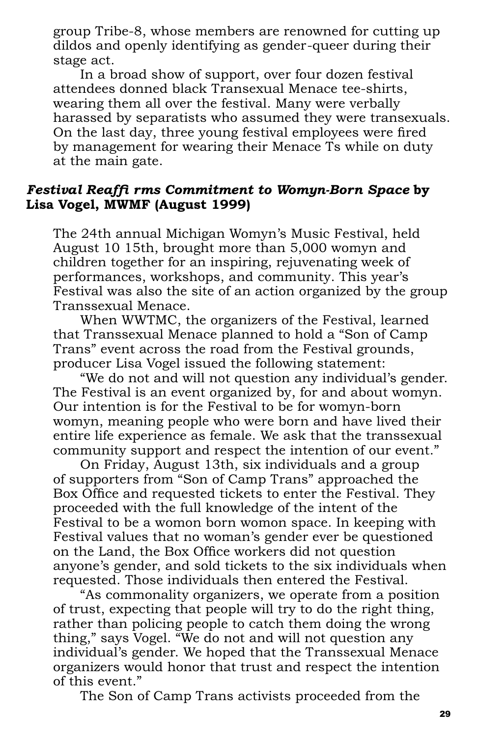group Tribe-8, whose members are renowned for cutting up dildos and openly identifying as gender-queer during their stage act.

In a broad show of support, over four dozen festival attendees donned black Transexual Menace tee-shirts, wearing them all over the festival. Many were verbally harassed by separatists who assumed they were transexuals. On the last day, three young festival employees were fired by management for wearing their Menace Ts while on duty at the main gate.

### *Festival Reaffi rms Commitment to Womyn-Born Space* by Lisa Vogel, MWMF (August 1999)

The 24th annual Michigan Womyn's Music Festival, held August 10 15th, brought more than 5,000 womyn and children together for an inspiring, rejuvenating week of performances, workshops, and community. This year's Festival was also the site of an action organized by the group Transsexual Menace.

When WWTMC, the organizers of the Festival, learned that Transsexual Menace planned to hold a "Son of Camp Trans" event across the road from the Festival grounds, producer Lisa Vogel issued the following statement:

"We do not and will not question any individual's gender. The Festival is an event organized by, for and about womyn. Our intention is for the Festival to be for womyn-born womyn, meaning people who were born and have lived their entire life experience as female. We ask that the transsexual community support and respect the intention of our event."

On Friday, August 13th, six individuals and a group of supporters from "Son of Camp Trans" approached the Box Office and requested tickets to enter the Festival. They proceeded with the full knowledge of the intent of the Festival to be a womon born womon space. In keeping with Festival values that no woman's gender ever be questioned on the Land, the Box Office workers did not question anyone's gender, and sold tickets to the six individuals when requested. Those individuals then entered the Festival.

"As commonality organizers, we operate from a position of trust, expecting that people will try to do the right thing, rather than policing people to catch them doing the wrong thing," says Vogel. "We do not and will not question any individual's gender. We hoped that the Transsexual Menace organizers would honor that trust and respect the intention of this event."

The Son of Camp Trans activists proceeded from the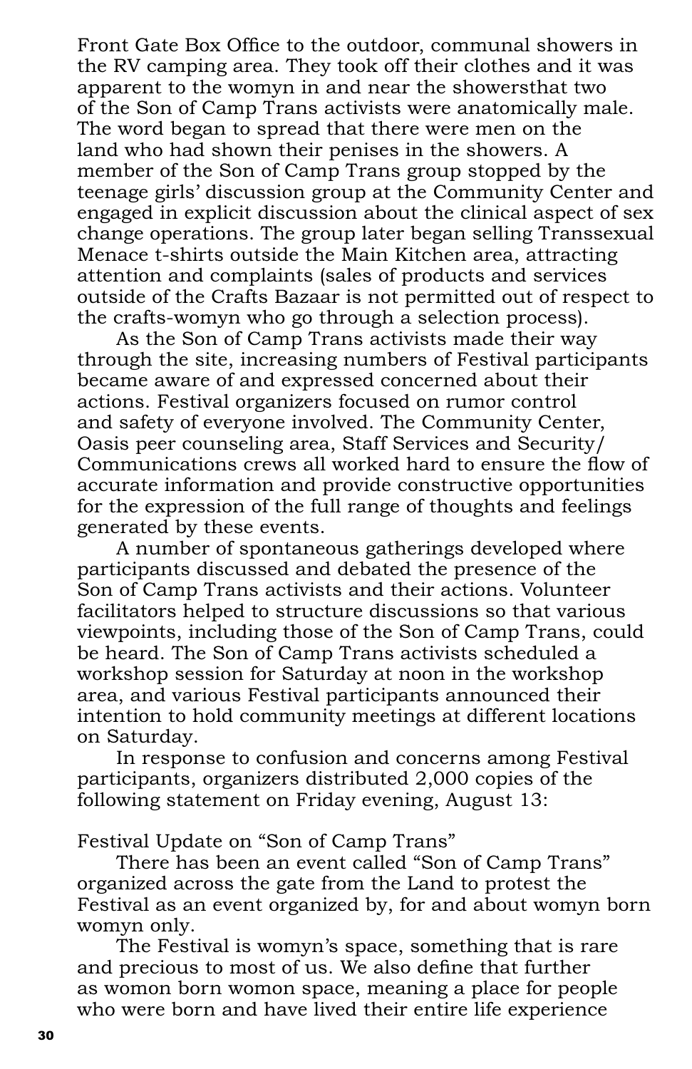Front Gate Box Office to the outdoor, communal showers in the RV camping area. They took off their clothes and it was apparent to the womyn in and near the showersthat two of the Son of Camp Trans activists were anatomically male. The word began to spread that there were men on the land who had shown their penises in the showers. A member of the Son of Camp Trans group stopped by the teenage girls' discussion group at the Community Center and engaged in explicit discussion about the clinical aspect of sex change operations. The group later began selling Transsexual Menace t-shirts outside the Main Kitchen area, attracting attention and complaints (sales of products and services outside of the Crafts Bazaar is not permitted out of respect to the crafts-womyn who go through a selection process).

As the Son of Camp Trans activists made their way through the site, increasing numbers of Festival participants became aware of and expressed concerned about their actions. Festival organizers focused on rumor control and safety of everyone involved. The Community Center, Oasis peer counseling area, Staff Services and Security/ Communications crews all worked hard to ensure the flow of accurate information and provide constructive opportunities for the expression of the full range of thoughts and feelings generated by these events.

A number of spontaneous gatherings developed where participants discussed and debated the presence of the Son of Camp Trans activists and their actions. Volunteer facilitators helped to structure discussions so that various viewpoints, including those of the Son of Camp Trans, could be heard. The Son of Camp Trans activists scheduled a workshop session for Saturday at noon in the workshop area, and various Festival participants announced their intention to hold community meetings at different locations on Saturday.

In response to confusion and concerns among Festival participants, organizers distributed 2,000 copies of the following statement on Friday evening, August 13:

Festival Update on "Son of Camp Trans"

There has been an event called "Son of Camp Trans" organized across the gate from the Land to protest the Festival as an event organized by, for and about womyn born womyn only.

The Festival is womyn's space, something that is rare and precious to most of us. We also define that further as womon born womon space, meaning a place for people who were born and have lived their entire life experience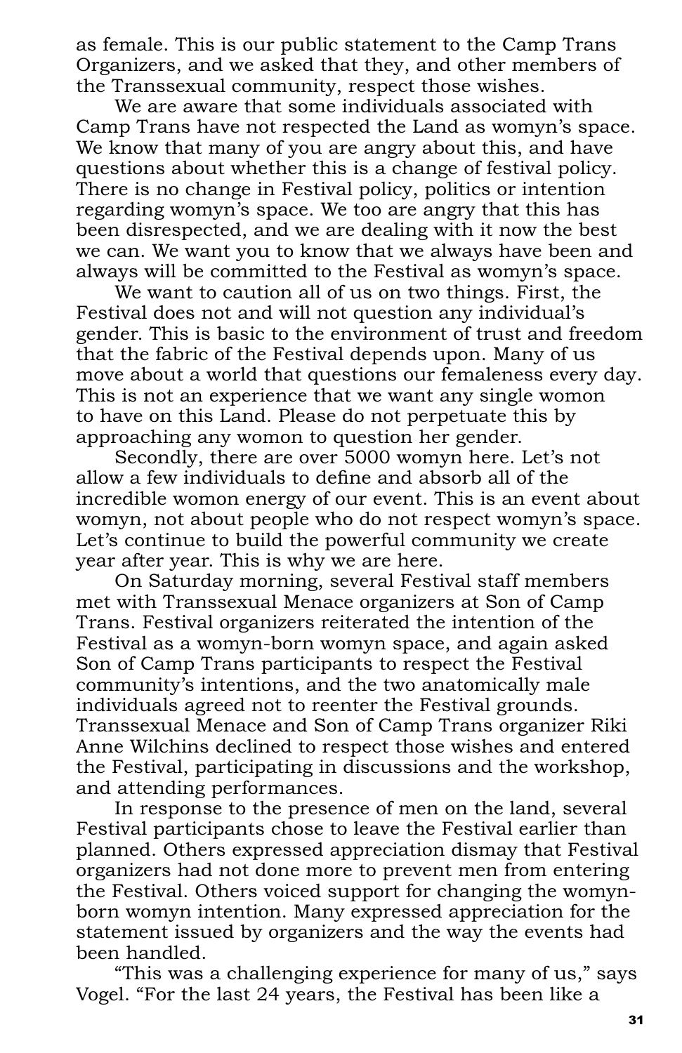as female. This is our public statement to the Camp Trans Organizers, and we asked that they, and other members of the Transsexual community, respect those wishes.

We are aware that some individuals associated with Camp Trans have not respected the Land as womyn's space. We know that many of you are angry about this, and have questions about whether this is a change of festival policy. There is no change in Festival policy, politics or intention regarding womyn's space. We too are angry that this has been disrespected, and we are dealing with it now the best we can. We want you to know that we always have been and always will be committed to the Festival as womyn's space.

We want to caution all of us on two things. First, the Festival does not and will not question any individual's gender. This is basic to the environment of trust and freedom that the fabric of the Festival depends upon. Many of us move about a world that questions our femaleness every day. This is not an experience that we want any single womon to have on this Land. Please do not perpetuate this by approaching any womon to question her gender.

Secondly, there are over 5000 womyn here. Let's not allow a few individuals to define and absorb all of the incredible womon energy of our event. This is an event about womyn, not about people who do not respect womyn's space. Let's continue to build the powerful community we create year after year. This is why we are here.

On Saturday morning, several Festival staff members met with Transsexual Menace organizers at Son of Camp Trans. Festival organizers reiterated the intention of the Festival as a womyn-born womyn space, and again asked Son of Camp Trans participants to respect the Festival community's intentions, and the two anatomically male individuals agreed not to reenter the Festival grounds. Transsexual Menace and Son of Camp Trans organizer Riki Anne Wilchins declined to respect those wishes and entered the Festival, participating in discussions and the workshop, and attending performances.

In response to the presence of men on the land, several Festival participants chose to leave the Festival earlier than planned. Others expressed appreciation dismay that Festival organizers had not done more to prevent men from entering the Festival. Others voiced support for changing the womyn-born womyn intention. Many expressed appreciation for the statement issued by organizers and the way the events had been handled.

"This was a challenging experience for many of us," says Vogel. "For the last 24 years, the Festival has been like a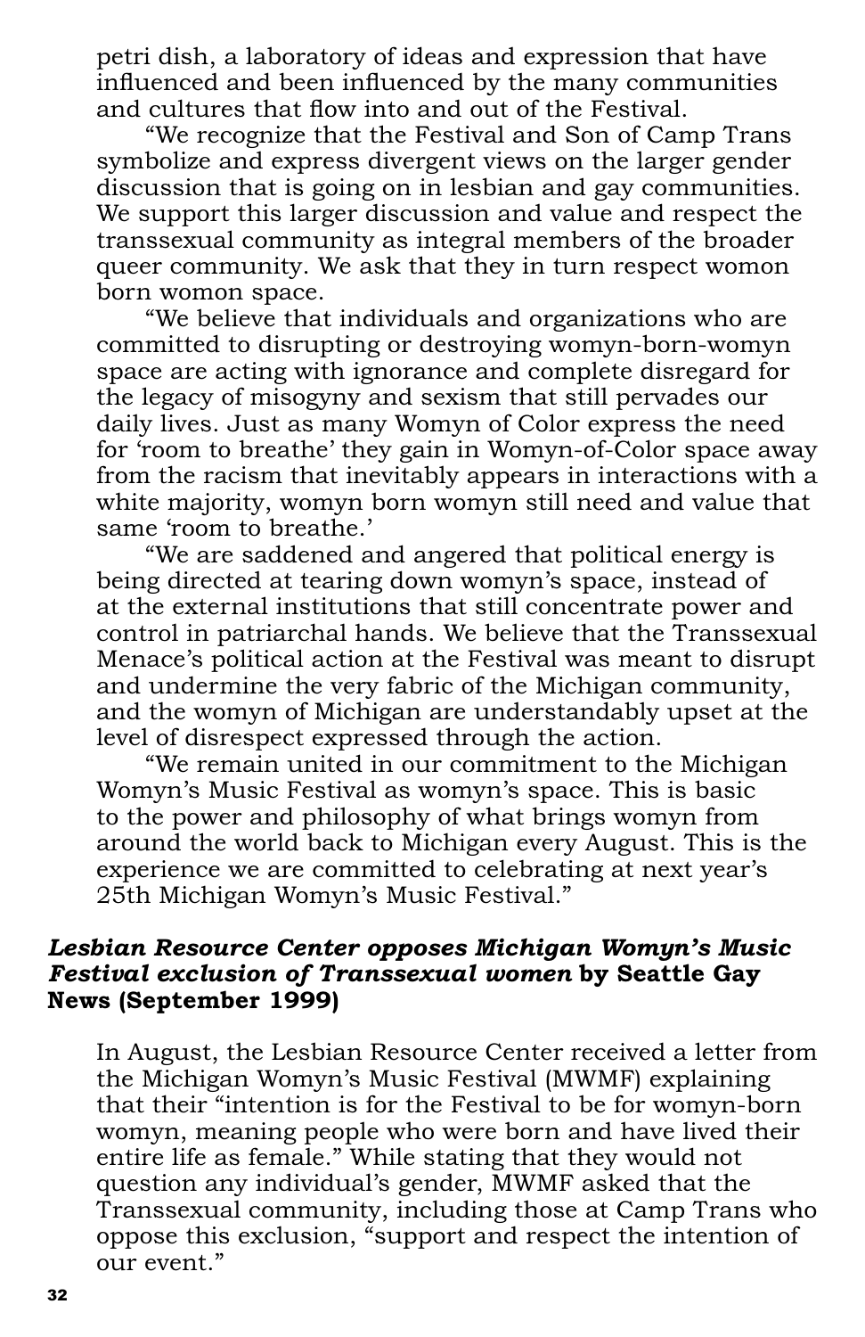petri dish, a laboratory of ideas and expression that have influenced and been influenced by the many communities and cultures that flow into and out of the Festival.

"We recognize that the Festival and Son of Camp Trans symbolize and express divergent views on the larger gender discussion that is going on in lesbian and gay communities. We support this larger discussion and value and respect the transsexual community as integral members of the broader queer community. We ask that they in turn respect womon born womon space.

"We believe that individuals and organizations who are committed to disrupting or destroying womyn-born-womyn space are acting with ignorance and complete disregard for the legacy of misogyny and sexism that still pervades our daily lives. Just as many Womyn of Color express the need for 'room to breathe' they gain in Womyn-of-Color space away from the racism that inevitably appears in interactions with a white majority, womyn born womyn still need and value that same 'room to breathe.'

"We are saddened and angered that political energy is being directed at tearing down womyn's space, instead of at the external institutions that still concentrate power and control in patriarchal hands. We believe that the Transsexual Menace's political action at the Festival was meant to disrupt and undermine the very fabric of the Michigan community, and the womyn of Michigan are understandably upset at the level of disrespect expressed through the action.

"We remain united in our commitment to the Michigan Womyn's Music Festival as womyn's space. This is basic to the power and philosophy of what brings womyn from around the world back to Michigan every August. This is the experience we are committed to celebrating at next year's 25th Michigan Womyn's Music Festival."

### *Lesbian Resource Center opposes Michigan Womyn's Music Festival exclusion of Transsexual women* by Seattle Gay News (September 1999)

In August, the Lesbian Resource Center received a letter from the Michigan Womyn's Music Festival (MWMF) explaining that their "intention is for the Festival to be for womyn-born womyn, meaning people who were born and have lived their entire life as female." While stating that they would not question any individual's gender, MWMF asked that the Transsexual community, including those at Camp Trans who oppose this exclusion, "support and respect the intention of our event."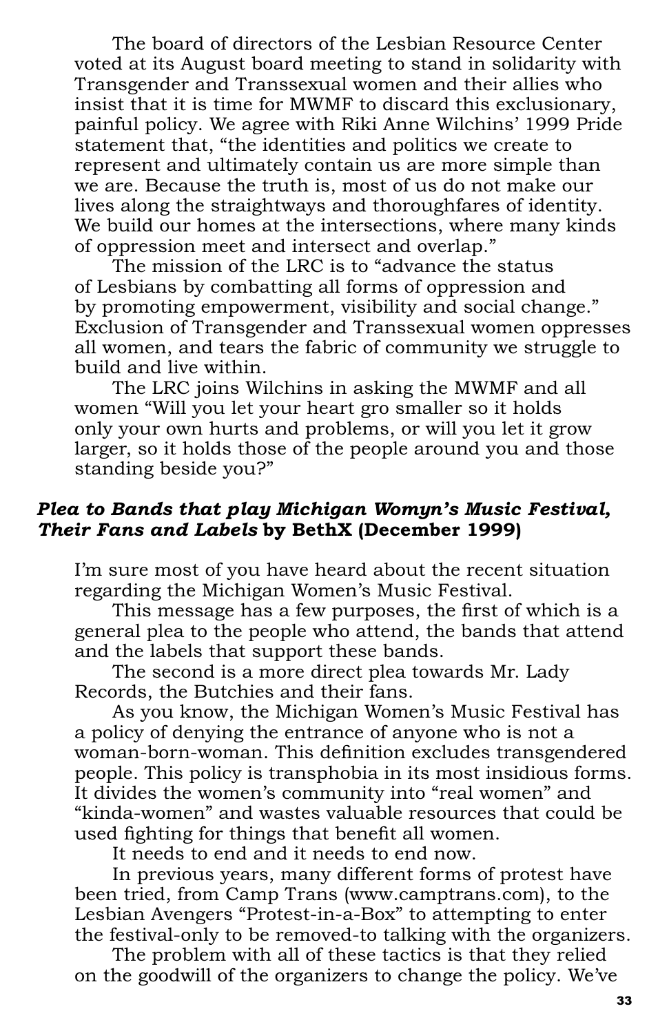The board of directors of the Lesbian Resource Center voted at its August board meeting to stand in solidarity with Transgender and Transsexual women and their allies who insist that it is time for MWMF to discard this exclusionary, painful policy. We agree with Riki Anne Wilchins' 1999 Pride statement that, "the identities and politics we create to represent and ultimately contain us are more simple than we are. Because the truth is, most of us do not make our lives along the straightways and thoroughfares of identity. We build our homes at the intersections, where many kinds of oppression meet and intersect and overlap."

The mission of the LRC is to "advance the status of Lesbians by combatting all forms of oppression and by promoting empowerment, visibility and social change." Exclusion of Transgender and Transsexual women oppresses all women, and tears the fabric of community we struggle to build and live within.

The LRC joins Wilchins in asking the MWMF and all women "Will you let your heart gro smaller so it holds only your own hurts and problems, or will you let it grow larger, so it holds those of the people around you and those standing beside you?"

### ***Plea to Bands that play Michigan Womyn's Music Festival, Their Fans and Labels* by BethX (December 1999)**

I'm sure most of you have heard about the recent situation regarding the Michigan Women's Music Festival.

This message has a few purposes, the first of which is a general plea to the people who attend, the bands that attend and the labels that support these bands.

The second is a more direct plea towards Mr. Lady Records, the Butchies and their fans.

As you know, the Michigan Women's Music Festival has a policy of denying the entrance of anyone who is not a woman-born-woman. This definition excludes transgendered people. This policy is transphobia in its most insidious forms. It divides the women's community into "real women" and "kinda-women" and wastes valuable resources that could be used fighting for things that benefit all women.

It needs to end and it needs to end now.

In previous years, many different forms of protest have been tried, from Camp Trans (www.camptrans.com), to the Lesbian Avengers "Protest-in-a-Box" to attempting to enter the festival-only to be removed-to talking with the organizers.

The problem with all of these tactics is that they relied on the goodwill of the organizers to change the policy. We've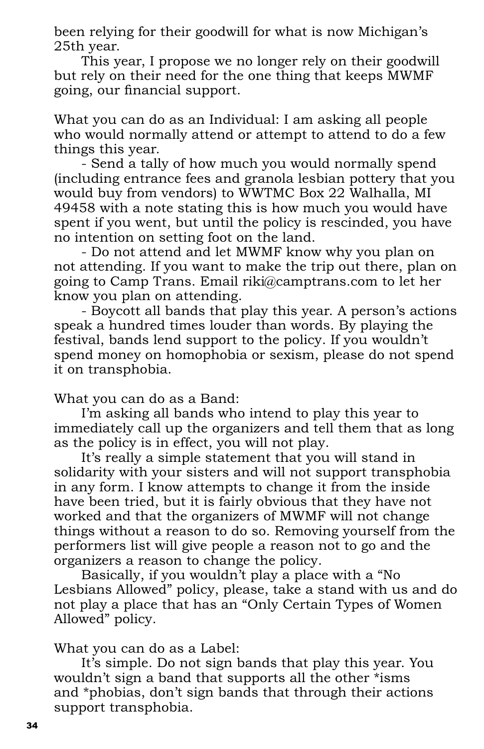been relying for their goodwill for what is now Michigan's 25th year.

This year, I propose we no longer rely on their goodwill but rely on their need for the one thing that keeps MWMF going, our financial support.

What you can do as an Individual: I am asking all people who would normally attend or attempt to attend to do a few things this year.

- Send a tally of how much you would normally spend (including entrance fees and granola lesbian pottery that you would buy from vendors) to WWTMC Box 22 Walhalla, MI 49458 with a note stating this is how much you would have spent if you went, but until the policy is rescinded, you have no intention on setting foot on the land.
- Do not attend and let MWMF know why you plan on not attending. If you want to make the trip out there, plan on going to Camp Trans. Email riki@camptrans.com to let her know you plan on attending.
- Boycott all bands that play this year. A person's actions speak a hundred times louder than words. By playing the festival, bands lend support to the policy. If you wouldn't spend money on homophobia or sexism, please do not spend it on transphobia.

What you can do as a Band:

I'm asking all bands who intend to play this year to immediately call up the organizers and tell them that as long as the policy is in effect, you will not play.

It's really a simple statement that you will stand in solidarity with your sisters and will not support transphobia in any form. I know attempts to change it from the inside have been tried, but it is fairly obvious that they have not worked and that the organizers of MWMF will not change things without a reason to do so. Removing yourself from the performers list will give people a reason not to go and the organizers a reason to change the policy.

Basically, if you wouldn't play a place with a "No Lesbians Allowed" policy, please, take a stand with us and do not play a place that has an "Only Certain Types of Women Allowed" policy.

What you can do as a Label:

It's simple. Do not sign bands that play this year. You wouldn't sign a band that supports all the other *isms and *phobias, don't sign bands that through their actions support transphobia.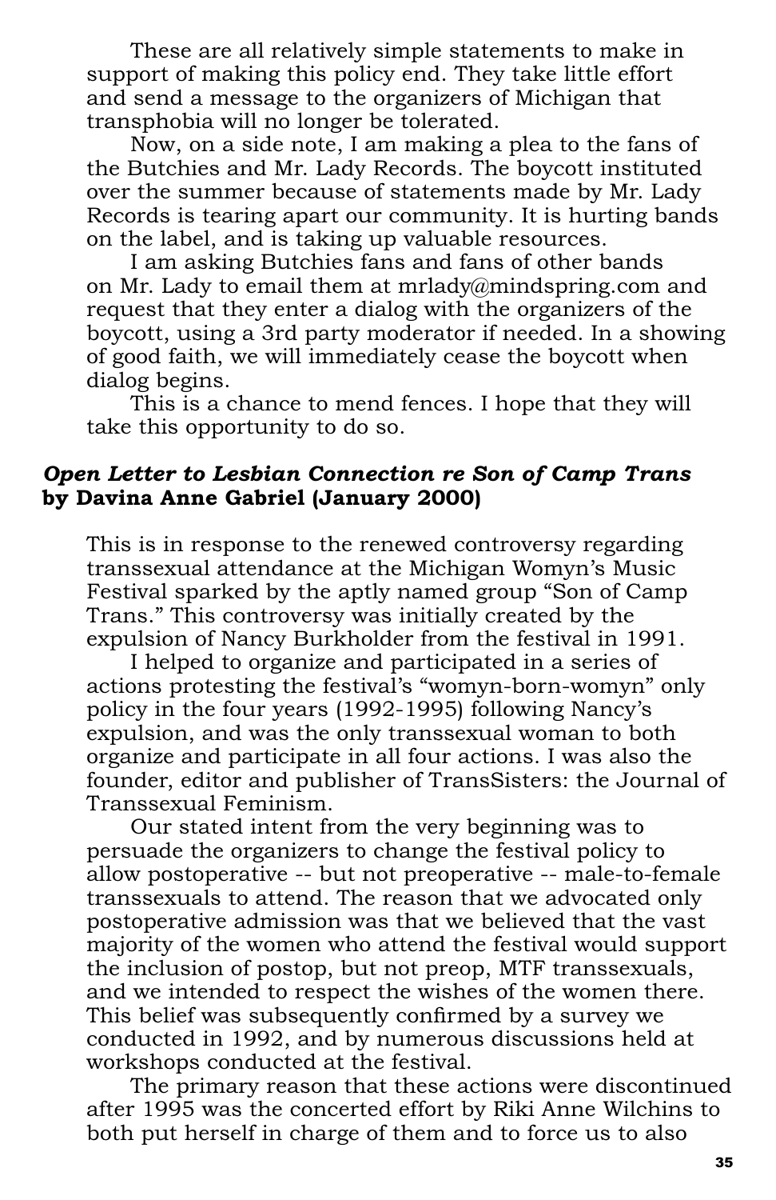These are all relatively simple statements to make in support of making this policy end. They take little effort and send a message to the organizers of Michigan that transphobia will no longer be tolerated.

Now, on a side note, I am making a plea to the fans of the Butchies and Mr. Lady Records. The boycott instituted over the summer because of statements made by Mr. Lady Records is tearing apart our community. It is hurting bands on the label, and is taking up valuable resources.

I am asking Butchies fans and fans of other bands on Mr. Lady to email them at mrlady@mindspring.com and request that they enter a dialog with the organizers of the boycott, using a 3rd party moderator if needed. In a showing of good faith, we will immediately cease the boycott when dialog begins.

This is a chance to mend fences. I hope that they will take this opportunity to do so.

### *Open Letter to Lesbian Connection re Son of Camp Trans* **by Davina Anne Gabriel (January 2000)**

This is in response to the renewed controversy regarding transsexual attendance at the Michigan Womyn's Music Festival sparked by the aptly named group "Son of Camp Trans." This controversy was initially created by the expulsion of Nancy Burkholder from the festival in 1991.

I helped to organize and participated in a series of actions protesting the festival's "womyn-born-womyn" only policy in the four years (1992-1995) following Nancy's expulsion, and was the only transsexual woman to both organize and participate in all four actions. I was also the founder, editor and publisher of TransSisters: the Journal of Transsexual Feminism.

Our stated intent from the very beginning was to persuade the organizers to change the festival policy to allow postoperative -- but not preoperative -- male-to-female transsexuals to attend. The reason that we advocated only postoperative admission was that we believed that the vast majority of the women who attend the festival would support the inclusion of postop, but not preop, MTF transsexuals, and we intended to respect the wishes of the women there. This belief was subsequently confirmed by a survey we conducted in 1992, and by numerous discussions held at workshops conducted at the festival.

The primary reason that these actions were discontinued after 1995 was the concerted effort by Riki Anne Wilchins to both put herself in charge of them and to force us to also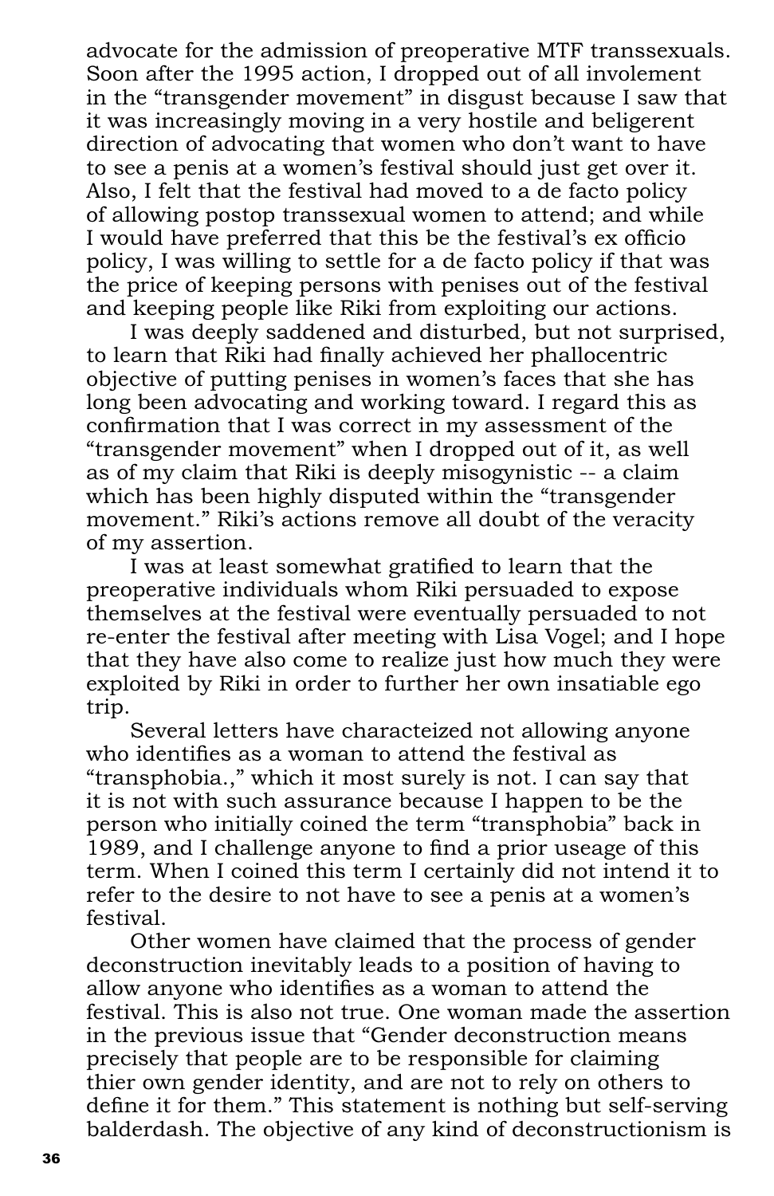advocate for the admission of preoperative MTF transsexuals. Soon after the 1995 action, I dropped out of all involement in the "transgender movement" in disgust because I saw that it was increasingly moving in a very hostile and beligerent direction of advocating that women who don't want to have to see a penis at a women's festival should just get over it. Also, I felt that the festival had moved to a de facto policy of allowing postop transsexual women to attend; and while I would have preferred that this be the festival's ex officio policy, I was willing to settle for a de facto policy if that was the price of keeping persons with penises out of the festival and keeping people like Riki from exploiting our actions.

I was deeply saddened and disturbed, but not surprised, to learn that Riki had finally achieved her phallocentric objective of putting penises in women's faces that she has long been advocating and working toward. I regard this as confirmation that I was correct in my assessment of the "transgender movement" when I dropped out of it, as well as of my claim that Riki is deeply misogynistic -- a claim which has been highly disputed within the "transgender movement." Riki's actions remove all doubt of the veracity of my assertion.

I was at least somewhat gratified to learn that the preoperative individuals whom Riki persuaded to expose themselves at the festival were eventually persuaded to not re-enter the festival after meeting with Lisa Vogel; and I hope that they have also come to realize just how much they were exploited by Riki in order to further her own insatiable ego trip.

Several letters have characteized not allowing anyone who identifies as a woman to attend the festival as "transphobia.," which it most surely is not. I can say that it is not with such assurance because I happen to be the person who initially coined the term "transphobia" back in 1989, and I challenge anyone to find a prior useage of this term. When I coined this term I certainly did not intend it to refer to the desire to not have to see a penis at a women's festival.

Other women have claimed that the process of gender deconstruction inevitably leads to a position of having to allow anyone who identifies as a woman to attend the festival. This is also not true. One woman made the assertion in the previous issue that "Gender deconstruction means precisely that people are to be responsible for claiming thier own gender identity, and are not to rely on others to define it for them." This statement is nothing but self-serving balderdash. The objective of any kind of deconstructionism is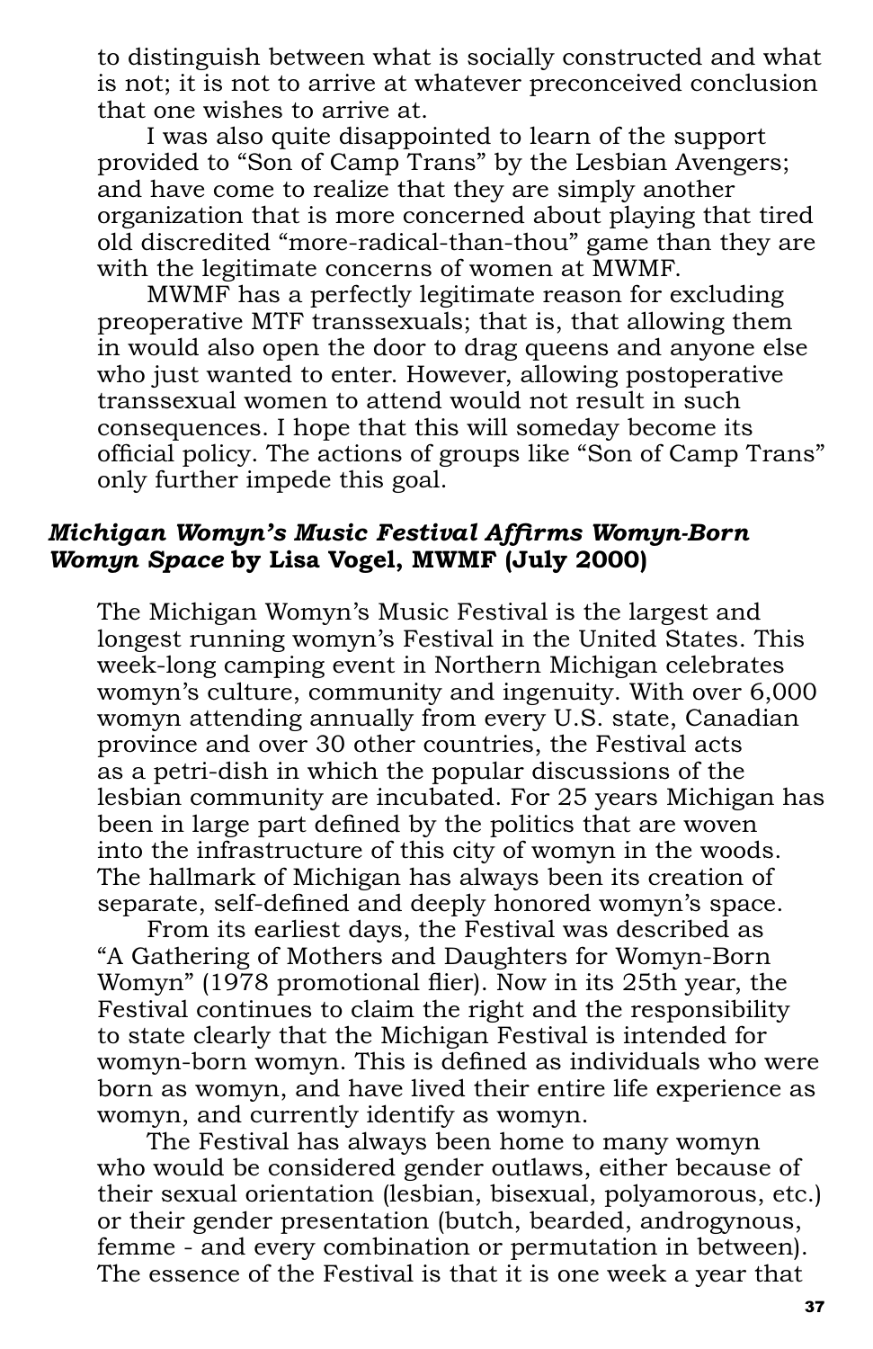to distinguish between what is socially constructed and what is not; it is not to arrive at whatever preconceived conclusion that one wishes to arrive at.

I was also quite disappointed to learn of the support provided to "Son of Camp Trans" by the Lesbian Avengers; and have come to realize that they are simply another organization that is more concerned about playing that tired old discredited "more-radical-than-thou" game than they are with the legitimate concerns of women at MWMF.

MWMF has a perfectly legitimate reason for excluding preoperative MTF transsexuals; that is, that allowing them in would also open the door to drag queens and anyone else who just wanted to enter. However, allowing postoperative transsexual women to attend would not result in such consequences. I hope that this will someday become its official policy. The actions of groups like "Son of Camp Trans" only further impede this goal.

### *Michigan Womyn's Music Festival Affirms Womyn-Born Womyn Space* by Lisa Vogel, MWMF (July 2000)

The Michigan Womyn's Music Festival is the largest and longest running womyn's Festival in the United States. This week-long camping event in Northern Michigan celebrates womyn's culture, community and ingenuity. With over 6,000 womyn attending annually from every U.S. state, Canadian province and over 30 other countries, the Festival acts as a petri-dish in which the popular discussions of the lesbian community are incubated. For 25 years Michigan has been in large part defined by the politics that are woven into the infrastructure of this city of womyn in the woods. The hallmark of Michigan has always been its creation of separate, self-defined and deeply honored womyn's space.

From its earliest days, the Festival was described as "A Gathering of Mothers and Daughters for Womyn-Born Womyn" (1978 promotional flier). Now in its 25th year, the Festival continues to claim the right and the responsibility to state clearly that the Michigan Festival is intended for womyn-born womyn. This is defined as individuals who were born as womyn, and have lived their entire life experience as womyn, and currently identify as womyn.

The Festival has always been home to many womyn who would be considered gender outlaws, either because of their sexual orientation (lesbian, bisexual, polyamorous, etc.) or their gender presentation (butch, bearded, androgynous, femme - and every combination or permutation in between). The essence of the Festival is that it is one week a year that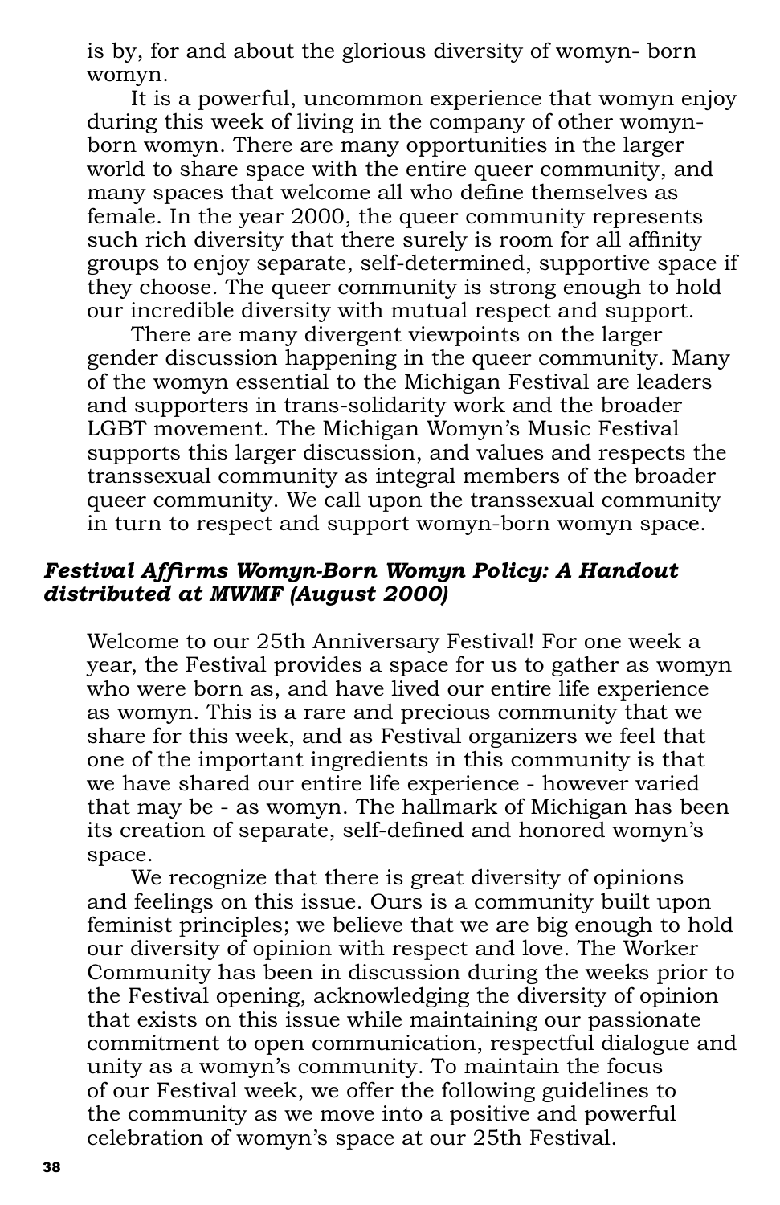is by, for and about the glorious diversity of womyn- born womyn.

It is a powerful, uncommon experience that womyn enjoy during this week of living in the company of other womyn-born womyn. There are many opportunities in the larger world to share space with the entire queer community, and many spaces that welcome all who define themselves as female. In the year 2000, the queer community represents such rich diversity that there surely is room for all affinity groups to enjoy separate, self-determined, supportive space if they choose. The queer community is strong enough to hold our incredible diversity with mutual respect and support.

There are many divergent viewpoints on the larger gender discussion happening in the queer community. Many of the womyn essential to the Michigan Festival are leaders and supporters in trans-solidarity work and the broader LGBT movement. The Michigan Womyn's Music Festival supports this larger discussion, and values and respects the transsexual community as integral members of the broader queer community. We call upon the transsexual community in turn to respect and support womyn-born womyn space.

### *Festival Affirms Womyn-Born Womyn Policy: A Handout distributed at MWMF (August 2000)*

Welcome to our 25th Anniversary Festival! For one week a year, the Festival provides a space for us to gather as womyn who were born as, and have lived our entire life experience as womyn. This is a rare and precious community that we share for this week, and as Festival organizers we feel that one of the important ingredients in this community is that we have shared our entire life experience - however varied that may be - as womyn. The hallmark of Michigan has been its creation of separate, self-defined and honored womyn's space.

We recognize that there is great diversity of opinions and feelings on this issue. Ours is a community built upon feminist principles; we believe that we are big enough to hold our diversity of opinion with respect and love. The Worker Community has been in discussion during the weeks prior to the Festival opening, acknowledging the diversity of opinion that exists on this issue while maintaining our passionate commitment to open communication, respectful dialogue and unity as a womyn's community. To maintain the focus of our Festival week, we offer the following guidelines to the community as we move into a positive and powerful celebration of womyn's space at our 25th Festival.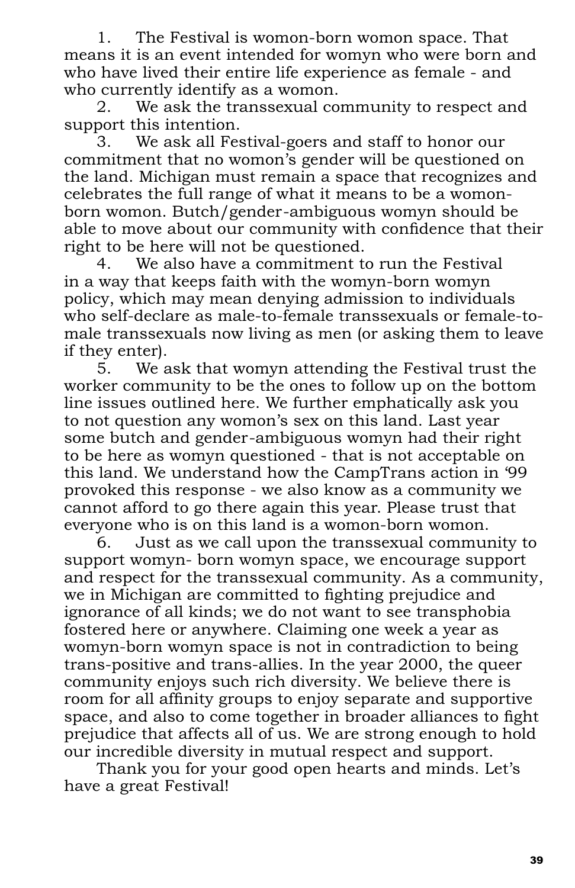1. The Festival is womon-born womon space. That means it is an event intended for womyn who were born and who have lived their entire life experience as female - and who currently identify as a womon.
2. We ask the transsexual community to respect and support this intention.
3. We ask all Festival-goers and staff to honor our commitment that no womon's gender will be questioned on the land. Michigan must remain a space that recognizes and celebrates the full range of what it means to be a womon-born womon. Butch/gender-ambiguous womyn should be able to move about our community with confidence that their right to be here will not be questioned.
4. We also have a commitment to run the Festival in a way that keeps faith with the womyn-born womyn policy, which may mean denying admission to individuals who self-declare as male-to-female transsexuals or female-to-male transsexuals now living as men (or asking them to leave if they enter).
5. We ask that womyn attending the Festival trust the worker community to be the ones to follow up on the bottom line issues outlined here. We further emphatically ask you to not question any womon's sex on this land. Last year some butch and gender-ambiguous womyn had their right to be here as womyn questioned - that is not acceptable on this land. We understand how the CampTrans action in '99 provoked this response - we also know as a community we cannot afford to go there again this year. Please trust that everyone who is on this land is a womon-born womon.
6. Just as we call upon the transsexual community to support womyn- born womyn space, we encourage support and respect for the transsexual community. As a community, we in Michigan are committed to fighting prejudice and ignorance of all kinds; we do not want to see transphobia fostered here or anywhere. Claiming one week a year as womyn-born womyn space is not in contradiction to being trans-positive and trans-allies. In the year 2000, the queer community enjoys such rich diversity. We believe there is room for all affinity groups to enjoy separate and supportive space, and also to come together in broader alliances to fight prejudice that affects all of us. We are strong enough to hold our incredible diversity in mutual respect and support.

Thank you for your good open hearts and minds. Let's have a great Festival!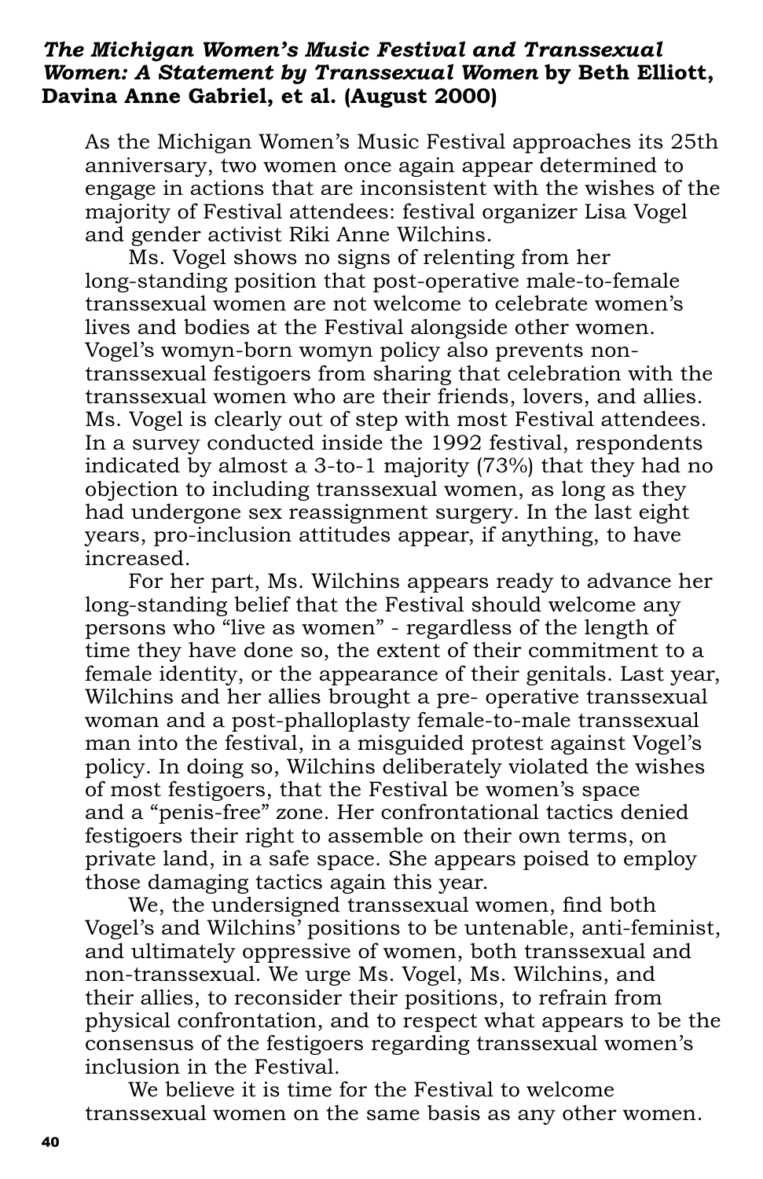**_The Michigan Women's Music Festival and Transsexual Women: A Statement by Transsexual Women_ by Beth Elliott, Davina Anne Gabriel, et al. (August 2000)**

As the Michigan Women's Music Festival approaches its 25th anniversary, two women once again appear determined to engage in actions that are inconsistent with the wishes of the majority of Festival attendees: festival organizer Lisa Vogel and gender activist Riki Anne Wilchins.

Ms. Vogel shows no signs of relenting from her long-standing position that post-operative male-to-female transsexual women are not welcome to celebrate women's lives and bodies at the Festival alongside other women. Vogel's womyn-born womyn policy also prevents non-transsexual festigoers from sharing that celebration with the transsexual women who are their friends, lovers, and allies. Ms. Vogel is clearly out of step with most Festival attendees. In a survey conducted inside the 1992 festival, respondents indicated by almost a 3-to-1 majority (73%) that they had no objection to including transsexual women, as long as they had undergone sex reassignment surgery. In the last eight years, pro-inclusion attitudes appear, if anything, to have increased.

For her part, Ms. Wilchins appears ready to advance her long-standing belief that the Festival should welcome any persons who "live as women" - regardless of the length of time they have done so, the extent of their commitment to a female identity, or the appearance of their genitals. Last year, Wilchins and her allies brought a pre- operative transsexual woman and a post-phalloplasty female-to-male transsexual man into the festival, in a misguided protest against Vogel's policy. In doing so, Wilchins deliberately violated the wishes of most festigoers, that the Festival be women's space and a "penis-free" zone. Her confrontational tactics denied festigoers their right to assemble on their own terms, on private land, in a safe space. She appears poised to employ those damaging tactics again this year.

We, the undersigned transsexual women, find both Vogel's and Wilchins' positions to be untenable, anti-feminist, and ultimately oppressive of women, both transsexual and non-transsexual. We urge Ms. Vogel, Ms. Wilchins, and their allies, to reconsider their positions, to refrain from physical confrontation, and to respect what appears to be the consensus of the festigoers regarding transsexual women's inclusion in the Festival.

We believe it is time for the Festival to welcome transsexual women on the same basis as any other women.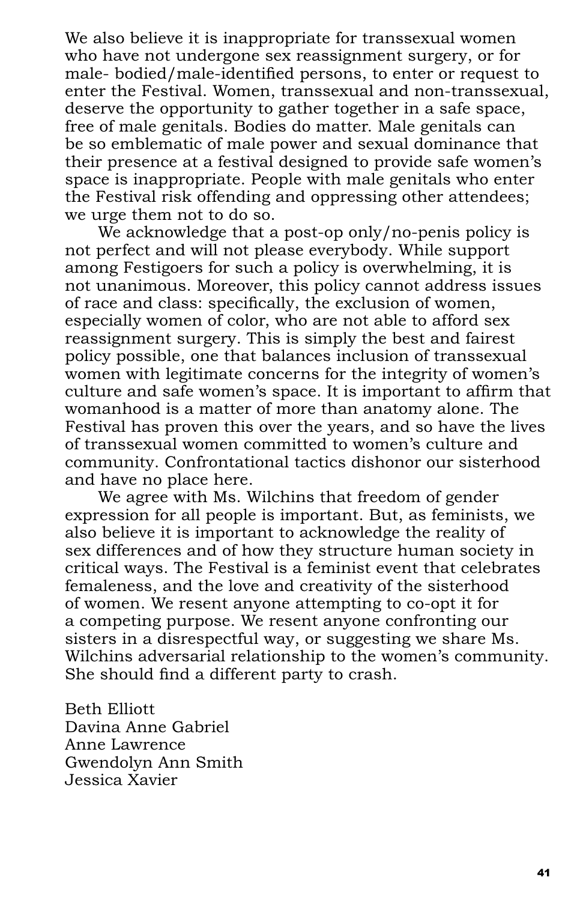We also believe it is inappropriate for transsexual women who have not undergone sex reassignment surgery, or for male- bodied/male-identified persons, to enter or request to enter the Festival. Women, transsexual and non-transsexual, deserve the opportunity to gather together in a safe space, free of male genitals. Bodies do matter. Male genitals can be so emblematic of male power and sexual dominance that their presence at a festival designed to provide safe women's space is inappropriate. People with male genitals who enter the Festival risk offending and oppressing other attendees; we urge them not to do so.

We acknowledge that a post-op only/no-penis policy is not perfect and will not please everybody. While support among Festigoers for such a policy is overwhelming, it is not unanimous. Moreover, this policy cannot address issues of race and class: specifically, the exclusion of women, especially women of color, who are not able to afford sex reassignment surgery. This is simply the best and fairest policy possible, one that balances inclusion of transsexual women with legitimate concerns for the integrity of women's culture and safe women's space. It is important to affirm that womanhood is a matter of more than anatomy alone. The Festival has proven this over the years, and so have the lives of transsexual women committed to women's culture and community. Confrontational tactics dishonor our sisterhood and have no place here.

We agree with Ms. Wilchins that freedom of gender expression for all people is important. But, as feminists, we also believe it is important to acknowledge the reality of sex differences and of how they structure human society in critical ways. The Festival is a feminist event that celebrates femaleness, and the love and creativity of the sisterhood of women. We resent anyone attempting to co-opt it for a competing purpose. We resent anyone confronting our sisters in a disrespectful way, or suggesting we share Ms. Wilchins adversarial relationship to the women's community. She should find a different party to crash.

Beth Elliott  
Davina Anne Gabriel  
Anne Lawrence  
Gwendolyn Ann Smith  
Jessica Xavier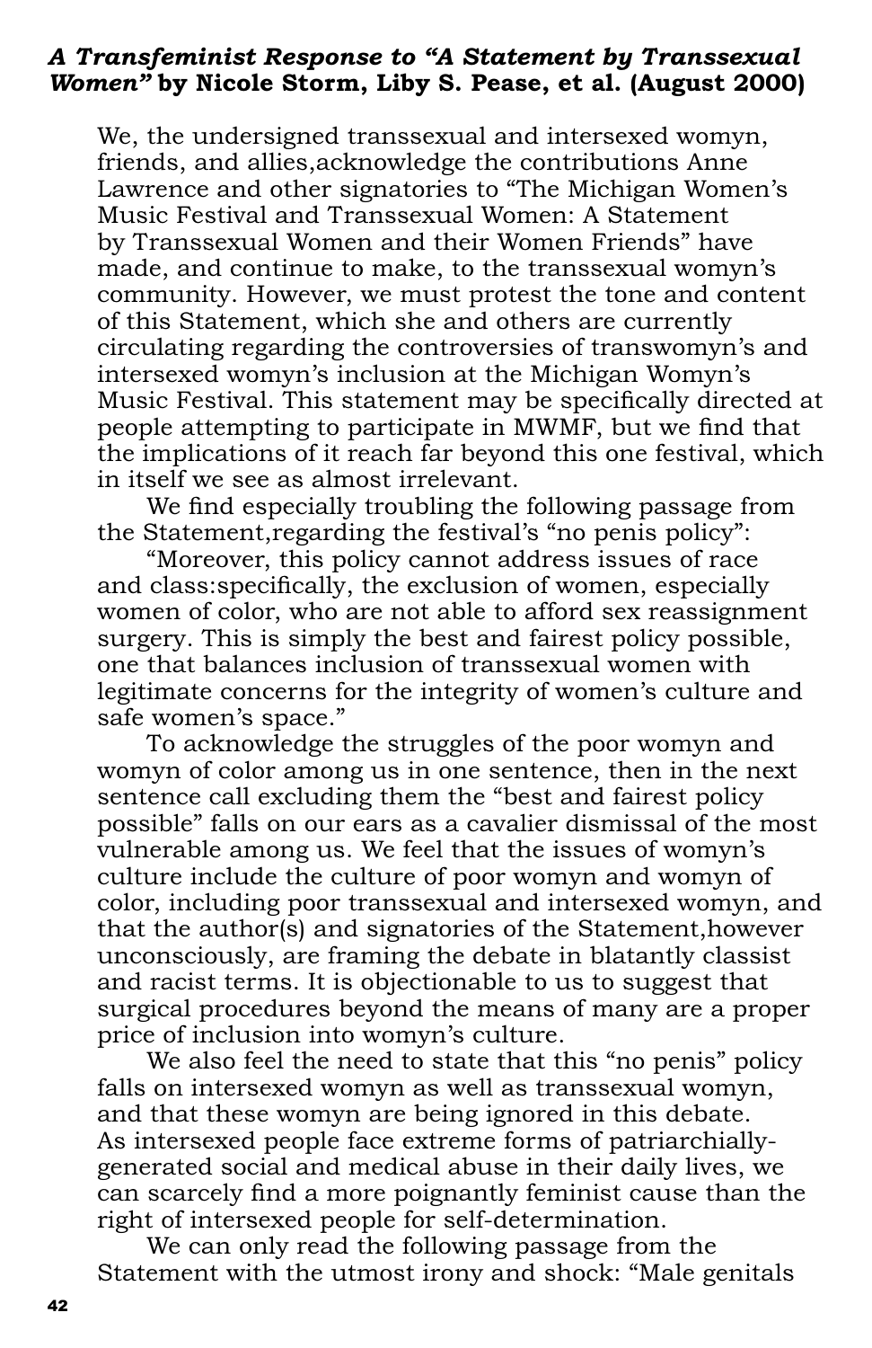### *A Transfeminist Response to "A Statement by Transsexual Women"* by Nicole Storm, Liby S. Pease, et al. (August 2000)

We, the undersigned transsexual and intersexed womyn, friends, and allies,acknowledge the contributions Anne Lawrence and other signatories to "The Michigan Women's Music Festival and Transsexual Women: A Statement by Transsexual Women and their Women Friends" have made, and continue to make, to the transsexual womyn's community. However, we must protest the tone and content of this Statement, which she and others are currently circulating regarding the controversies of transwomyn's and intersexed womyn's inclusion at the Michigan Womyn's Music Festival. This statement may be specifically directed at people attempting to participate in MWMF, but we find that the implications of it reach far beyond this one festival, which in itself we see as almost irrelevant.

We find especially troubling the following passage from the Statement,regarding the festival's "no penis policy":

"Moreover, this policy cannot address issues of race and class:specifically, the exclusion of women, especially women of color, who are not able to afford sex reassignment surgery. This is simply the best and fairest policy possible, one that balances inclusion of transsexual women with legitimate concerns for the integrity of women's culture and safe women's space."

To acknowledge the struggles of the poor womyn and womyn of color among us in one sentence, then in the next sentence call excluding them the "best and fairest policy possible" falls on our ears as a cavalier dismissal of the most vulnerable among us. We feel that the issues of womyn's culture include the culture of poor womyn and womyn of color, including poor transsexual and intersexed womyn, and that the author(s) and signatories of the Statement,however unconsciously, are framing the debate in blatantly classist and racist terms. It is objectionable to us to suggest that surgical procedures beyond the means of many are a proper price of inclusion into womyn's culture.

We also feel the need to state that this "no penis" policy falls on intersexed womyn as well as transsexual womyn, and that these womyn are being ignored in this debate. As intersexed people face extreme forms of patriarchially-generated social and medical abuse in their daily lives, we can scarcely find a more poignantly feminist cause than the right of intersexed people for self-determination.

We can only read the following passage from the Statement with the utmost irony and shock: "Male genitals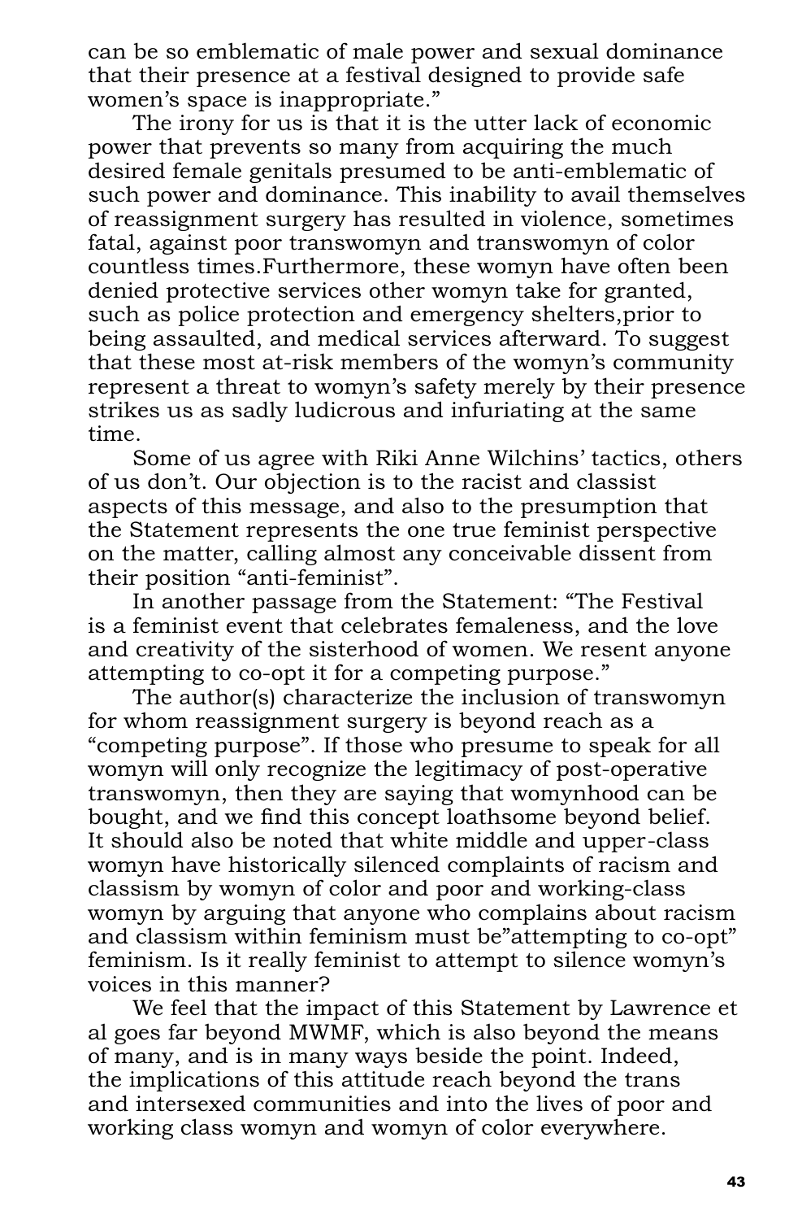can be so emblematic of male power and sexual dominance that their presence at a festival designed to provide safe women's space is inappropriate."

The irony for us is that it is the utter lack of economic power that prevents so many from acquiring the much desired female genitals presumed to be anti-emblematic of such power and dominance. This inability to avail themselves of reassignment surgery has resulted in violence, sometimes fatal, against poor transwomyn and transwomyn of color countless times.Furthermore, these womyn have often been denied protective services other womyn take for granted, such as police protection and emergency shelters,prior to being assaulted, and medical services afterward. To suggest that these most at-risk members of the womyn's community represent a threat to womyn's safety merely by their presence strikes us as sadly ludicrous and infuriating at the same time.

Some of us agree with Riki Anne Wilchins' tactics, others of us don't. Our objection is to the racist and classist aspects of this message, and also to the presumption that the Statement represents the one true feminist perspective on the matter, calling almost any conceivable dissent from their position "anti-feminist".

In another passage from the Statement: "The Festival is a feminist event that celebrates femaleness, and the love and creativity of the sisterhood of women. We resent anyone attempting to co-opt it for a competing purpose."

The author(s) characterize the inclusion of transwomyn for whom reassignment surgery is beyond reach as a "competing purpose". If those who presume to speak for all womyn will only recognize the legitimacy of post-operative transwomyn, then they are saying that womynhood can be bought, and we find this concept loathsome beyond belief. It should also be noted that white middle and upper-class womyn have historically silenced complaints of racism and classism by womyn of color and poor and working-class womyn by arguing that anyone who complains about racism and classism within feminism must be"attempting to co-opt" feminism. Is it really feminist to attempt to silence womyn's voices in this manner?

We feel that the impact of this Statement by Lawrence et al goes far beyond MWMF, which is also beyond the means of many, and is in many ways beside the point. Indeed, the implications of this attitude reach beyond the trans and intersexed communities and into the lives of poor and working class womyn and womyn of color everywhere.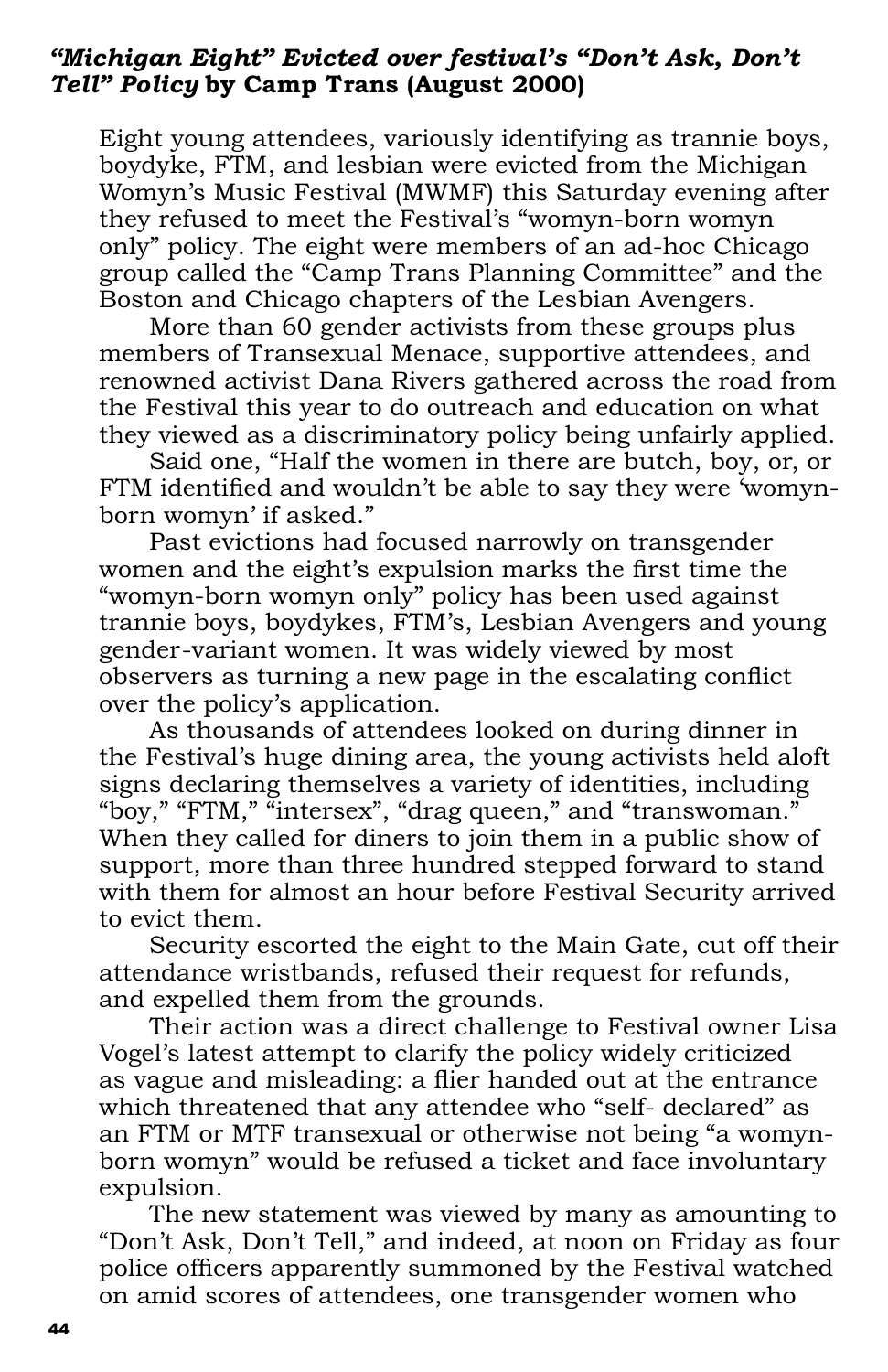***"Michigan Eight" Evicted over festival's "Don't Ask, Don't Tell" Policy* by Camp Trans (August 2000)**

Eight young attendees, variously identifying as trannie boys, boydyke, FTM, and lesbian were evicted from the Michigan Womyn's Music Festival (MWMF) this Saturday evening after they refused to meet the Festival's "womyn-born womyn only" policy. The eight were members of an ad-hoc Chicago group called the "Camp Trans Planning Committee" and the Boston and Chicago chapters of the Lesbian Avengers.

More than 60 gender activists from these groups plus members of Transexual Menace, supportive attendees, and renowned activist Dana Rivers gathered across the road from the Festival this year to do outreach and education on what they viewed as a discriminatory policy being unfairly applied.

Said one, "Half the women in there are butch, boy, or, or FTM identified and wouldn't be able to say they were 'womyn-born womyn' if asked."

Past evictions had focused narrowly on transgender women and the eight's expulsion marks the first time the "womyn-born womyn only" policy has been used against trannie boys, boydykes, FTM's, Lesbian Avengers and young gender-variant women. It was widely viewed by most observers as turning a new page in the escalating conflict over the policy's application.

As thousands of attendees looked on during dinner in the Festival's huge dining area, the young activists held aloft signs declaring themselves a variety of identities, including "boy," "FTM," "intersex", "drag queen," and "transwoman." When they called for diners to join them in a public show of support, more than three hundred stepped forward to stand with them for almost an hour before Festival Security arrived to evict them.

Security escorted the eight to the Main Gate, cut off their attendance wristbands, refused their request for refunds, and expelled them from the grounds.

Their action was a direct challenge to Festival owner Lisa Vogel's latest attempt to clarify the policy widely criticized as vague and misleading: a flier handed out at the entrance which threatened that any attendee who "self- declared" as an FTM or MTF transexual or otherwise not being "a womyn-born womyn" would be refused a ticket and face involuntary expulsion.

The new statement was viewed by many as amounting to "Don't Ask, Don't Tell," and indeed, at noon on Friday as four police officers apparently summoned by the Festival watched on amid scores of attendees, one transgender women who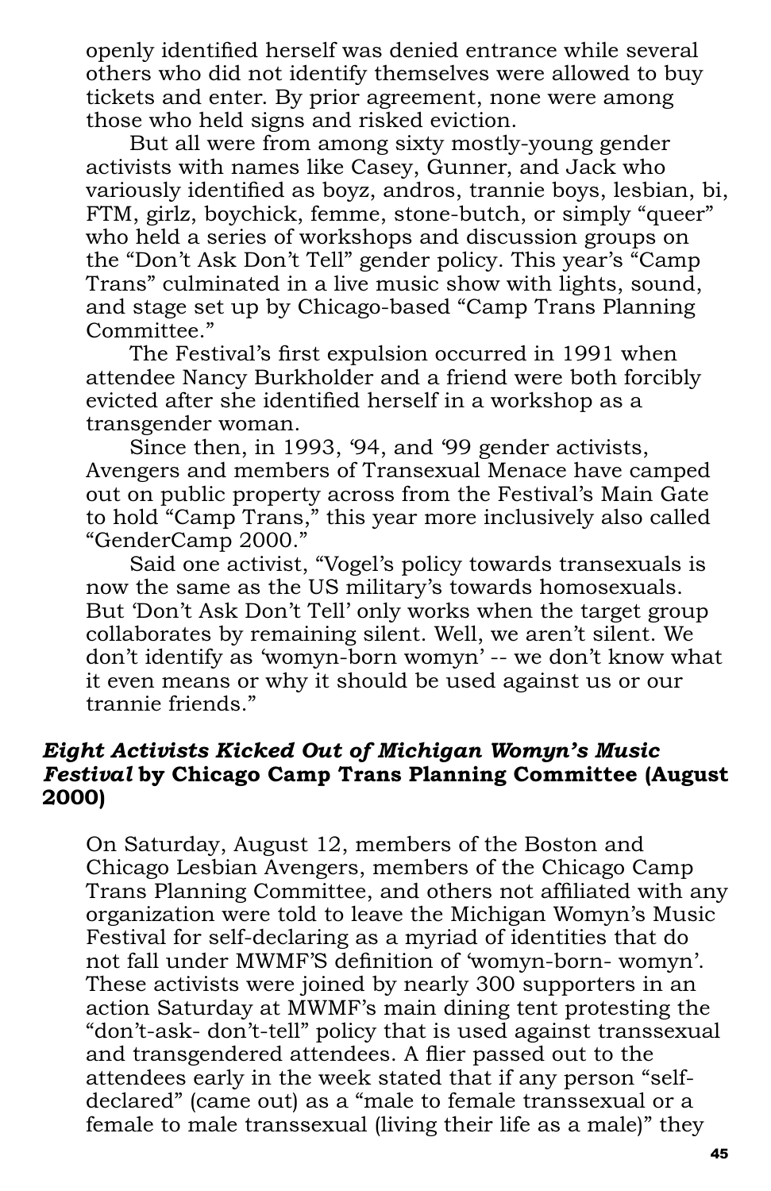openly identified herself was denied entrance while several others who did not identify themselves were allowed to buy tickets and enter. By prior agreement, none were among those who held signs and risked eviction.

But all were from among sixty mostly-young gender activists with names like Casey, Gunner, and Jack who variously identified as boyz, andros, trannie boys, lesbian, bi, FTM, girlz, boychick, femme, stone-butch, or simply "queer" who held a series of workshops and discussion groups on the "Don't Ask Don't Tell" gender policy. This year's "Camp Trans" culminated in a live music show with lights, sound, and stage set up by Chicago-based "Camp Trans Planning Committee."

The Festival's first expulsion occurred in 1991 when attendee Nancy Burkholder and a friend were both forcibly evicted after she identified herself in a workshop as a transgender woman.

Since then, in 1993, '94, and '99 gender activists, Avengers and members of Transexual Menace have camped out on public property across from the Festival's Main Gate to hold "Camp Trans," this year more inclusively also called "GenderCamp 2000."

Said one activist, "Vogel's policy towards transexuals is now the same as the US military's towards homosexuals. But 'Don't Ask Don't Tell' only works when the target group collaborates by remaining silent. Well, we aren't silent. We don't identify as 'womyn-born womyn' -- we don't know what it even means or why it should be used against us or our trannie friends."

***Eight Activists Kicked Out of Michigan Womyn's Music Festival* by Chicago Camp Trans Planning Committee (August 2000)**

On Saturday, August 12, members of the Boston and Chicago Lesbian Avengers, members of the Chicago Camp Trans Planning Committee, and others not affiliated with any organization were told to leave the Michigan Womyn's Music Festival for self-declaring as a myriad of identities that do not fall under MWMF'S definition of 'womyn-born- womyn'. These activists were joined by nearly 300 supporters in an action Saturday at MWMF's main dining tent protesting the "don't-ask- don't-tell" policy that is used against transsexual and transgendered attendees. A flier passed out to the attendees early in the week stated that if any person "self-declared" (came out) as a "male to female transsexual or a female to male transsexual (living their life as a male)" they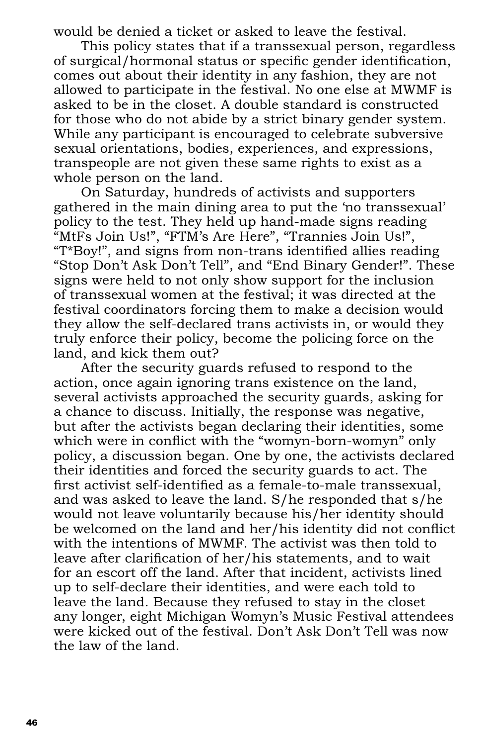would be denied a ticket or asked to leave the festival.

This policy states that if a transsexual person, regardless of surgical/hormonal status or specific gender identification, comes out about their identity in any fashion, they are not allowed to participate in the festival. No one else at MWMF is asked to be in the closet. A double standard is constructed for those who do not abide by a strict binary gender system. While any participant is encouraged to celebrate subversive sexual orientations, bodies, experiences, and expressions, transpeople are not given these same rights to exist as a whole person on the land.

On Saturday, hundreds of activists and supporters gathered in the main dining area to put the 'no transsexual' policy to the test. They held up hand-made signs reading "MtFs Join Us!", "FTM's Are Here", "Trannies Join Us!", "T*Boy!", and signs from non-trans identified allies reading "Stop Don't Ask Don't Tell", and "End Binary Gender!". These signs were held to not only show support for the inclusion of transsexual women at the festival; it was directed at the festival coordinators forcing them to make a decision would they allow the self-declared trans activists in, or would they truly enforce their policy, become the policing force on the land, and kick them out?

After the security guards refused to respond to the action, once again ignoring trans existence on the land, several activists approached the security guards, asking for a chance to discuss. Initially, the response was negative, but after the activists began declaring their identities, some which were in conflict with the "womyn-born-womyn" only policy, a discussion began. One by one, the activists declared their identities and forced the security guards to act. The first activist self-identified as a female-to-male transsexual, and was asked to leave the land. S/he responded that s/he would not leave voluntarily because his/her identity should be welcomed on the land and her/his identity did not conflict with the intentions of MWMF. The activist was then told to leave after clarification of her/his statements, and to wait for an escort off the land. After that incident, activists lined up to self-declare their identities, and were each told to leave the land. Because they refused to stay in the closet any longer, eight Michigan Womyn's Music Festival attendees were kicked out of the festival. Don't Ask Don't Tell was now the law of the land.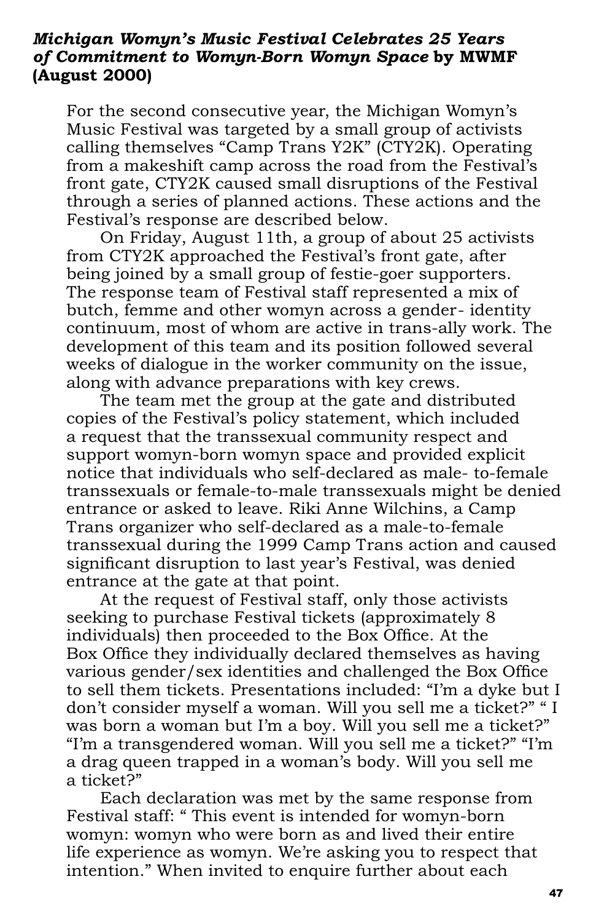***Michigan Womyn's Music Festival Celebrates 25 Years of Commitment to Womyn-Born Womyn Space* by MWMF (August 2000)**

For the second consecutive year, the Michigan Womyn's Music Festival was targeted by a small group of activists calling themselves "Camp Trans Y2K" (CTY2K). Operating from a makeshift camp across the road from the Festival's front gate, CTY2K caused small disruptions of the Festival through a series of planned actions. These actions and the Festival's response are described below.

On Friday, August 11th, a group of about 25 activists from CTY2K approached the Festival's front gate, after being joined by a small group of festie-goer supporters. The response team of Festival staff represented a mix of butch, femme and other womyn across a gender- identity continuum, most of whom are active in trans-ally work. The development of this team and its position followed several weeks of dialogue in the worker community on the issue, along with advance preparations with key crews.

The team met the group at the gate and distributed copies of the Festival's policy statement, which included a request that the transsexual community respect and support womyn-born womyn space and provided explicit notice that individuals who self-declared as male- to-female transsexuals or female-to-male transsexuals might be denied entrance or asked to leave. Riki Anne Wilchins, a Camp Trans organizer who self-declared as a male-to-female transsexual during the 1999 Camp Trans action and caused significant disruption to last year's Festival, was denied entrance at the gate at that point.

At the request of Festival staff, only those activists seeking to purchase Festival tickets (approximately 8 individuals) then proceeded to the Box Office. At the Box Office they individually declared themselves as having various gender/sex identities and challenged the Box Office to sell them tickets. Presentations included: "I'm a dyke but I don't consider myself a woman. Will you sell me a ticket?" " I was born a woman but I'm a boy. Will you sell me a ticket?" "I'm a transgendered woman. Will you sell me a ticket?" "I'm a drag queen trapped in a woman's body. Will you sell me a ticket?"

Each declaration was met by the same response from Festival staff: " This event is intended for womyn-born womyn: womyn who were born as and lived their entire life experience as womyn. We're asking you to respect that intention." When invited to enquire further about each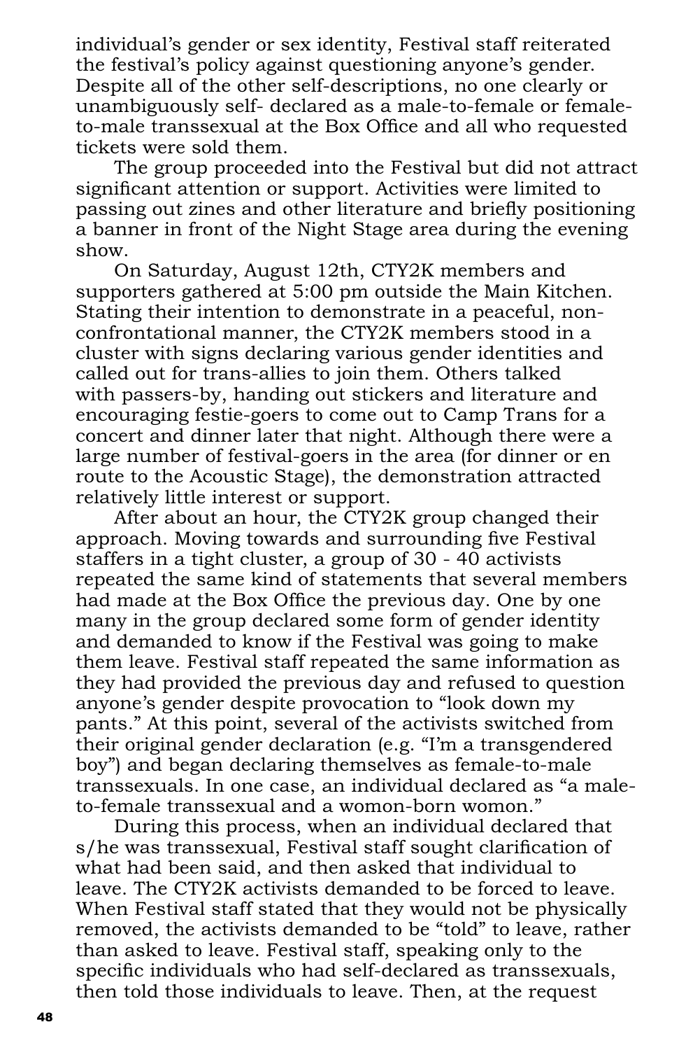individual's gender or sex identity, Festival staff reiterated the festival's policy against questioning anyone's gender. Despite all of the other self-descriptions, no one clearly or unambiguously self- declared as a male-to-female or female-to-male transsexual at the Box Office and all who requested tickets were sold them.

The group proceeded into the Festival but did not attract significant attention or support. Activities were limited to passing out zines and other literature and briefly positioning a banner in front of the Night Stage area during the evening show.

On Saturday, August 12th, CTY2K members and supporters gathered at 5:00 pm outside the Main Kitchen. Stating their intention to demonstrate in a peaceful, non-confrontational manner, the CTY2K members stood in a cluster with signs declaring various gender identities and called out for trans-allies to join them. Others talked with passers-by, handing out stickers and literature and encouraging festie-goers to come out to Camp Trans for a concert and dinner later that night. Although there were a large number of festival-goers in the area (for dinner or en route to the Acoustic Stage), the demonstration attracted relatively little interest or support.

After about an hour, the CTY2K group changed their approach. Moving towards and surrounding five Festival staffers in a tight cluster, a group of 30 - 40 activists repeated the same kind of statements that several members had made at the Box Office the previous day. One by one many in the group declared some form of gender identity and demanded to know if the Festival was going to make them leave. Festival staff repeated the same information as they had provided the previous day and refused to question anyone's gender despite provocation to "look down my pants." At this point, several of the activists switched from their original gender declaration (e.g. "I'm a transgendered boy") and began declaring themselves as female-to-male transsexuals. In one case, an individual declared as "a male-to-female transsexual and a womon-born womon."

During this process, when an individual declared that s/he was transsexual, Festival staff sought clarification of what had been said, and then asked that individual to leave. The CTY2K activists demanded to be forced to leave. When Festival staff stated that they would not be physically removed, the activists demanded to be "told" to leave, rather than asked to leave. Festival staff, speaking only to the specific individuals who had self-declared as transsexuals, then told those individuals to leave. Then, at the request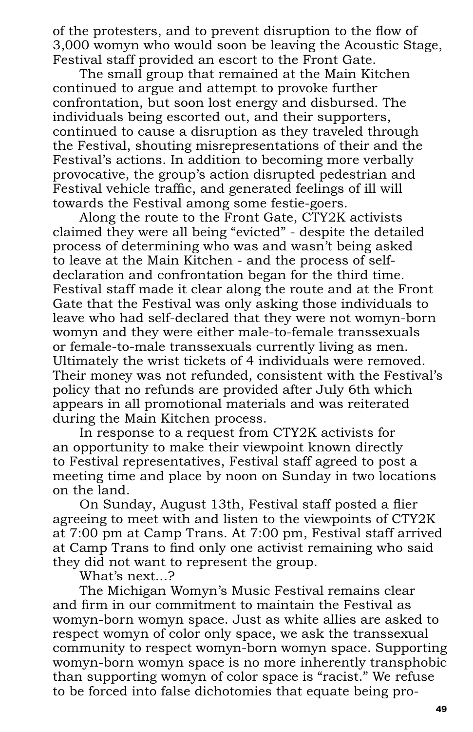of the protesters, and to prevent disruption to the flow of 3,000 womyn who would soon be leaving the Acoustic Stage, Festival staff provided an escort to the Front Gate.

The small group that remained at the Main Kitchen continued to argue and attempt to provoke further confrontation, but soon lost energy and disbursed. The individuals being escorted out, and their supporters, continued to cause a disruption as they traveled through the Festival, shouting misrepresentations of their and the Festival's actions. In addition to becoming more verbally provocative, the group's action disrupted pedestrian and Festival vehicle traffic, and generated feelings of ill will towards the Festival among some festie-goers.

Along the route to the Front Gate, CTY2K activists claimed they were all being "evicted" - despite the detailed process of determining who was and wasn't being asked to leave at the Main Kitchen - and the process of self-declaration and confrontation began for the third time. Festival staff made it clear along the route and at the Front Gate that the Festival was only asking those individuals to leave who had self-declared that they were not womyn-born womyn and they were either male-to-female transsexuals or female-to-male transsexuals currently living as men. Ultimately the wrist tickets of 4 individuals were removed. Their money was not refunded, consistent with the Festival's policy that no refunds are provided after July 6th which appears in all promotional materials and was reiterated during the Main Kitchen process.

In response to a request from CTY2K activists for an opportunity to make their viewpoint known directly to Festival representatives, Festival staff agreed to post a meeting time and place by noon on Sunday in two locations on the land.

On Sunday, August 13th, Festival staff posted a flier agreeing to meet with and listen to the viewpoints of CTY2K at 7:00 pm at Camp Trans. At 7:00 pm, Festival staff arrived at Camp Trans to find only one activist remaining who said they did not want to represent the group.

What's next...?

The Michigan Womyn's Music Festival remains clear and firm in our commitment to maintain the Festival as womyn-born womyn space. Just as white allies are asked to respect womyn of color only space, we ask the transsexual community to respect womyn-born womyn space. Supporting womyn-born womyn space is no more inherently transphobic than supporting womyn of color space is "racist." We refuse to be forced into false dichotomies that equate being pro-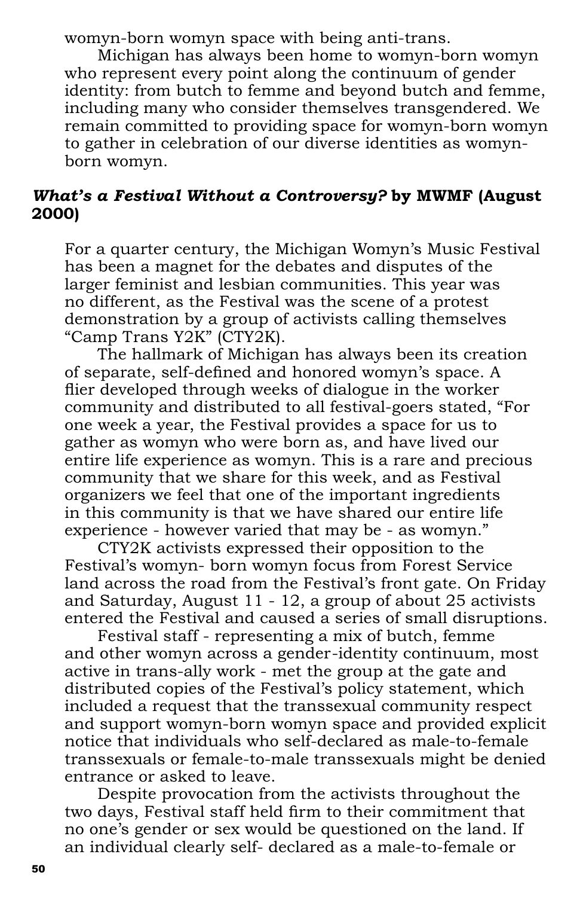womyn-born womyn space with being anti-trans.

Michigan has always been home to womyn-born womyn who represent every point along the continuum of gender identity: from butch to femme and beyond butch and femme, including many who consider themselves transgendered. We remain committed to providing space for womyn-born womyn to gather in celebration of our diverse identities as womyn-born womyn.

### *What's a Festival Without a Controversy?* by MWMF (August 2000)

For a quarter century, the Michigan Womyn's Music Festival has been a magnet for the debates and disputes of the larger feminist and lesbian communities. This year was no different, as the Festival was the scene of a protest demonstration by a group of activists calling themselves "Camp Trans Y2K" (CTY2K).

The hallmark of Michigan has always been its creation of separate, self-defined and honored womyn's space. A flier developed through weeks of dialogue in the worker community and distributed to all festival-goers stated, "For one week a year, the Festival provides a space for us to gather as womyn who were born as, and have lived our entire life experience as womyn. This is a rare and precious community that we share for this week, and as Festival organizers we feel that one of the important ingredients in this community is that we have shared our entire life experience - however varied that may be - as womyn."

CTY2K activists expressed their opposition to the Festival's womyn- born womyn focus from Forest Service land across the road from the Festival's front gate. On Friday and Saturday, August 11 - 12, a group of about 25 activists entered the Festival and caused a series of small disruptions.

Festival staff - representing a mix of butch, femme and other womyn across a gender-identity continuum, most active in trans-ally work - met the group at the gate and distributed copies of the Festival's policy statement, which included a request that the transsexual community respect and support womyn-born womyn space and provided explicit notice that individuals who self-declared as male-to-female transsexuals or female-to-male transsexuals might be denied entrance or asked to leave.

Despite provocation from the activists throughout the two days, Festival staff held firm to their commitment that no one's gender or sex would be questioned on the land. If an individual clearly self- declared as a male-to-female or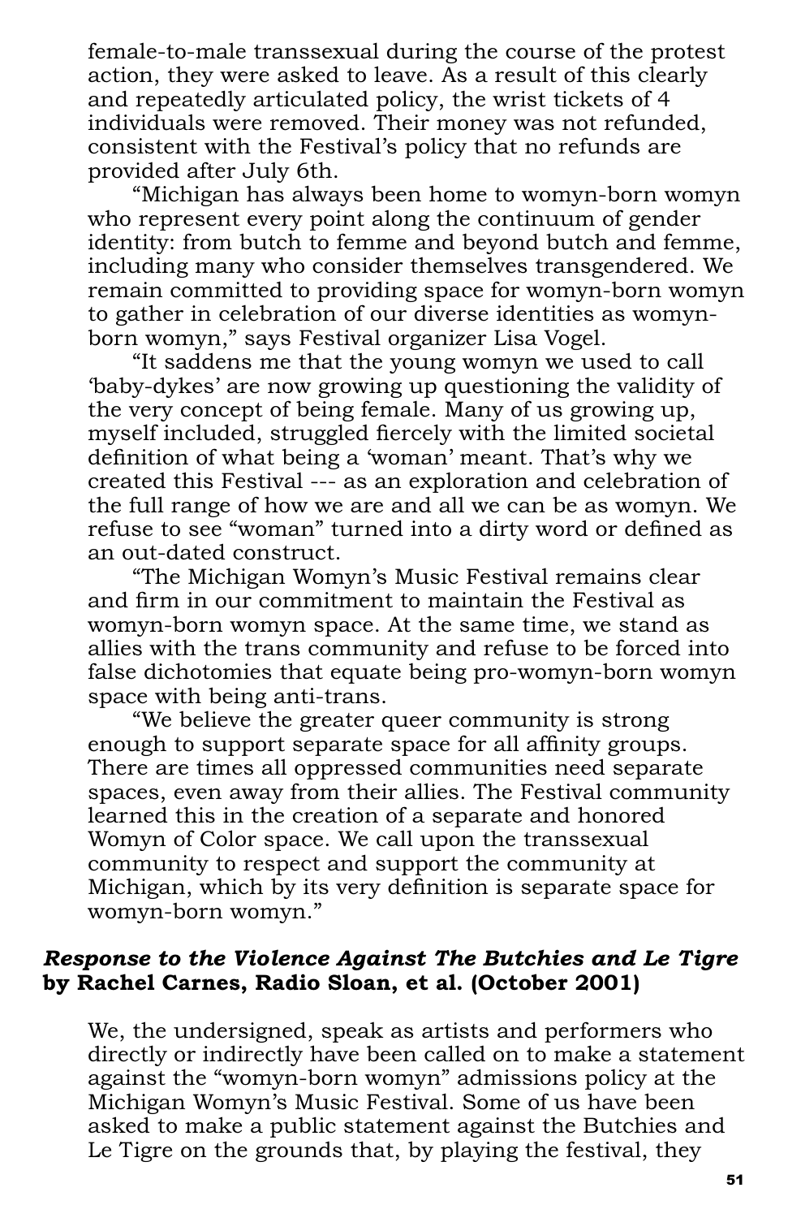female-to-male transsexual during the course of the protest action, they were asked to leave. As a result of this clearly and repeatedly articulated policy, the wrist tickets of 4 individuals were removed. Their money was not refunded, consistent with the Festival's policy that no refunds are provided after July 6th.

"Michigan has always been home to womyn-born womyn who represent every point along the continuum of gender identity: from butch to femme and beyond butch and femme, including many who consider themselves transgendered. We remain committed to providing space for womyn-born womyn to gather in celebration of our diverse identities as womyn-born womyn," says Festival organizer Lisa Vogel.

"It saddens me that the young womyn we used to call 'baby-dykes' are now growing up questioning the validity of the very concept of being female. Many of us growing up, myself included, struggled fiercely with the limited societal definition of what being a 'woman' meant. That's why we created this Festival --- as an exploration and celebration of the full range of how we are and all we can be as womyn. We refuse to see "woman" turned into a dirty word or defined as an out-dated construct.

"The Michigan Womyn's Music Festival remains clear and firm in our commitment to maintain the Festival as womyn-born womyn space. At the same time, we stand as allies with the trans community and refuse to be forced into false dichotomies that equate being pro-womyn-born womyn space with being anti-trans.

"We believe the greater queer community is strong enough to support separate space for all affinity groups. There are times all oppressed communities need separate spaces, even away from their allies. The Festival community learned this in the creation of a separate and honored Womyn of Color space. We call upon the transsexual community to respect and support the community at Michigan, which by its very definition is separate space for womyn-born womyn."

### *Response to the Violence Against The Butchies and Le Tigre* by Rachel Carnes, Radio Sloan, et al. (October 2001)

We, the undersigned, speak as artists and performers who directly or indirectly have been called on to make a statement against the "womyn-born womyn" admissions policy at the Michigan Womyn's Music Festival. Some of us have been asked to make a public statement against the Butchies and Le Tigre on the grounds that, by playing the festival, they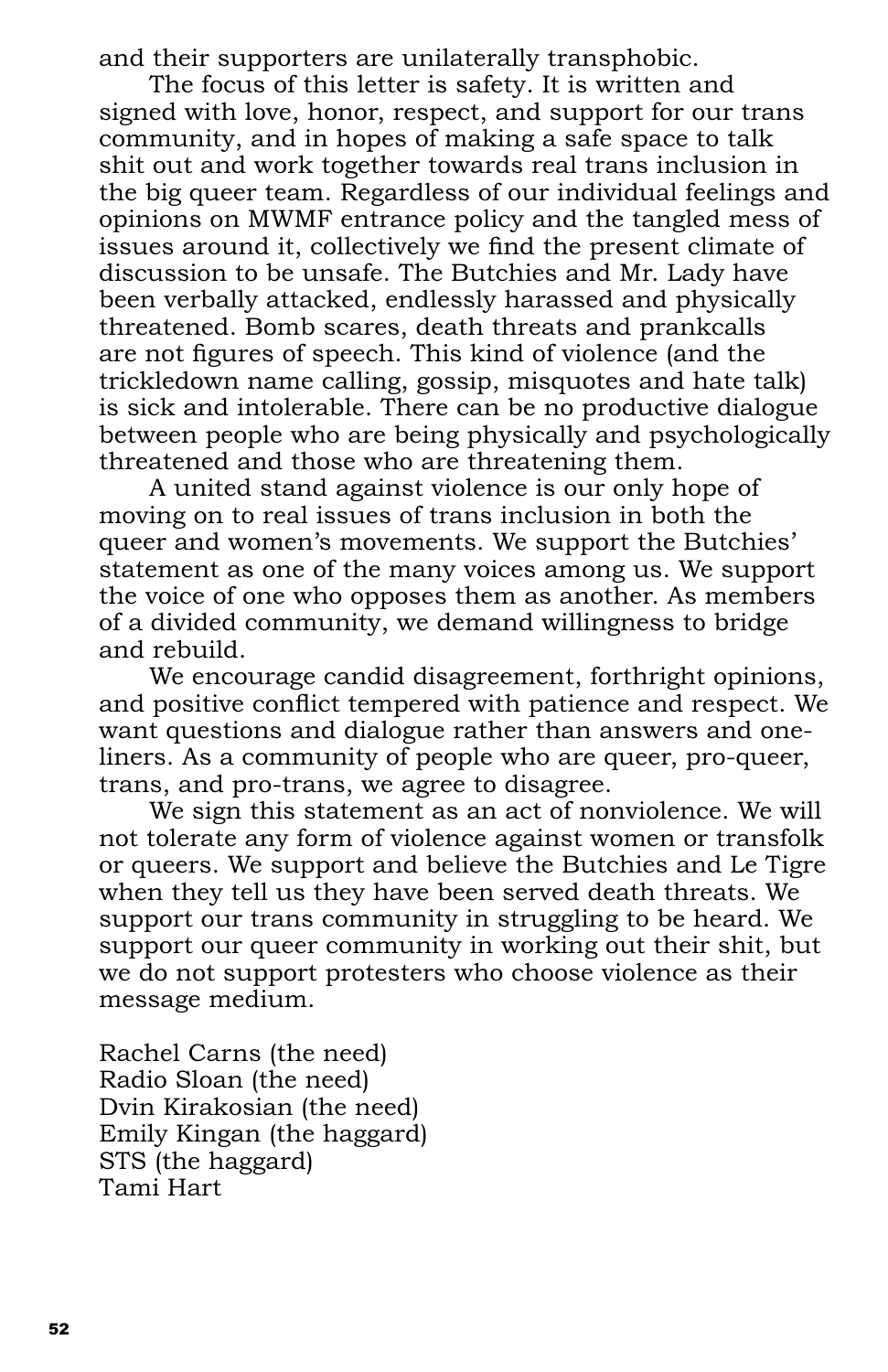and their supporters are unilaterally transphobic.

The focus of this letter is safety. It is written and signed with love, honor, respect, and support for our trans community, and in hopes of making a safe space to talk shit out and work together towards real trans inclusion in the big queer team. Regardless of our individual feelings and opinions on MWMF entrance policy and the tangled mess of issues around it, collectively we find the present climate of discussion to be unsafe. The Butchies and Mr. Lady have been verbally attacked, endlessly harassed and physically threatened. Bomb scares, death threats and prankcalls are not figures of speech. This kind of violence (and the trickledown name calling, gossip, misquotes and hate talk) is sick and intolerable. There can be no productive dialogue between people who are being physically and psychologically threatened and those who are threatening them.

A united stand against violence is our only hope of moving on to real issues of trans inclusion in both the queer and women's movements. We support the Butchies' statement as one of the many voices among us. We support the voice of one who opposes them as another. As members of a divided community, we demand willingness to bridge and rebuild.

We encourage candid disagreement, forthright opinions, and positive conflict tempered with patience and respect. We want questions and dialogue rather than answers and one-liners. As a community of people who are queer, pro-queer, trans, and pro-trans, we agree to disagree.

We sign this statement as an act of nonviolence. We will not tolerate any form of violence against women or transfolk or queers. We support and believe the Butchies and Le Tigre when they tell us they have been served death threats. We support our trans community in struggling to be heard. We support our queer community in working out their shit, but we do not support protesters who choose violence as their message medium.

Rachel Carns (the need)
Radio Sloan (the need)
Dvin Kirakosian (the need)
Emily Kingan (the haggard)
STS (the haggard)
Tami Hart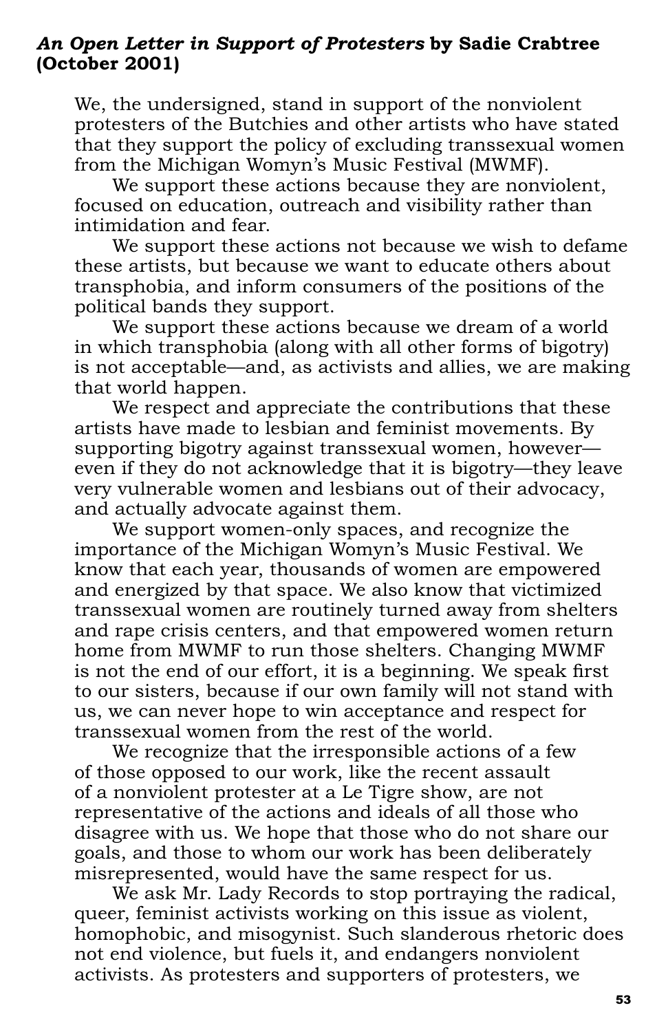### ***An Open Letter in Support of Protesters*** **by Sadie Crabtree (October 2001)**

We, the undersigned, stand in support of the nonviolent protesters of the Butchies and other artists who have stated that they support the policy of excluding transsexual women from the Michigan Womyn's Music Festival (MWMF).

We support these actions because they are nonviolent, focused on education, outreach and visibility rather than intimidation and fear.

We support these actions not because we wish to defame these artists, but because we want to educate others about transphobia, and inform consumers of the positions of the political bands they support.

We support these actions because we dream of a world in which transphobia (along with all other forms of bigotry) is not acceptable—and, as activists and allies, we are making that world happen.

We respect and appreciate the contributions that these artists have made to lesbian and feminist movements. By supporting bigotry against transsexual women, however—even if they do not acknowledge that it is bigotry—they leave very vulnerable women and lesbians out of their advocacy, and actually advocate against them.

We support women-only spaces, and recognize the importance of the Michigan Womyn's Music Festival. We know that each year, thousands of women are empowered and energized by that space. We also know that victimized transsexual women are routinely turned away from shelters and rape crisis centers, and that empowered women return home from MWMF to run those shelters. Changing MWMF is not the end of our effort, it is a beginning. We speak first to our sisters, because if our own family will not stand with us, we can never hope to win acceptance and respect for transsexual women from the rest of the world.

We recognize that the irresponsible actions of a few of those opposed to our work, like the recent assault of a nonviolent protester at a Le Tigre show, are not representative of the actions and ideals of all those who disagree with us. We hope that those who do not share our goals, and those to whom our work has been deliberately misrepresented, would have the same respect for us.

We ask Mr. Lady Records to stop portraying the radical, queer, feminist activists working on this issue as violent, homophobic, and misogynist. Such slanderous rhetoric does not end violence, but fuels it, and endangers nonviolent activists. As protesters and supporters of protesters, we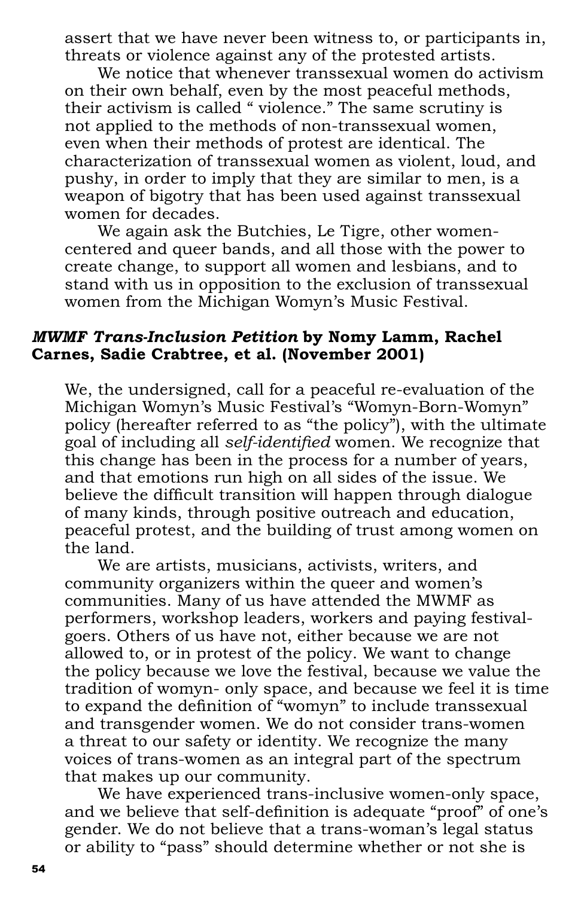assert that we have never been witness to, or participants in, threats or violence against any of the protested artists.

We notice that whenever transsexual women do activism on their own behalf, even by the most peaceful methods, their activism is called " violence." The same scrutiny is not applied to the methods of non-transsexual women, even when their methods of protest are identical. The characterization of transsexual women as violent, loud, and pushy, in order to imply that they are similar to men, is a weapon of bigotry that has been used against transsexual women for decades.

We again ask the Butchies, Le Tigre, other women-centered and queer bands, and all those with the power to create change, to support all women and lesbians, and to stand with us in opposition to the exclusion of transsexual women from the Michigan Womyn's Music Festival.

### ***MWMF Trans-Inclusion Petition* by Nomy Lamm, Rachel Carnes, Sadie Crabtree, et al. (November 2001)**

We, the undersigned, call for a peaceful re-evaluation of the Michigan Womyn's Music Festival's "Womyn-Born-Womyn" policy (hereafter referred to as "the policy"), with the ultimate goal of including all *self-identified* women. We recognize that this change has been in the process for a number of years, and that emotions run high on all sides of the issue. We believe the difficult transition will happen through dialogue of many kinds, through positive outreach and education, peaceful protest, and the building of trust among women on the land.

We are artists, musicians, activists, writers, and community organizers within the queer and women's communities. Many of us have attended the MWMF as performers, workshop leaders, workers and paying festival-goers. Others of us have not, either because we are not allowed to, or in protest of the policy. We want to change the policy because we love the festival, because we value the tradition of womyn- only space, and because we feel it is time to expand the definition of "womyn" to include transsexual and transgender women. We do not consider trans-women a threat to our safety or identity. We recognize the many voices of trans-women as an integral part of the spectrum that makes up our community.

We have experienced trans-inclusive women-only space, and we believe that self-definition is adequate "proof" of one's gender. We do not believe that a trans-woman's legal status or ability to "pass" should determine whether or not she is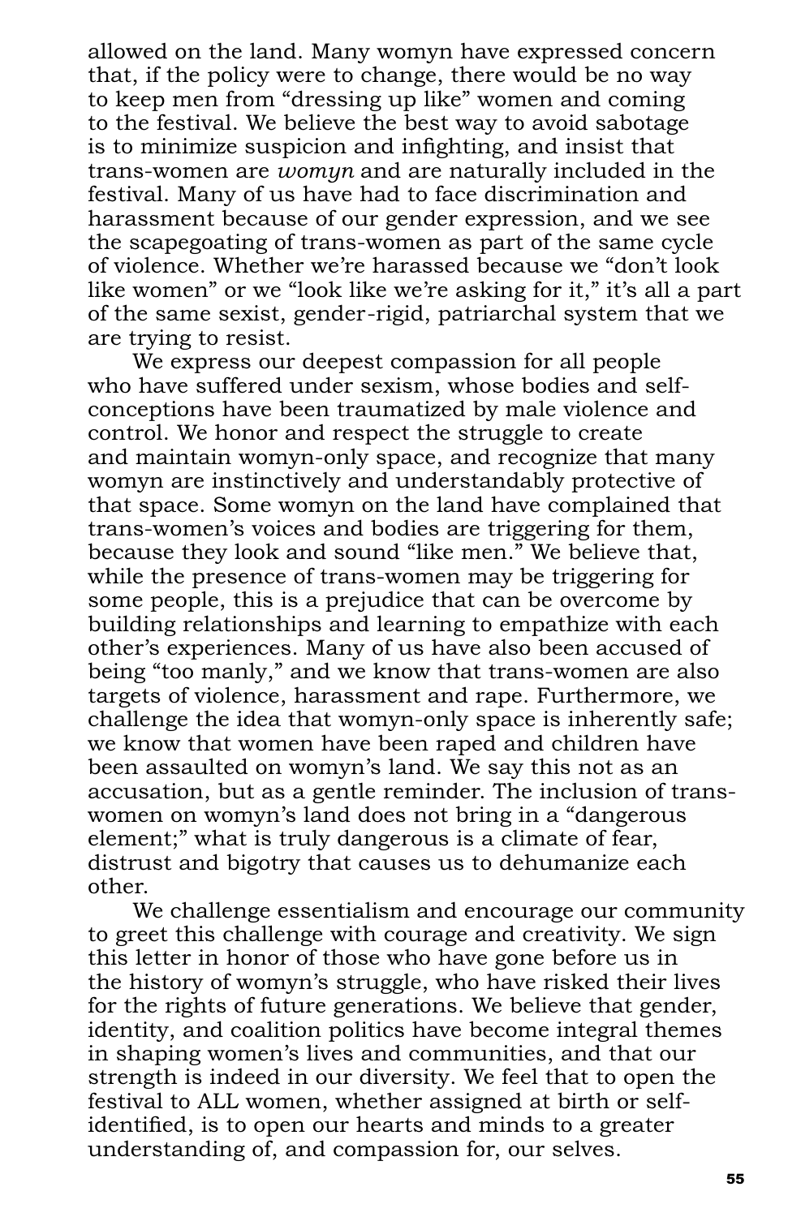allowed on the land. Many womyn have expressed concern that, if the policy were to change, there would be no way to keep men from "dressing up like" women and coming to the festival. We believe the best way to avoid sabotage is to minimize suspicion and infighting, and insist that trans-women are *womyn* and are naturally included in the festival. Many of us have had to face discrimination and harassment because of our gender expression, and we see the scapegoating of trans-women as part of the same cycle of violence. Whether we're harassed because we "don't look like women" or we "look like we're asking for it," it's all a part of the same sexist, gender-rigid, patriarchal system that we are trying to resist.

We express our deepest compassion for all people who have suffered under sexism, whose bodies and self-conceptions have been traumatized by male violence and control. We honor and respect the struggle to create and maintain womyn-only space, and recognize that many womyn are instinctively and understandably protective of that space. Some womyn on the land have complained that trans-women's voices and bodies are triggering for them, because they look and sound "like men." We believe that, while the presence of trans-women may be triggering for some people, this is a prejudice that can be overcome by building relationships and learning to empathize with each other's experiences. Many of us have also been accused of being "too manly," and we know that trans-women are also targets of violence, harassment and rape. Furthermore, we challenge the idea that womyn-only space is inherently safe; we know that women have been raped and children have been assaulted on womyn's land. We say this not as an accusation, but as a gentle reminder. The inclusion of trans-women on womyn's land does not bring in a "dangerous element;" what is truly dangerous is a climate of fear, distrust and bigotry that causes us to dehumanize each other.

We challenge essentialism and encourage our community to greet this challenge with courage and creativity. We sign this letter in honor of those who have gone before us in the history of womyn's struggle, who have risked their lives for the rights of future generations. We believe that gender, identity, and coalition politics have become integral themes in shaping women's lives and communities, and that our strength is indeed in our diversity. We feel that to open the festival to ALL women, whether assigned at birth or self-identified, is to open our hearts and minds to a greater understanding of, and compassion for, our selves.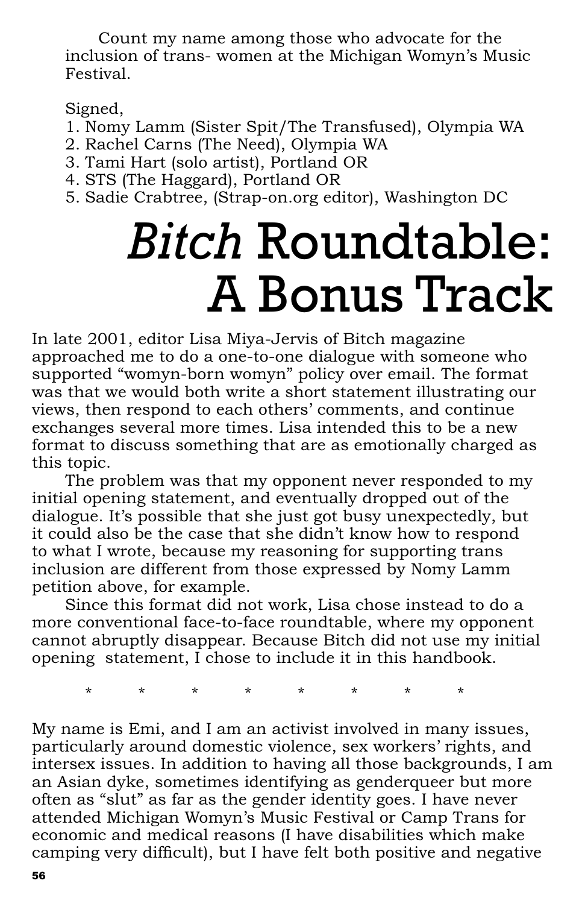Count my name among those who advocate for the inclusion of trans- women at the Michigan Womyn's Music Festival.

Signed,

1. Nomy Lamm (Sister Spit/The Transfused), Olympia WA
2. Rachel Carns (The Need), Olympia WA
3. Tami Hart (solo artist), Portland OR
4. STS (The Haggard), Portland OR
5. Sadie Crabtree, (Strap-on.org editor), Washington DC

# *Bitch* Roundtable: A Bonus Track

In late 2001, editor Lisa Miya-Jervis of Bitch magazine approached me to do a one-to-one dialogue with someone who supported "womyn-born womyn" policy over email. The format was that we would both write a short statement illustrating our views, then respond to each others' comments, and continue exchanges several more times. Lisa intended this to be a new format to discuss something that are as emotionally charged as this topic.

The problem was that my opponent never responded to my initial opening statement, and eventually dropped out of the dialogue. It's possible that she just got busy unexpectedly, but it could also be the case that she didn't know how to respond to what I wrote, because my reasoning for supporting trans inclusion are different from those expressed by Nomy Lamm petition above, for example.

Since this format did not work, Lisa chose instead to do a more conventional face-to-face roundtable, where my opponent cannot abruptly disappear. Because Bitch did not use my initial opening statement, I chose to include it in this handbook.

\* \* \* \* \* \* \* \*

My name is Emi, and I am an activist involved in many issues, particularly around domestic violence, sex workers' rights, and intersex issues. In addition to having all those backgrounds, I am an Asian dyke, sometimes identifying as genderqueer but more often as "slut" as far as the gender identity goes. I have never attended Michigan Womyn's Music Festival or Camp Trans for economic and medical reasons (I have disabilities which make camping very difficult), but I have felt both positive and negative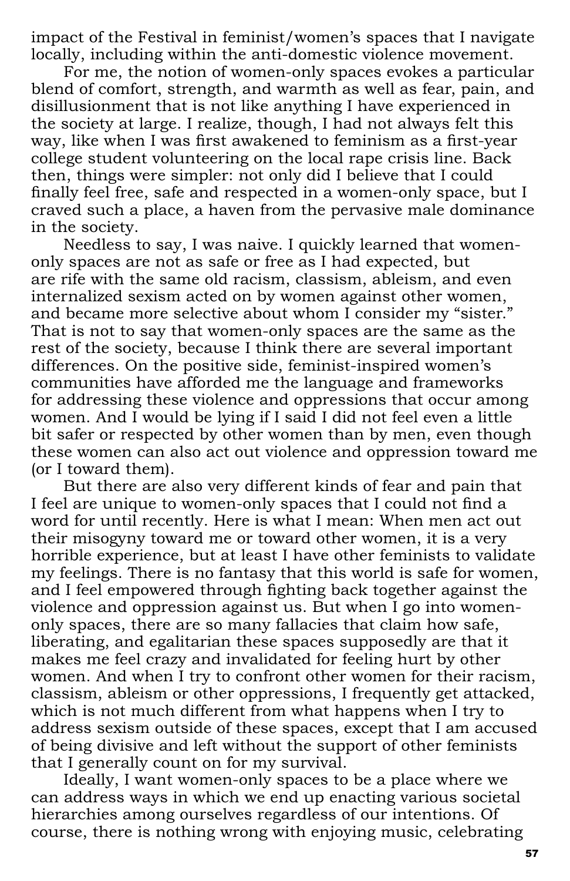impact of the Festival in feminist/women's spaces that I navigate locally, including within the anti-domestic violence movement.

For me, the notion of women-only spaces evokes a particular blend of comfort, strength, and warmth as well as fear, pain, and disillusionment that is not like anything I have experienced in the society at large. I realize, though, I had not always felt this way, like when I was first awakened to feminism as a first-year college student volunteering on the local rape crisis line. Back then, things were simpler: not only did I believe that I could finally feel free, safe and respected in a women-only space, but I craved such a place, a haven from the pervasive male dominance in the society.

Needless to say, I was naive. I quickly learned that women-only spaces are not as safe or free as I had expected, but are rife with the same old racism, classism, ableism, and even internalized sexism acted on by women against other women, and became more selective about whom I consider my "sister." That is not to say that women-only spaces are the same as the rest of the society, because I think there are several important differences. On the positive side, feminist-inspired women's communities have afforded me the language and frameworks for addressing these violence and oppressions that occur among women. And I would be lying if I said I did not feel even a little bit safer or respected by other women than by men, even though these women can also act out violence and oppression toward me (or I toward them).

But there are also very different kinds of fear and pain that I feel are unique to women-only spaces that I could not find a word for until recently. Here is what I mean: When men act out their misogyny toward me or toward other women, it is a very horrible experience, but at least I have other feminists to validate my feelings. There is no fantasy that this world is safe for women, and I feel empowered through fighting back together against the violence and oppression against us. But when I go into women-only spaces, there are so many fallacies that claim how safe, liberating, and egalitarian these spaces supposedly are that it makes me feel crazy and invalidated for feeling hurt by other women. And when I try to confront other women for their racism, classism, ableism or other oppressions, I frequently get attacked, which is not much different from what happens when I try to address sexism outside of these spaces, except that I am accused of being divisive and left without the support of other feminists that I generally count on for my survival.

Ideally, I want women-only spaces to be a place where we can address ways in which we end up enacting various societal hierarchies among ourselves regardless of our intentions. Of course, there is nothing wrong with enjoying music, celebrating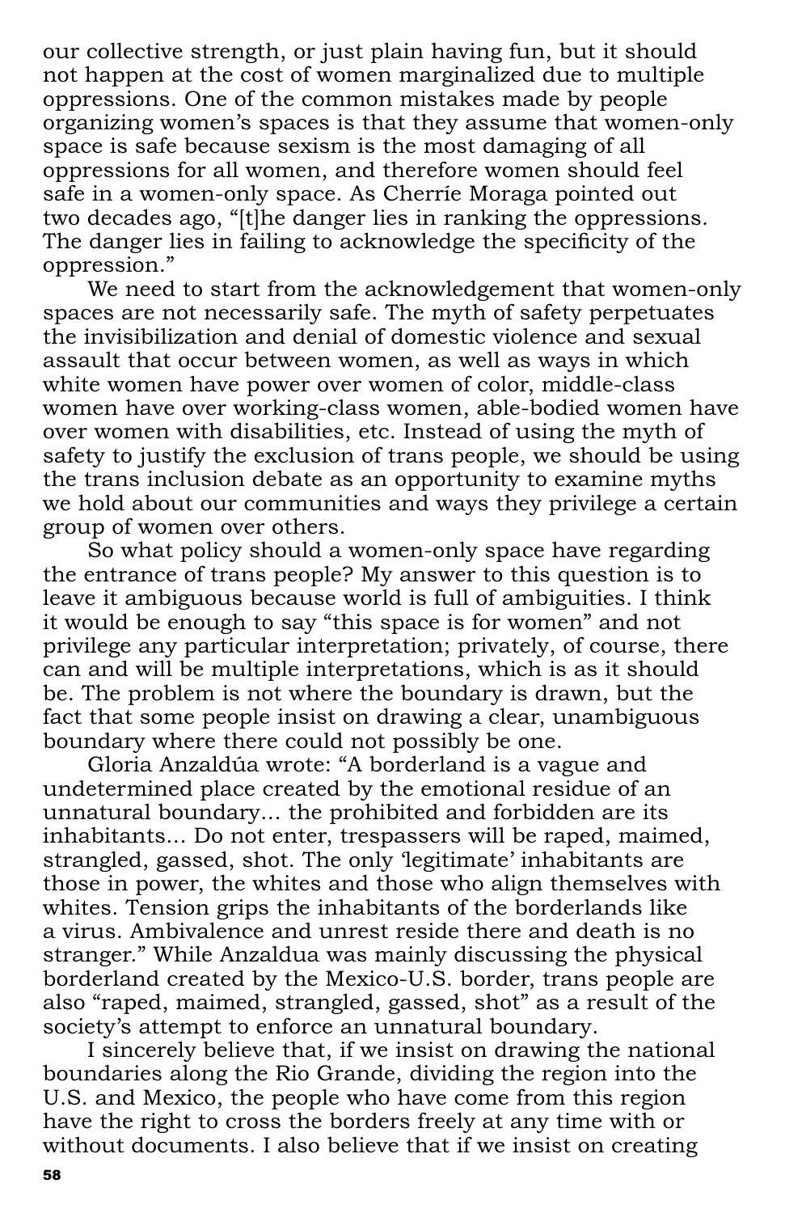our collective strength, or just plain having fun, but it should not happen at the cost of women marginalized due to multiple oppressions. One of the common mistakes made by people organizing women's spaces is that they assume that women-only space is safe because sexism is the most damaging of all oppressions for all women, and therefore women should feel safe in a women-only space. As Cherríe Moraga pointed out two decades ago, "[t]he danger lies in ranking the oppressions. The danger lies in failing to acknowledge the specificity of the oppression."

We need to start from the acknowledgement that women-only spaces are not necessarily safe. The myth of safety perpetuates the invisibilization and denial of domestic violence and sexual assault that occur between women, as well as ways in which white women have power over women of color, middle-class women have over working-class women, able-bodied women have over women with disabilities, etc. Instead of using the myth of safety to justify the exclusion of trans people, we should be using the trans inclusion debate as an opportunity to examine myths we hold about our communities and ways they privilege a certain group of women over others.

So what policy should a women-only space have regarding the entrance of trans people? My answer to this question is to leave it ambiguous because world is full of ambiguities. I think it would be enough to say "this space is for women" and not privilege any particular interpretation; privately, of course, there can and will be multiple interpretations, which is as it should be. The problem is not where the boundary is drawn, but the fact that some people insist on drawing a clear, unambiguous boundary where there could not possibly be one.

Gloria Anzaldúa wrote: "A borderland is a vague and undetermined place created by the emotional residue of an unnatural boundary... the prohibited and forbidden are its inhabitants... Do not enter, trespassers will be raped, maimed, strangled, gassed, shot. The only 'legitimate' inhabitants are those in power, the whites and those who align themselves with whites. Tension grips the inhabitants of the borderlands like a virus. Ambivalence and unrest reside there and death is no stranger." While Anzaldua was mainly discussing the physical borderland created by the Mexico-U.S. border, trans people are also "raped, maimed, strangled, gassed, shot" as a result of the society's attempt to enforce an unnatural boundary.

I sincerely believe that, if we insist on drawing the national boundaries along the Rio Grande, dividing the region into the U.S. and Mexico, the people who have come from this region have the right to cross the borders freely at any time with or without documents. I also believe that if we insist on creating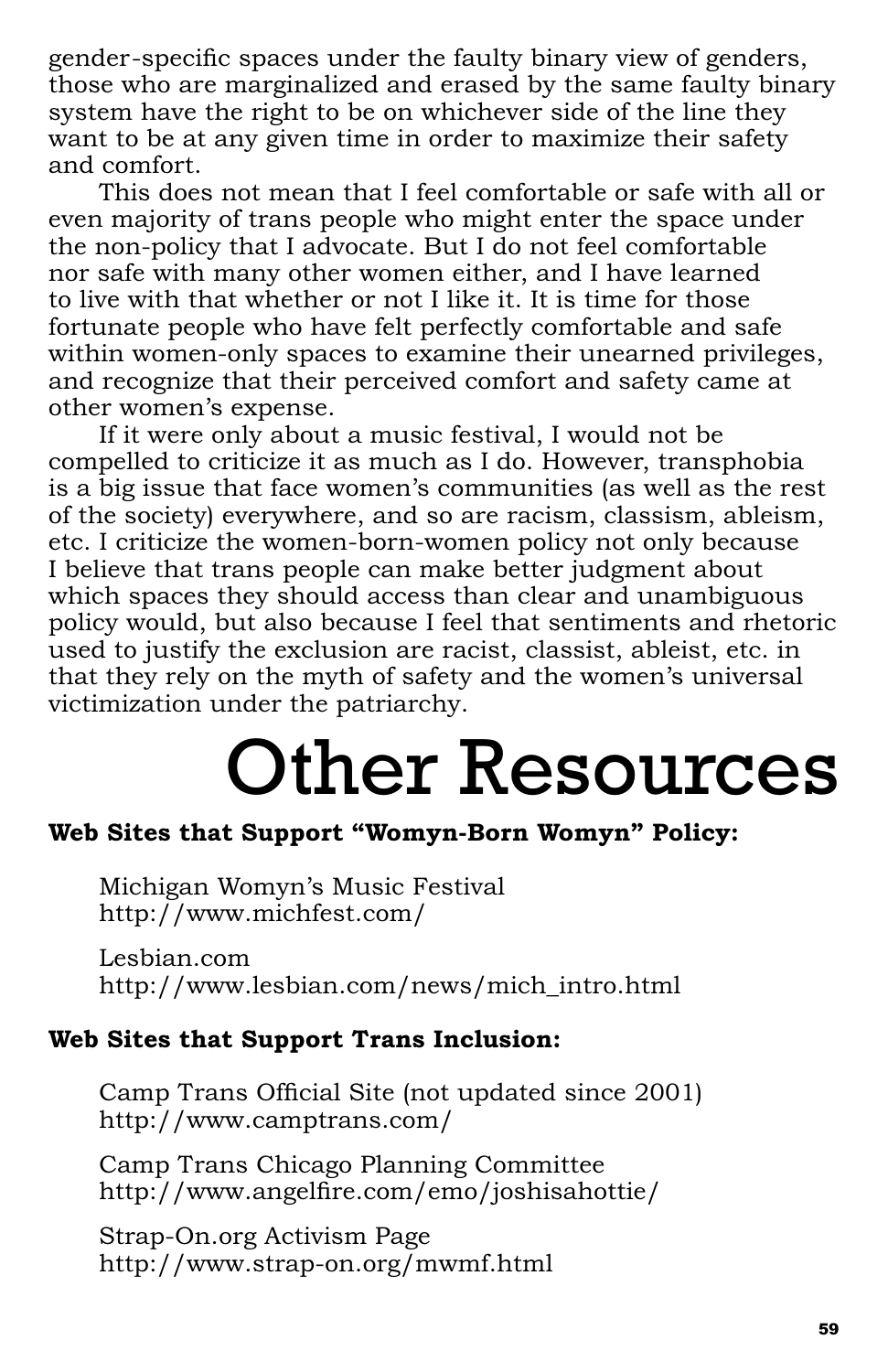gender-specific spaces under the faulty binary view of genders, those who are marginalized and erased by the same faulty binary system have the right to be on whichever side of the line they want to be at any given time in order to maximize their safety and comfort.

This does not mean that I feel comfortable or safe with all or even majority of trans people who might enter the space under the non-policy that I advocate. But I do not feel comfortable nor safe with many other women either, and I have learned to live with that whether or not I like it. It is time for those fortunate people who have felt perfectly comfortable and safe within women-only spaces to examine their unearned privileges, and recognize that their perceived comfort and safety came at other women's expense.

If it were only about a music festival, I would not be compelled to criticize it as much as I do. However, transphobia is a big issue that face women's communities (as well as the rest of the society) everywhere, and so are racism, classism, ableism, etc. I criticize the women-born-women policy not only because I believe that trans people can make better judgment about which spaces they should access than clear and unambiguous policy would, but also because I feel that sentiments and rhetoric used to justify the exclusion are racist, classist, ableist, etc. in that they rely on the myth of safety and the women's universal victimization under the patriarchy.

# Other Resources

**Web Sites that Support "Womyn-Born Womyn" Policy:**

Michigan Womyn's Music Festival
http://www.michfest.com/

Lesbian.com
http://www.lesbian.com/news/mich_intro.html

**Web Sites that Support Trans Inclusion:**

Camp Trans Official Site (not updated since 2001)
http://www.camptrans.com/

Camp Trans Chicago Planning Committee
http://www.angelfire.com/emo/joshisahottie/

Strap-On.org Activism Page
http://www.strap-on.org/mwmf.html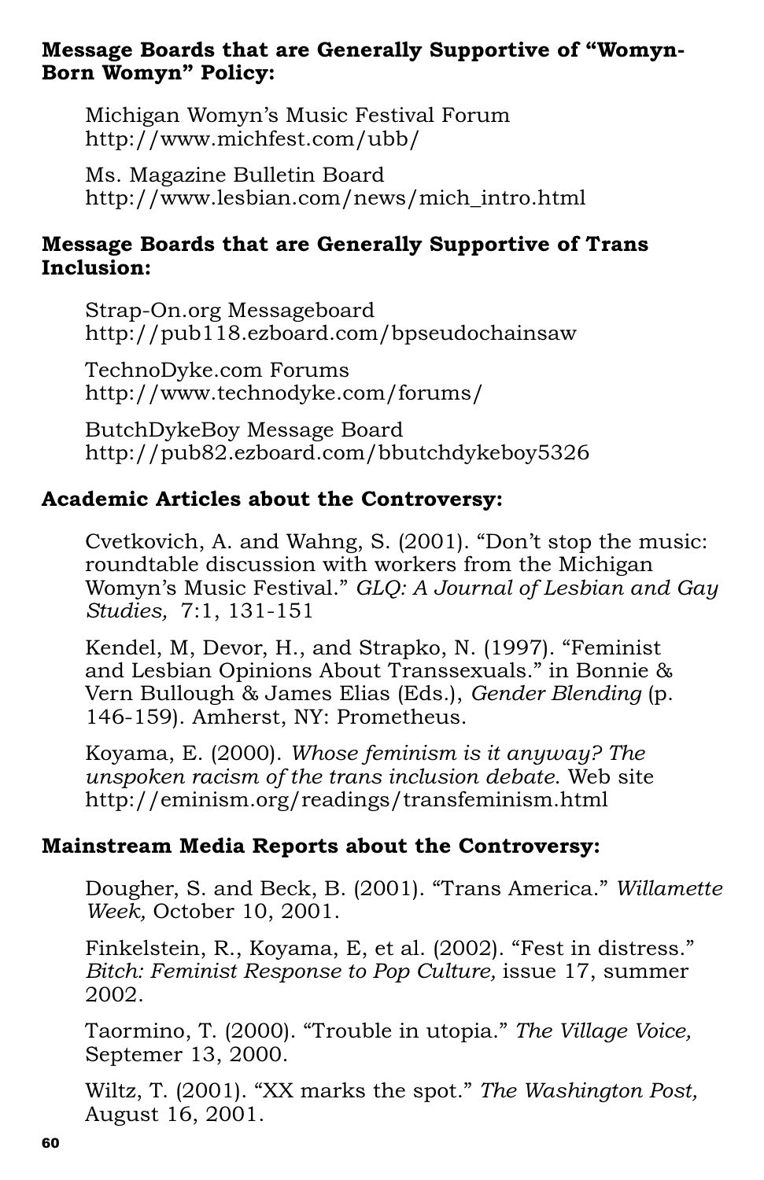**Message Boards that are Generally Supportive of "Womyn-Born Womyn" Policy:**

Michigan Womyn's Music Festival Forum
http://www.michfest.com/ubb/

Ms. Magazine Bulletin Board
http://www.lesbian.com/news/mich_intro.html

**Message Boards that are Generally Supportive of Trans Inclusion:**

Strap-On.org Messageboard
http://pub118.ezboard.com/bpseudochainsaw

TechnoDyke.com Forums
http://www.technodyke.com/forums/

ButchDykeBoy Message Board
http://pub82.ezboard.com/bbutchdykeboy5326

**Academic Articles about the Controversy:**

Cvetkovich, A. and Wahng, S. (2001). "Don't stop the music: roundtable discussion with workers from the Michigan Womyn's Music Festival." *GLQ: A Journal of Lesbian and Gay Studies,* 7:1, 131-151

Kendel, M, Devor, H., and Strapko, N. (1997). "Feminist and Lesbian Opinions About Transsexuals." in Bonnie & Vern Bullough & James Elias (Eds.), *Gender Blending* (p. 146-159). Amherst, NY: Prometheus.

Koyama, E. (2000). *Whose feminism is it anyway? The unspoken racism of the trans inclusion debate*. Web site http://eminism.org/readings/transfeminism.html

**Mainstream Media Reports about the Controversy:**

Dougher, S. and Beck, B. (2001). "Trans America." *Willamette Week,* October 10, 2001.

Finkelstein, R., Koyama, E, et al. (2002). "Fest in distress." *Bitch: Feminist Response to Pop Culture,* issue 17, summer 2002.

Taormino, T. (2000). "Trouble in utopia." *The Village Voice,* Septemer 13, 2000.

Wiltz, T. (2001). "XX marks the spot." *The Washington Post,* August 16, 2001.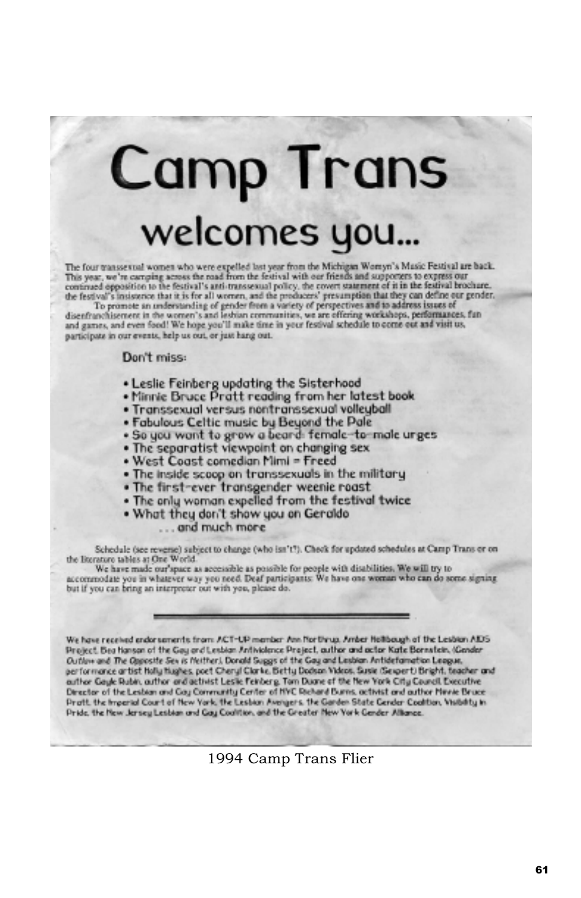# Camp Trans

## welcomes you...

The four transsexual women who were expelled last year from the Michigan Womyn's Music Festival are back. This year, we're camping across the road from the festival with our friends and supporters to express our continued opposition to the festival's anti-transsexual policy, the covert statement of it in the festival brochure, the festival's insistence that it is for all women, and the producers' presumption that they can define our gender.

To promote an understanding of gender from a variety of perspectives and to address issues of disenfranchisement in the women's and lesbian communities, we are offering workshops, performances, fun and games, and even food! We hope you'll make time in your festival schedule to come out and visit us, participate in our events, help us out, or just hang out.

Don't miss:

- Leslie Feinberg updating the Sisterhood
- Minnie Bruce Pratt reading from her latest book
- Transsexual versus nontranssexual volleyball
- Fabulous Celtic music by Beyond the Pale
- So you want to grow a beard: female-to-male urges
- The separatist viewpoint on changing sex
- West Coast comedian Mimi = Freed
- The inside scoop on transsexuals in the military
- The first-ever transgender weenie roast
- The only woman expelled from the festival twice
- What they don't show you on Geraldo

. . . and much more

Schedule (see reverse) subject to change (who isn't?). Check for updated schedules at Camp Trans or on the literature tables at One World.

We have made our space as accessible as possible for people with disabilities. We will try to accommodate you in whatever way you need. Deaf participants: We have one woman who can do some signing but if you can bring an interpreter out with you, please do.

---

We have received endorsements from: ACT-UP member Ann Northrup, Amber Hollibaugh of the Lesbian AIDS Project, Bea Hanson of the Gay and Lesbian Antiviolence Project, author and actor Kate Bornstein, (Gender Outlaw and The Opposite Sex is Neither), Donald Suggs of the Gay and Lesbian Antidefamation League, performance artist Holly Hughes, poet Cheryl Clarke, Betty Dodson Videos, Susie (Sexpert) Bright, teacher and author Gayle Rubin, author and activist Leslie Feinberg, Tom Duane of the New York City Council, Executive Director of the Lesbian and Gay Community Center of NYC Richard Burns, activist and author Minnie Bruce Pratt, the Imperial Court of New York, the Lesbian Avengers, the Garden State Gender Coalition, Visibility in Pride, the New Jersey Lesbian and Gay Coalition, and the Greater New York Gender Alliance.

1994 Camp Trans Flier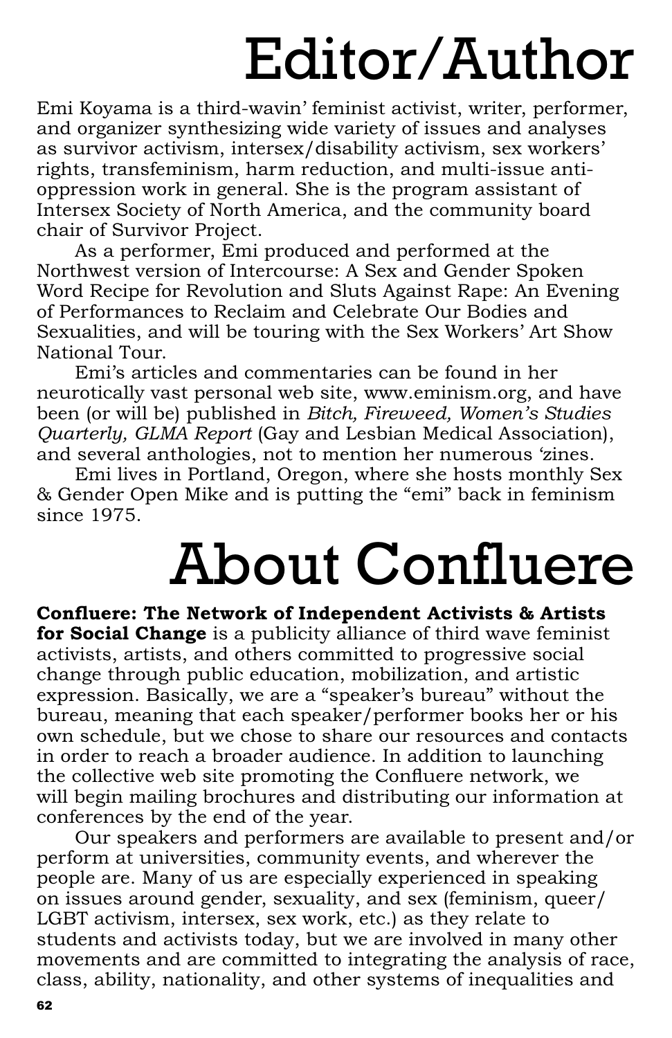# Editor/Author

Emi Koyama is a third-wavin' feminist activist, writer, performer, and organizer synthesizing wide variety of issues and analyses as survivor activism, intersex/disability activism, sex workers' rights, transfeminism, harm reduction, and multi-issue anti-oppression work in general. She is the program assistant of Intersex Society of North America, and the community board chair of Survivor Project.

As a performer, Emi produced and performed at the Northwest version of Intercourse: A Sex and Gender Spoken Word Recipe for Revolution and Sluts Against Rape: An Evening of Performances to Reclaim and Celebrate Our Bodies and Sexualities, and will be touring with the Sex Workers' Art Show National Tour.

Emi's articles and commentaries can be found in her neurotically vast personal web site, www.eminism.org, and have been (or will be) published in *Bitch, Fireweed, Women's Studies Quarterly, GLMA Report* (Gay and Lesbian Medical Association), and several anthologies, not to mention her numerous 'zines.

Emi lives in Portland, Oregon, where she hosts monthly Sex & Gender Open Mike and is putting the "emi" back in feminism since 1975.

# About Confluere

**Confluere: The Network of Independent Activists & Artists for Social Change** is a publicity alliance of third wave feminist activists, artists, and others committed to progressive social change through public education, mobilization, and artistic expression. Basically, we are a "speaker's bureau" without the bureau, meaning that each speaker/performer books her or his own schedule, but we chose to share our resources and contacts in order to reach a broader audience. In addition to launching the collective web site promoting the Confluere network, we will begin mailing brochures and distributing our information at conferences by the end of the year.

Our speakers and performers are available to present and/or perform at universities, community events, and wherever the people are. Many of us are especially experienced in speaking on issues around gender, sexuality, and sex (feminism, queer/LGBT activism, intersex, sex work, etc.) as they relate to students and activists today, but we are involved in many other movements and are committed to integrating the analysis of race, class, ability, nationality, and other systems of inequalities and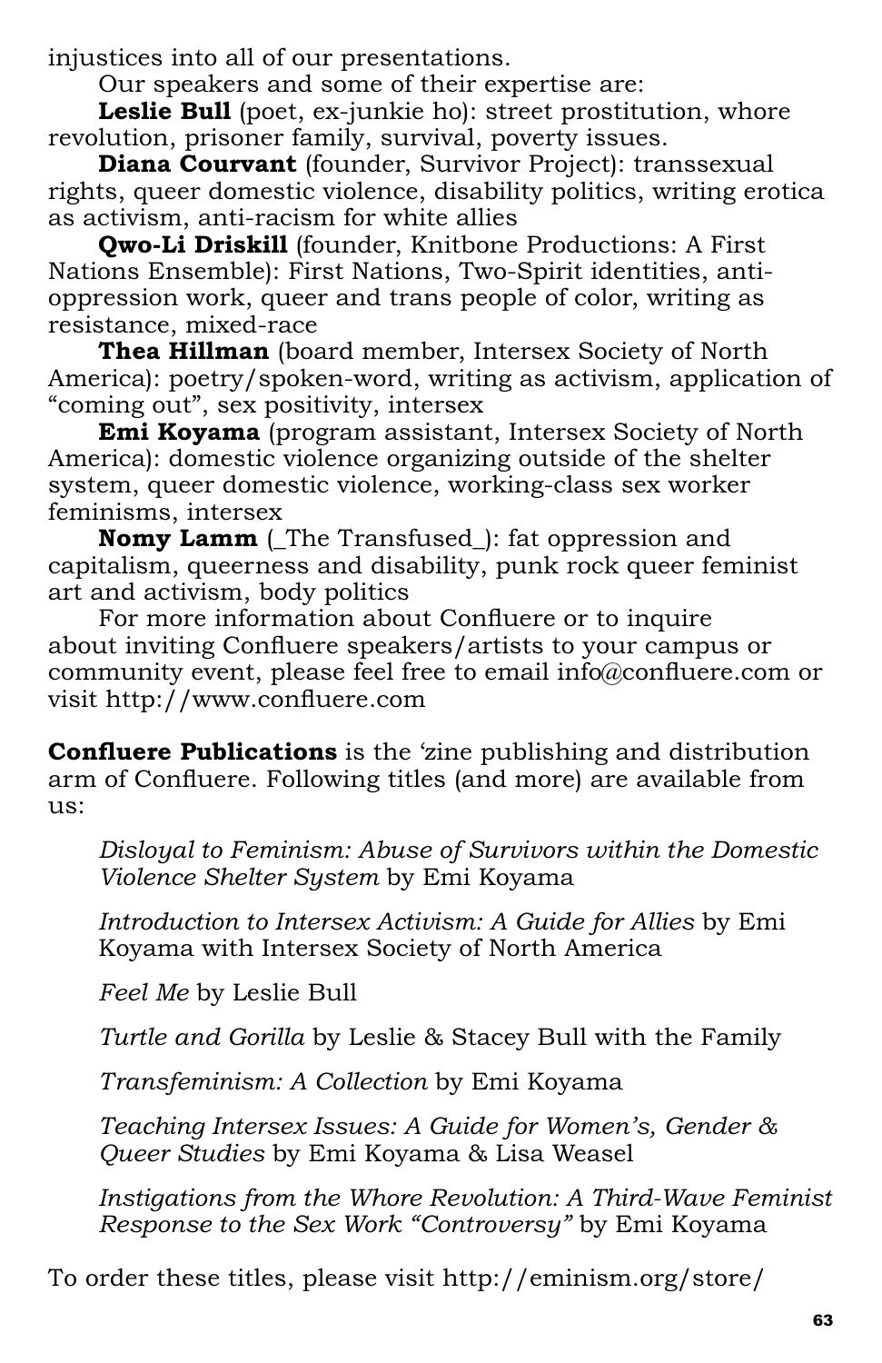injustices into all of our presentations.

Our speakers and some of their expertise are:

**Leslie Bull** (poet, ex-junkie ho): street prostitution, whore revolution, prisoner family, survival, poverty issues.

**Diana Courvant** (founder, Survivor Project): transsexual rights, queer domestic violence, disability politics, writing erotica as activism, anti-racism for white allies

**Qwo-Li Driskill** (founder, Knitbone Productions: A First Nations Ensemble): First Nations, Two-Spirit identities, anti-oppression work, queer and trans people of color, writing as resistance, mixed-race

**Thea Hillman** (board member, Intersex Society of North America): poetry/spoken-word, writing as activism, application of "coming out", sex positivity, intersex

**Emi Koyama** (program assistant, Intersex Society of North America): domestic violence organizing outside of the shelter system, queer domestic violence, working-class sex worker feminisms, intersex

**Nomy Lamm** (_The Transfused_): fat oppression and capitalism, queerness and disability, punk rock queer feminist art and activism, body politics

For more information about Confluere or to inquire about inviting Confluere speakers/artists to your campus or community event, please feel free to email info@confluere.com or visit http://www.confluere.com

**Confluere Publications** is the 'zine publishing and distribution arm of Confluere. Following titles (and more) are available from us:

*Disloyal to Feminism: Abuse of Survivors within the Domestic Violence Shelter System* by Emi Koyama

*Introduction to Intersex Activism: A Guide for Allies* by Emi Koyama with Intersex Society of North America

*Feel Me* by Leslie Bull

*Turtle and Gorilla* by Leslie & Stacey Bull with the Family

*Transfeminism: A Collection* by Emi Koyama

*Teaching Intersex Issues: A Guide for Women's, Gender & Queer Studies* by Emi Koyama & Lisa Weasel

*Instigations from the Whore Revolution: A Third-Wave Feminist Response to the Sex Work "Controversy"* by Emi Koyama

To order these titles, please visit http://eminism.org/store/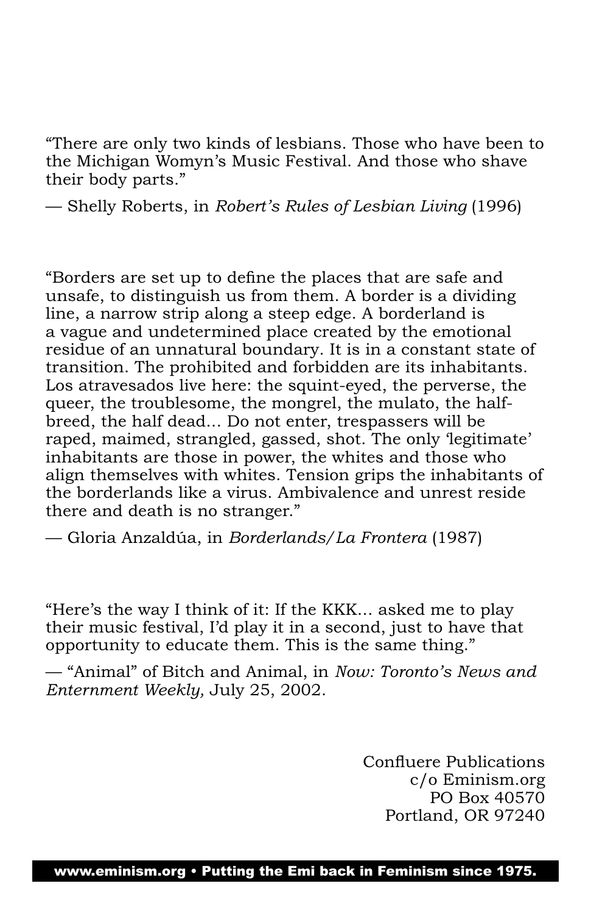"There are only two kinds of lesbians. Those who have been to the Michigan Womyn's Music Festival. And those who shave their body parts."

— Shelly Roberts, in *Robert's Rules of Lesbian Living* (1996)

"Borders are set up to define the places that are safe and unsafe, to distinguish us from them. A border is a dividing line, a narrow strip along a steep edge. A borderland is a vague and undetermined place created by the emotional residue of an unnatural boundary. It is in a constant state of transition. The prohibited and forbidden are its inhabitants. Los atravesados live here: the squint-eyed, the perverse, the queer, the troublesome, the mongrel, the mulato, the half-breed, the half dead... Do not enter, trespassers will be raped, maimed, strangled, gassed, shot. The only 'legitimate' inhabitants are those in power, the whites and those who align themselves with whites. Tension grips the inhabitants of the borderlands like a virus. Ambivalence and unrest reside there and death is no stranger."

— Gloria Anzaldúa, in *Borderlands/La Frontera* (1987)

"Here's the way I think of it: If the KKK... asked me to play their music festival, I'd play it in a second, just to have that opportunity to educate them. This is the same thing."

— "Animal" of Bitch and Animal, in *Now: Toronto's News and Enternment Weekly,* July 25, 2002.

Confluere Publications
c/o Eminism.org
PO Box 40570
Portland, OR 97240

**www.eminism.org • Putting the Emi back in Feminism since 1975.**